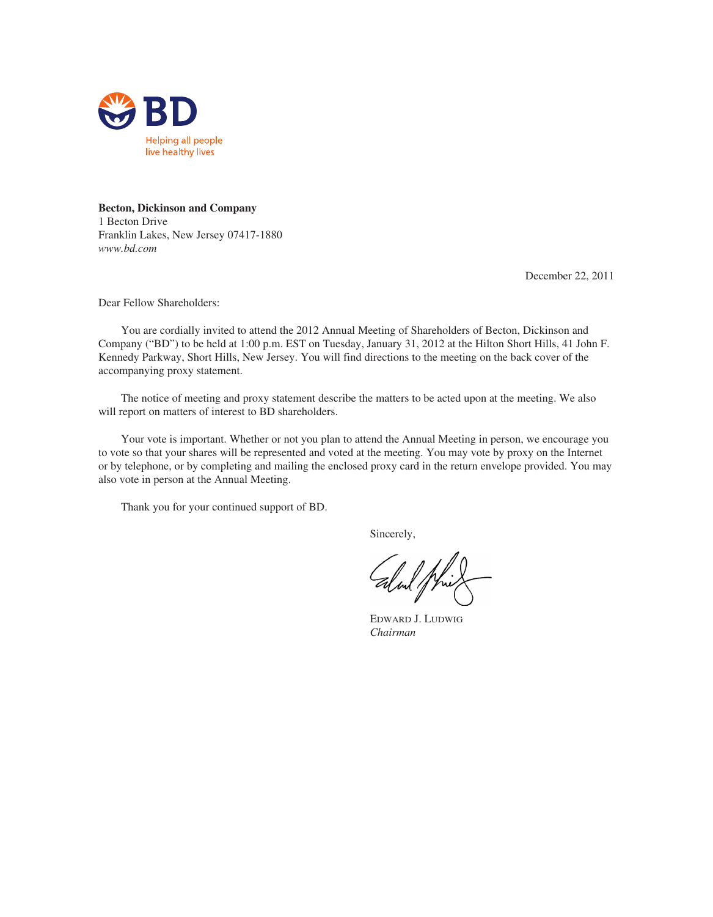BD

Helping all people
live healthy lives

**Becton, Dickinson and Company**
1 Becton Drive
Franklin Lakes, New Jersey 07417-1880
*www.bd.com*

December 22, 2011

Dear Fellow Shareholders:

You are cordially invited to attend the 2012 Annual Meeting of Shareholders of Becton, Dickinson and Company ("BD") to be held at 1:00 p.m. EST on Tuesday, January 31, 2012 at the Hilton Short Hills, 41 John F. Kennedy Parkway, Short Hills, New Jersey. You will find directions to the meeting on the back cover of the accompanying proxy statement.

The notice of meeting and proxy statement describe the matters to be acted upon at the meeting. We also will report on matters of interest to BD shareholders.

Your vote is important. Whether or not you plan to attend the Annual Meeting in person, we encourage you to vote so that your shares will be represented and voted at the meeting. You may vote by proxy on the Internet or by telephone, or by completing and mailing the enclosed proxy card in the return envelope provided. You may also vote in person at the Annual Meeting.

Thank you for your continued support of BD.

Sincerely,

EDWARD J. LUDWIG
*Chairman*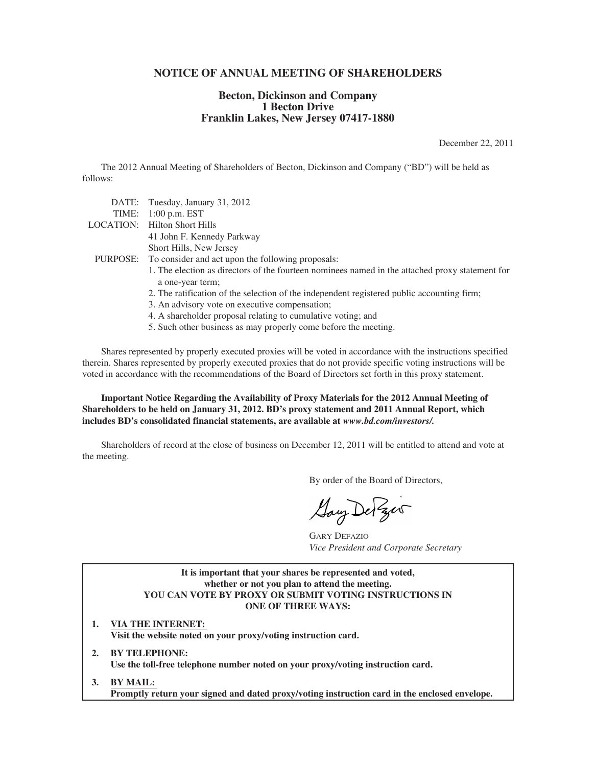# NOTICE OF ANNUAL MEETING OF SHAREHOLDERS

**Becton, Dickinson and Company**
**1 Becton Drive**
**Franklin Lakes, New Jersey 07417-1880**

December 22, 2011

The 2012 Annual Meeting of Shareholders of Becton, Dickinson and Company ("BD") will be held as follows:

DATE: Tuesday, January 31, 2012

TIME: 1:00 p.m. EST

LOCATION: Hilton Short Hills
41 John F. Kennedy Parkway
Short Hills, New Jersey

PURPOSE: To consider and act upon the following proposals:

1. The election as directors of the fourteen nominees named in the attached proxy statement for a one-year term;
2. The ratification of the selection of the independent registered public accounting firm;
3. An advisory vote on executive compensation;
4. A shareholder proposal relating to cumulative voting; and
5. Such other business as may properly come before the meeting.

Shares represented by properly executed proxies will be voted in accordance with the instructions specified therein. Shares represented by properly executed proxies that do not provide specific voting instructions will be voted in accordance with the recommendations of the Board of Directors set forth in this proxy statement.

**Important Notice Regarding the Availability of Proxy Materials for the 2012 Annual Meeting of Shareholders to be held on January 31, 2012. BD's proxy statement and 2011 Annual Report, which includes BD's consolidated financial statements, are available at *www.bd.com/investors/.***

Shareholders of record at the close of business on December 12, 2011 will be entitled to attend and vote at the meeting.

By order of the Board of Directors,

GARY DEFAZIO
*Vice President and Corporate Secretary*

**It is important that your shares be represented and voted, whether or not you plan to attend the meeting.**
**YOU CAN VOTE BY PROXY OR SUBMIT VOTING INSTRUCTIONS IN ONE OF THREE WAYS:**

1. **VIA THE INTERNET:**
   **Visit the website noted on your proxy/voting instruction card.**
2. **BY TELEPHONE:**
   **Use the toll-free telephone number noted on your proxy/voting instruction card.**
3. **BY MAIL:**
   **Promptly return your signed and dated proxy/voting instruction card in the enclosed envelope.**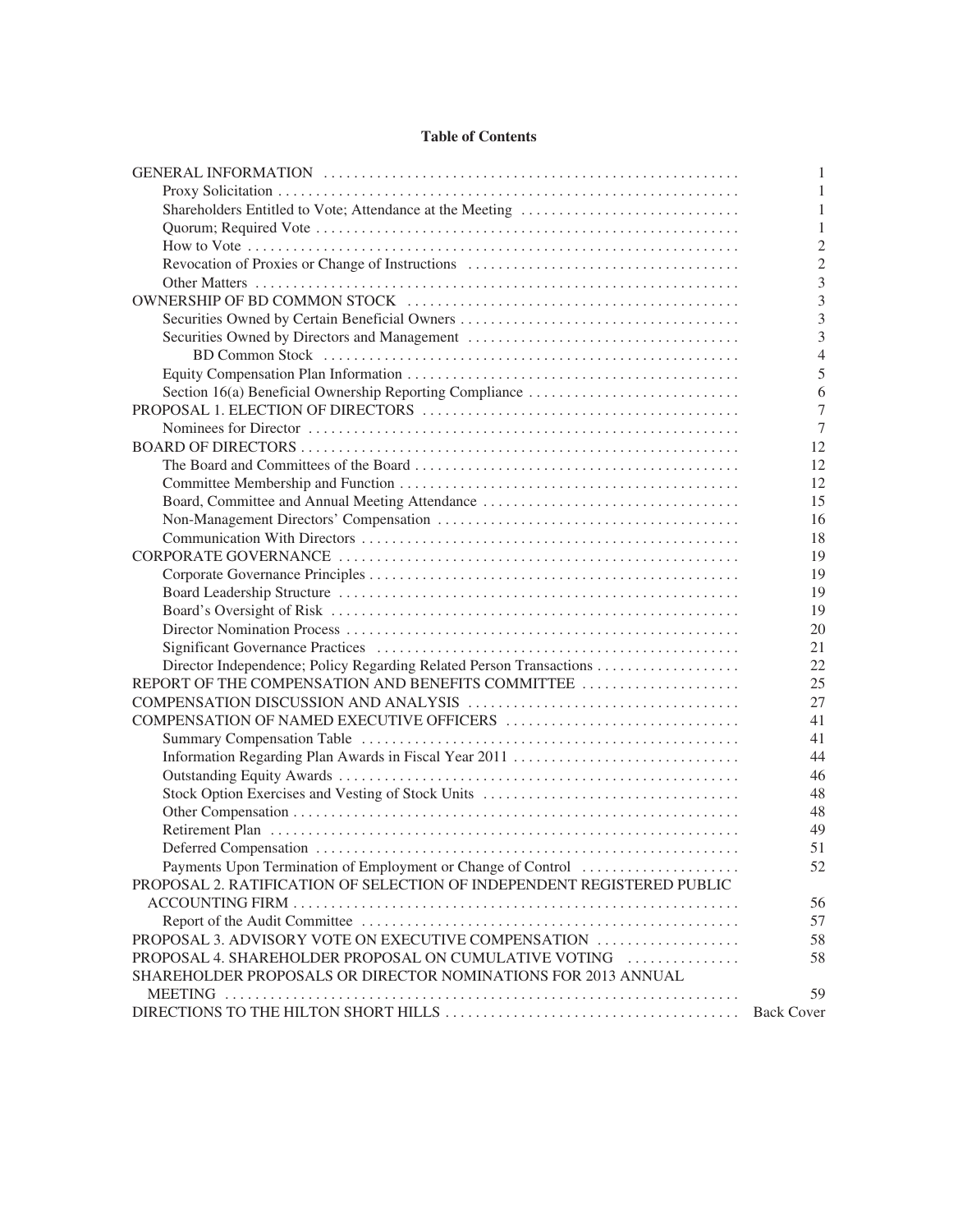**Table of Contents**

| | |
|---|---|
| GENERAL INFORMATION | 1 |
| Proxy Solicitation | 1 |
| Shareholders Entitled to Vote; Attendance at the Meeting | 1 |
| Quorum; Required Vote | 1 |
| How to Vote | 2 |
| Revocation of Proxies or Change of Instructions | 2 |
| Other Matters | 3 |
| OWNERSHIP OF BD COMMON STOCK | 3 |
| Securities Owned by Certain Beneficial Owners | 3 |
| Securities Owned by Directors and Management | 3 |
| BD Common Stock | 4 |
| Equity Compensation Plan Information | 5 |
| Section 16(a) Beneficial Ownership Reporting Compliance | 6 |
| PROPOSAL 1. ELECTION OF DIRECTORS | 7 |
| Nominees for Director | 7 |
| BOARD OF DIRECTORS | 12 |
| The Board and Committees of the Board | 12 |
| Committee Membership and Function | 12 |
| Board, Committee and Annual Meeting Attendance | 15 |
| Non-Management Directors' Compensation | 16 |
| Communication With Directors | 18 |
| CORPORATE GOVERNANCE | 19 |
| Corporate Governance Principles | 19 |
| Board Leadership Structure | 19 |
| Board's Oversight of Risk | 19 |
| Director Nomination Process | 20 |
| Significant Governance Practices | 21 |
| Director Independence; Policy Regarding Related Person Transactions | 22 |
| REPORT OF THE COMPENSATION AND BENEFITS COMMITTEE | 25 |
| COMPENSATION DISCUSSION AND ANALYSIS | 27 |
| COMPENSATION OF NAMED EXECUTIVE OFFICERS | 41 |
| Summary Compensation Table | 41 |
| Information Regarding Plan Awards in Fiscal Year 2011 | 44 |
| Outstanding Equity Awards | 46 |
| Stock Option Exercises and Vesting of Stock Units | 48 |
| Other Compensation | 48 |
| Retirement Plan | 49 |
| Deferred Compensation | 51 |
| Payments Upon Termination of Employment or Change of Control | 52 |
| PROPOSAL 2. RATIFICATION OF SELECTION OF INDEPENDENT REGISTERED PUBLIC ACCOUNTING FIRM | 56 |
| Report of the Audit Committee | 57 |
| PROPOSAL 3. ADVISORY VOTE ON EXECUTIVE COMPENSATION | 58 |
| PROPOSAL 4. SHAREHOLDER PROPOSAL ON CUMULATIVE VOTING | 58 |
| SHAREHOLDER PROPOSALS OR DIRECTOR NOMINATIONS FOR 2013 ANNUAL MEETING | 59 |
| DIRECTIONS TO THE HILTON SHORT HILLS | Back Cover |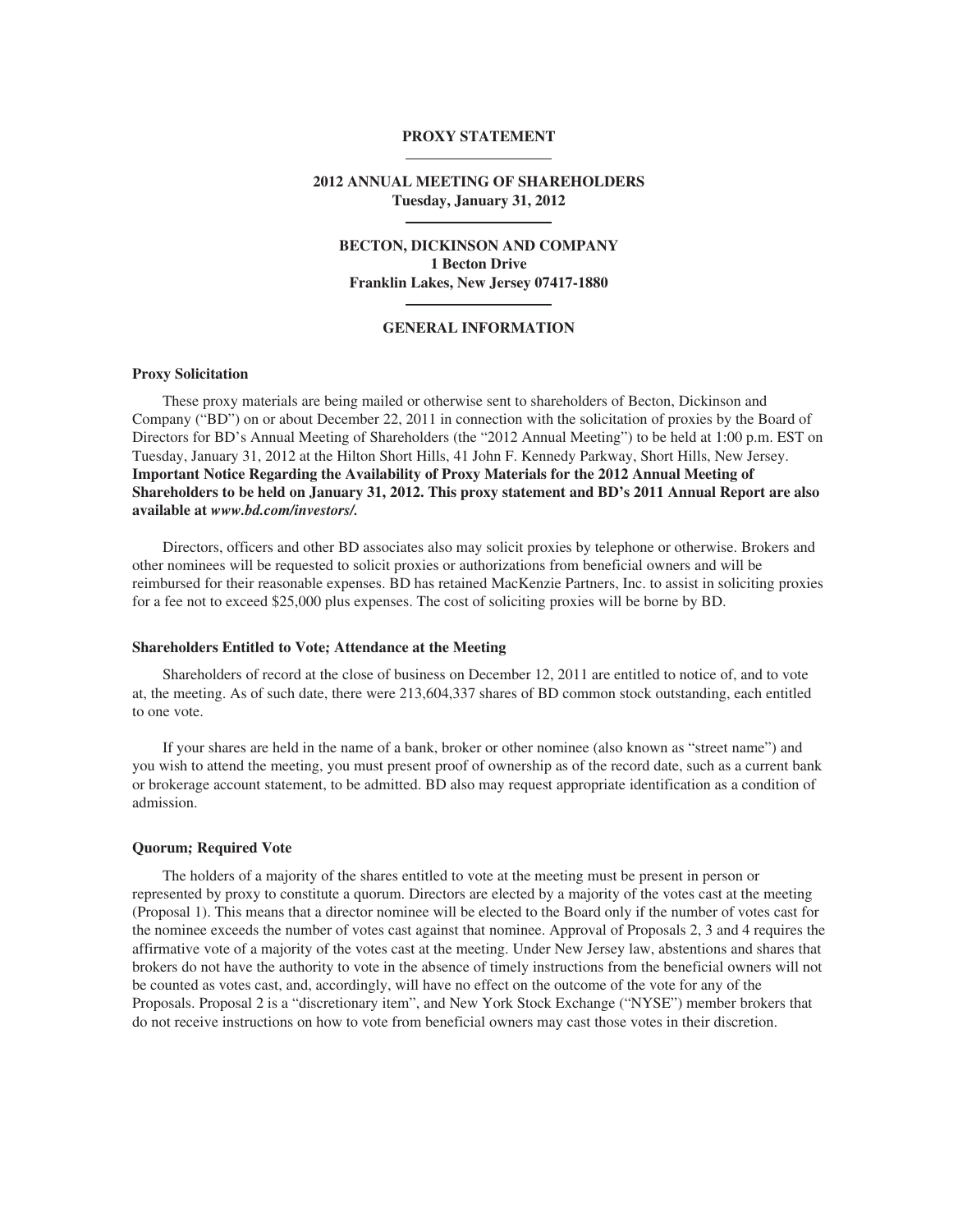# PROXY STATEMENT

## 2012 ANNUAL MEETING OF SHAREHOLDERS
**Tuesday, January 31, 2012**

**BECTON, DICKINSON AND COMPANY**
**1 Becton Drive**
**Franklin Lakes, New Jersey 07417-1880**

## GENERAL INFORMATION

### Proxy Solicitation

These proxy materials are being mailed or otherwise sent to shareholders of Becton, Dickinson and Company ("BD") on or about December 22, 2011 in connection with the solicitation of proxies by the Board of Directors for BD's Annual Meeting of Shareholders (the "2012 Annual Meeting") to be held at 1:00 p.m. EST on Tuesday, January 31, 2012 at the Hilton Short Hills, 41 John F. Kennedy Parkway, Short Hills, New Jersey. **Important Notice Regarding the Availability of Proxy Materials for the 2012 Annual Meeting of Shareholders to be held on January 31, 2012. This proxy statement and BD's 2011 Annual Report are also available at *www.bd.com/investors/*.**

Directors, officers and other BD associates also may solicit proxies by telephone or otherwise. Brokers and other nominees will be requested to solicit proxies or authorizations from beneficial owners and will be reimbursed for their reasonable expenses. BD has retained MacKenzie Partners, Inc. to assist in soliciting proxies for a fee not to exceed $25,000 plus expenses. The cost of soliciting proxies will be borne by BD.

### Shareholders Entitled to Vote; Attendance at the Meeting

Shareholders of record at the close of business on December 12, 2011 are entitled to notice of, and to vote at, the meeting. As of such date, there were 213,604,337 shares of BD common stock outstanding, each entitled to one vote.

If your shares are held in the name of a bank, broker or other nominee (also known as "street name") and you wish to attend the meeting, you must present proof of ownership as of the record date, such as a current bank or brokerage account statement, to be admitted. BD also may request appropriate identification as a condition of admission.

### Quorum; Required Vote

The holders of a majority of the shares entitled to vote at the meeting must be present in person or represented by proxy to constitute a quorum. Directors are elected by a majority of the votes cast at the meeting (Proposal 1). This means that a director nominee will be elected to the Board only if the number of votes cast for the nominee exceeds the number of votes cast against that nominee. Approval of Proposals 2, 3 and 4 requires the affirmative vote of a majority of the votes cast at the meeting. Under New Jersey law, abstentions and shares that brokers do not have the authority to vote in the absence of timely instructions from the beneficial owners will not be counted as votes cast, and, accordingly, will have no effect on the outcome of the vote for any of the Proposals. Proposal 2 is a "discretionary item", and New York Stock Exchange ("NYSE") member brokers that do not receive instructions on how to vote from beneficial owners may cast those votes in their discretion.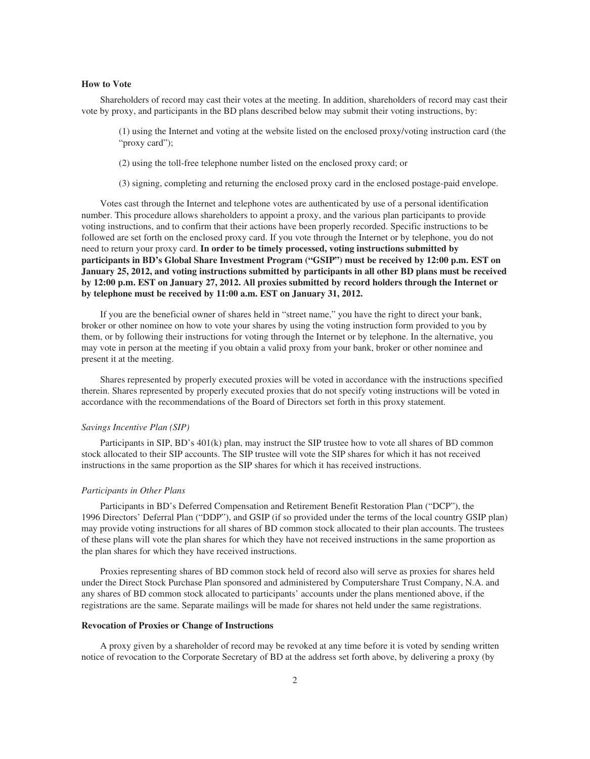### How to Vote

Shareholders of record may cast their votes at the meeting. In addition, shareholders of record may cast their vote by proxy, and participants in the BD plans described below may submit their voting instructions, by:

(1) using the Internet and voting at the website listed on the enclosed proxy/voting instruction card (the "proxy card");

(2) using the toll-free telephone number listed on the enclosed proxy card; or

(3) signing, completing and returning the enclosed proxy card in the enclosed postage-paid envelope.

Votes cast through the Internet and telephone votes are authenticated by use of a personal identification number. This procedure allows shareholders to appoint a proxy, and the various plan participants to provide voting instructions, and to confirm that their actions have been properly recorded. Specific instructions to be followed are set forth on the enclosed proxy card. If you vote through the Internet or by telephone, you do not need to return your proxy card. **In order to be timely processed, voting instructions submitted by participants in BD's Global Share Investment Program ("GSIP") must be received by 12:00 p.m. EST on January 25, 2012, and voting instructions submitted by participants in all other BD plans must be received by 12:00 p.m. EST on January 27, 2012. All proxies submitted by record holders through the Internet or by telephone must be received by 11:00 a.m. EST on January 31, 2012.**

If you are the beneficial owner of shares held in "street name," you have the right to direct your bank, broker or other nominee on how to vote your shares by using the voting instruction form provided to you by them, or by following their instructions for voting through the Internet or by telephone. In the alternative, you may vote in person at the meeting if you obtain a valid proxy from your bank, broker or other nominee and present it at the meeting.

Shares represented by properly executed proxies will be voted in accordance with the instructions specified therein. Shares represented by properly executed proxies that do not specify voting instructions will be voted in accordance with the recommendations of the Board of Directors set forth in this proxy statement.

*Savings Incentive Plan (SIP)*

Participants in SIP, BD's 401(k) plan, may instruct the SIP trustee how to vote all shares of BD common stock allocated to their SIP accounts. The SIP trustee will vote the SIP shares for which it has not received instructions in the same proportion as the SIP shares for which it has received instructions.

*Participants in Other Plans*

Participants in BD's Deferred Compensation and Retirement Benefit Restoration Plan ("DCP"), the 1996 Directors' Deferral Plan ("DDP"), and GSIP (if so provided under the terms of the local country GSIP plan) may provide voting instructions for all shares of BD common stock allocated to their plan accounts. The trustees of these plans will vote the plan shares for which they have not received instructions in the same proportion as the plan shares for which they have received instructions.

Proxies representing shares of BD common stock held of record also will serve as proxies for shares held under the Direct Stock Purchase Plan sponsored and administered by Computershare Trust Company, N.A. and any shares of BD common stock allocated to participants' accounts under the plans mentioned above, if the registrations are the same. Separate mailings will be made for shares not held under the same registrations.

### Revocation of Proxies or Change of Instructions

A proxy given by a shareholder of record may be revoked at any time before it is voted by sending written notice of revocation to the Corporate Secretary of BD at the address set forth above, by delivering a proxy (by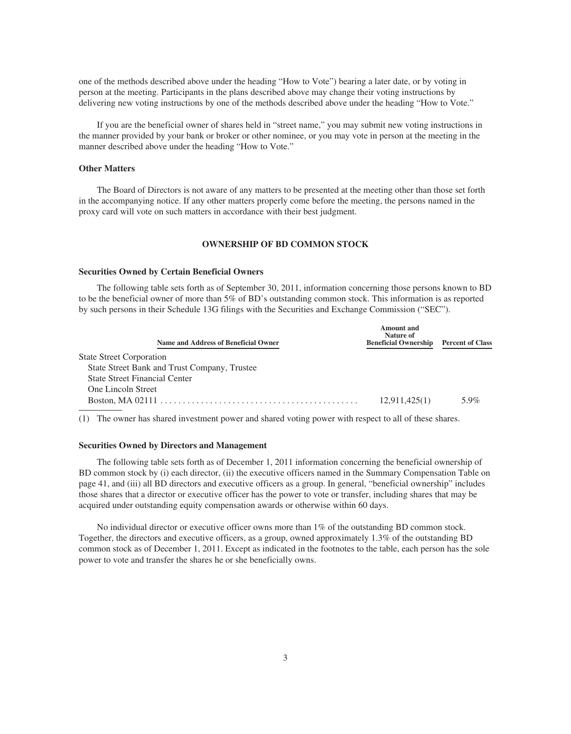one of the methods described above under the heading "How to Vote") bearing a later date, or by voting in person at the meeting. Participants in the plans described above may change their voting instructions by delivering new voting instructions by one of the methods described above under the heading "How to Vote."

If you are the beneficial owner of shares held in "street name," you may submit new voting instructions in the manner provided by your bank or broker or other nominee, or you may vote in person at the meeting in the manner described above under the heading "How to Vote."

### Other Matters

The Board of Directors is not aware of any matters to be presented at the meeting other than those set forth in the accompanying notice. If any other matters properly come before the meeting, the persons named in the proxy card will vote on such matters in accordance with their best judgment.

## OWNERSHIP OF BD COMMON STOCK

### Securities Owned by Certain Beneficial Owners

The following table sets forth as of September 30, 2011, information concerning those persons known to BD to be the beneficial owner of more than 5% of BD's outstanding common stock. This information is as reported by such persons in their Schedule 13G filings with the Securities and Exchange Commission ("SEC").

| Name and Address of Beneficial Owner | Amount and Nature of Beneficial Ownership | Percent of Class |
|---|---|---|
| State Street Corporation<br>State Street Bank and Trust Company, Trustee<br>State Street Financial Center<br>One Lincoln Street<br>Boston, MA 02111 | 12,911,425(1) | 5.9% |

(1) The owner has shared investment power and shared voting power with respect to all of these shares.

### Securities Owned by Directors and Management

The following table sets forth as of December 1, 2011 information concerning the beneficial ownership of BD common stock by (i) each director, (ii) the executive officers named in the Summary Compensation Table on page 41, and (iii) all BD directors and executive officers as a group. In general, "beneficial ownership" includes those shares that a director or executive officer has the power to vote or transfer, including shares that may be acquired under outstanding equity compensation awards or otherwise within 60 days.

No individual director or executive officer owns more than 1% of the outstanding BD common stock. Together, the directors and executive officers, as a group, owned approximately 1.3% of the outstanding BD common stock as of December 1, 2011. Except as indicated in the footnotes to the table, each person has the sole power to vote and transfer the shares he or she beneficially owns.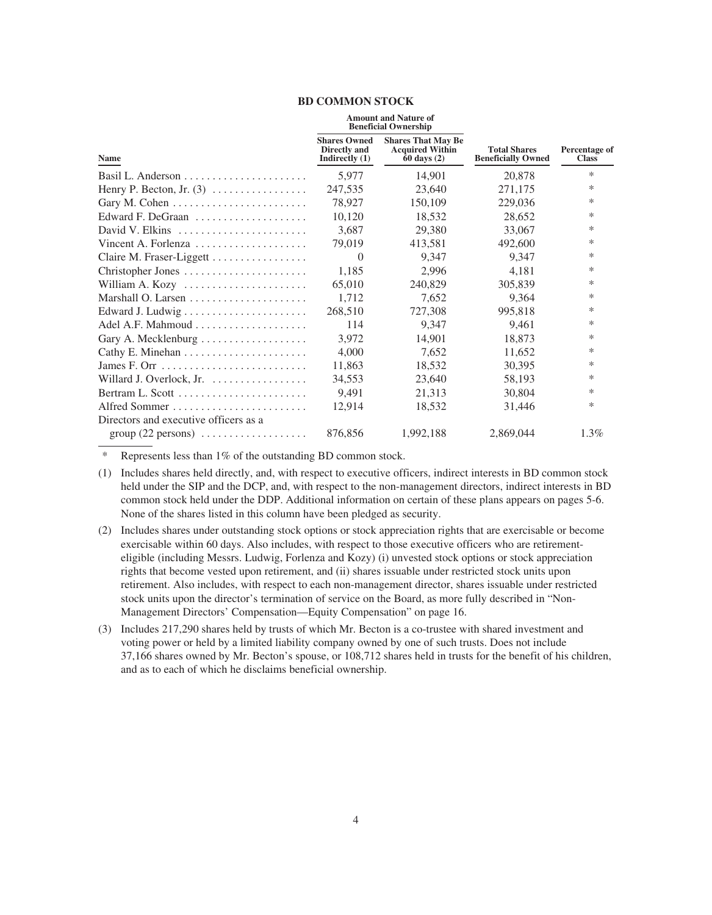## BD COMMON STOCK

| Name | Amount and Nature of Beneficial Ownership | | | |
|---|---|---|---|---|
| | Shares Owned Directly and Indirectly (1) | Shares That May Be Acquired Within 60 days (2) | Total Shares Beneficially Owned | Percentage of Class |
| Basil L. Anderson | 5,977 | 14,901 | 20,878 | * |
| Henry P. Becton, Jr. (3) | 247,535 | 23,640 | 271,175 | * |
| Gary M. Cohen | 78,927 | 150,109 | 229,036 | * |
| Edward F. DeGraan | 10,120 | 18,532 | 28,652 | * |
| David V. Elkins | 3,687 | 29,380 | 33,067 | * |
| Vincent A. Forlenza | 79,019 | 413,581 | 492,600 | * |
| Claire M. Fraser-Liggett | 0 | 9,347 | 9,347 | * |
| Christopher Jones | 1,185 | 2,996 | 4,181 | * |
| William A. Kozy | 65,010 | 240,829 | 305,839 | * |
| Marshall O. Larsen | 1,712 | 7,652 | 9,364 | * |
| Edward J. Ludwig | 268,510 | 727,308 | 995,818 | * |
| Adel A.F. Mahmoud | 114 | 9,347 | 9,461 | * |
| Gary A. Mecklenburg | 3,972 | 14,901 | 18,873 | * |
| Cathy E. Minehan | 4,000 | 7,652 | 11,652 | * |
| James F. Orr | 11,863 | 18,532 | 30,395 | * |
| Willard J. Overlock, Jr. | 34,553 | 23,640 | 58,193 | * |
| Bertram L. Scott | 9,491 | 21,313 | 30,804 | * |
| Alfred Sommer | 12,914 | 18,532 | 31,446 | * |
| Directors and executive officers as a group (22 persons) | 876,856 | 1,992,188 | 2,869,044 | 1.3% |

\* Represents less than 1% of the outstanding BD common stock.

(1) Includes shares held directly, and, with respect to executive officers, indirect interests in BD common stock held under the SIP and the DCP, and, with respect to the non-management directors, indirect interests in BD common stock held under the DDP. Additional information on certain of these plans appears on pages 5-6. None of the shares listed in this column have been pledged as security.

(2) Includes shares under outstanding stock options or stock appreciation rights that are exercisable or become exercisable within 60 days. Also includes, with respect to those executive officers who are retirement-eligible (including Messrs. Ludwig, Forlenza and Kozy) (i) unvested stock options or stock appreciation rights that become vested upon retirement, and (ii) shares issuable under restricted stock units upon retirement. Also includes, with respect to each non-management director, shares issuable under restricted stock units upon the director's termination of service on the Board, as more fully described in "Non-Management Directors' Compensation—Equity Compensation" on page 16.

(3) Includes 217,290 shares held by trusts of which Mr. Becton is a co-trustee with shared investment and voting power or held by a limited liability company owned by one of such trusts. Does not include 37,166 shares owned by Mr. Becton's spouse, or 108,712 shares held in trusts for the benefit of his children, and as to each of which he disclaims beneficial ownership.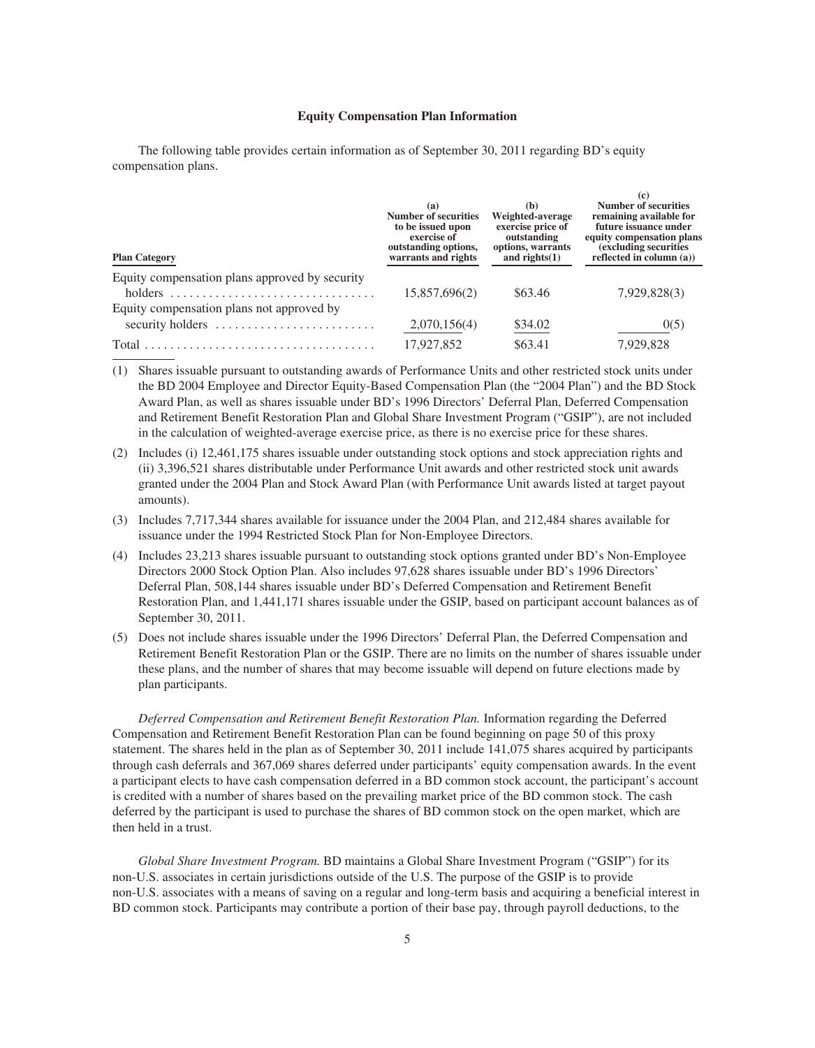## Equity Compensation Plan Information

The following table provides certain information as of September 30, 2011 regarding BD's equity compensation plans.

| Plan Category | (a) Number of securities to be issued upon exercise of outstanding options, warrants and rights | (b) Weighted-average exercise price of outstanding options, warrants and rights(1) | (c) Number of securities remaining available for future issuance under equity compensation plans (excluding securities reflected in column (a)) |
|---|---|---|---|
| Equity compensation plans approved by security holders | 15,857,696(2) | $63.46 | 7,929,828(3) |
| Equity compensation plans not approved by security holders | 2,070,156(4) | $34.02 | 0(5) |
| Total | 17,927,852 | $63.41 | 7,929,828 |

(1) Shares issuable pursuant to outstanding awards of Performance Units and other restricted stock units under the BD 2004 Employee and Director Equity-Based Compensation Plan (the "2004 Plan") and the BD Stock Award Plan, as well as shares issuable under BD's 1996 Directors' Deferral Plan, Deferred Compensation and Retirement Benefit Restoration Plan and Global Share Investment Program ("GSIP"), are not included in the calculation of weighted-average exercise price, as there is no exercise price for these shares.

(2) Includes (i) 12,461,175 shares issuable under outstanding stock options and stock appreciation rights and (ii) 3,396,521 shares distributable under Performance Unit awards and other restricted stock unit awards granted under the 2004 Plan and Stock Award Plan (with Performance Unit awards listed at target payout amounts).

(3) Includes 7,717,344 shares available for issuance under the 2004 Plan, and 212,484 shares available for issuance under the 1994 Restricted Stock Plan for Non-Employee Directors.

(4) Includes 23,213 shares issuable pursuant to outstanding stock options granted under BD's Non-Employee Directors 2000 Stock Option Plan. Also includes 97,628 shares issuable under BD's 1996 Directors' Deferral Plan, 508,144 shares issuable under BD's Deferred Compensation and Retirement Benefit Restoration Plan, and 1,441,171 shares issuable under the GSIP, based on participant account balances as of September 30, 2011.

(5) Does not include shares issuable under the 1996 Directors' Deferral Plan, the Deferred Compensation and Retirement Benefit Restoration Plan or the GSIP. There are no limits on the number of shares issuable under these plans, and the number of shares that may become issuable will depend on future elections made by plan participants.

*Deferred Compensation and Retirement Benefit Restoration Plan.* Information regarding the Deferred Compensation and Retirement Benefit Restoration Plan can be found beginning on page 50 of this proxy statement. The shares held in the plan as of September 30, 2011 include 141,075 shares acquired by participants through cash deferrals and 367,069 shares deferred under participants' equity compensation awards. In the event a participant elects to have cash compensation deferred in a BD common stock account, the participant's account is credited with a number of shares based on the prevailing market price of the BD common stock. The cash deferred by the participant is used to purchase the shares of BD common stock on the open market, which are then held in a trust.

*Global Share Investment Program.* BD maintains a Global Share Investment Program ("GSIP") for its non-U.S. associates in certain jurisdictions outside of the U.S. The purpose of the GSIP is to provide non-U.S. associates with a means of saving on a regular and long-term basis and acquiring a beneficial interest in BD common stock. Participants may contribute a portion of their base pay, through payroll deductions, to the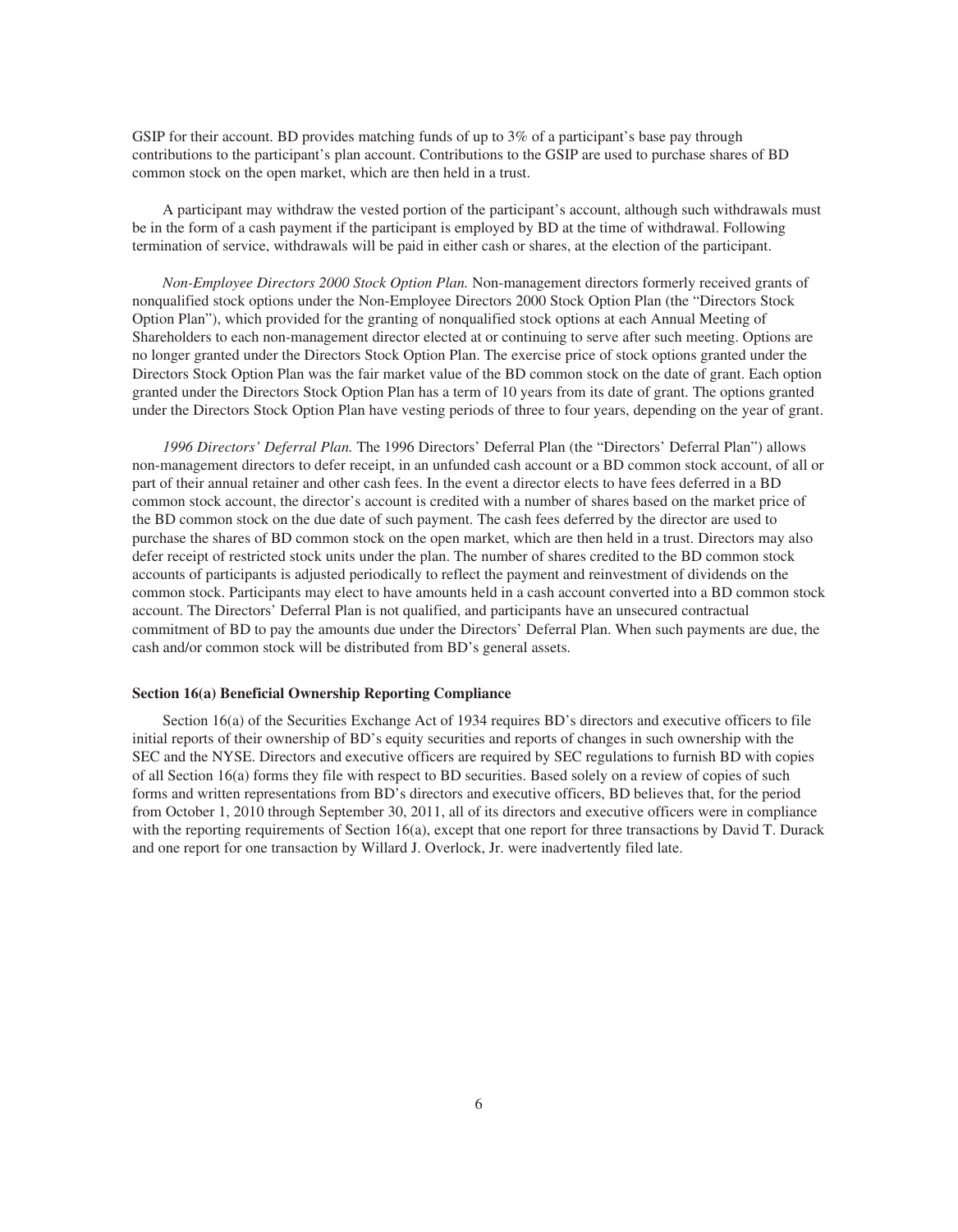GSIP for their account. BD provides matching funds of up to 3% of a participant's base pay through contributions to the participant's plan account. Contributions to the GSIP are used to purchase shares of BD common stock on the open market, which are then held in a trust.

A participant may withdraw the vested portion of the participant's account, although such withdrawals must be in the form of a cash payment if the participant is employed by BD at the time of withdrawal. Following termination of service, withdrawals will be paid in either cash or shares, at the election of the participant.

*Non-Employee Directors 2000 Stock Option Plan.* Non-management directors formerly received grants of nonqualified stock options under the Non-Employee Directors 2000 Stock Option Plan (the "Directors Stock Option Plan"), which provided for the granting of nonqualified stock options at each Annual Meeting of Shareholders to each non-management director elected at or continuing to serve after such meeting. Options are no longer granted under the Directors Stock Option Plan. The exercise price of stock options granted under the Directors Stock Option Plan was the fair market value of the BD common stock on the date of grant. Each option granted under the Directors Stock Option Plan has a term of 10 years from its date of grant. The options granted under the Directors Stock Option Plan have vesting periods of three to four years, depending on the year of grant.

*1996 Directors' Deferral Plan.* The 1996 Directors' Deferral Plan (the "Directors' Deferral Plan") allows non-management directors to defer receipt, in an unfunded cash account or a BD common stock account, of all or part of their annual retainer and other cash fees. In the event a director elects to have fees deferred in a BD common stock account, the director's account is credited with a number of shares based on the market price of the BD common stock on the due date of such payment. The cash fees deferred by the director are used to purchase the shares of BD common stock on the open market, which are then held in a trust. Directors may also defer receipt of restricted stock units under the plan. The number of shares credited to the BD common stock accounts of participants is adjusted periodically to reflect the payment and reinvestment of dividends on the common stock. Participants may elect to have amounts held in a cash account converted into a BD common stock account. The Directors' Deferral Plan is not qualified, and participants have an unsecured contractual commitment of BD to pay the amounts due under the Directors' Deferral Plan. When such payments are due, the cash and/or common stock will be distributed from BD's general assets.

## Section 16(a) Beneficial Ownership Reporting Compliance

Section 16(a) of the Securities Exchange Act of 1934 requires BD's directors and executive officers to file initial reports of their ownership of BD's equity securities and reports of changes in such ownership with the SEC and the NYSE. Directors and executive officers are required by SEC regulations to furnish BD with copies of all Section 16(a) forms they file with respect to BD securities. Based solely on a review of copies of such forms and written representations from BD's directors and executive officers, BD believes that, for the period from October 1, 2010 through September 30, 2011, all of its directors and executive officers were in compliance with the reporting requirements of Section 16(a), except that one report for three transactions by David T. Durack and one report for one transaction by Willard J. Overlock, Jr. were inadvertently filed late.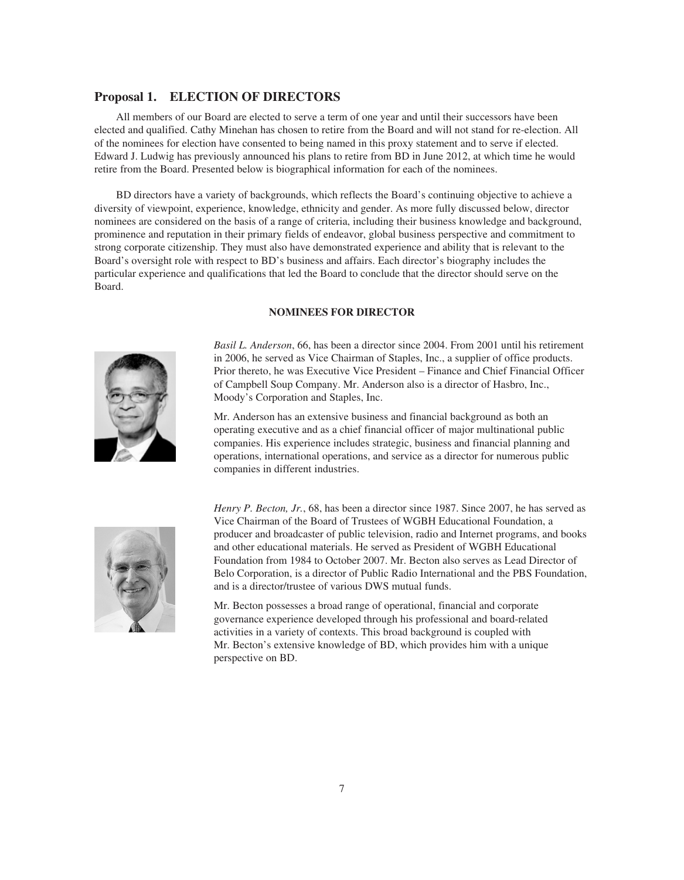## Proposal 1. ELECTION OF DIRECTORS

All members of our Board are elected to serve a term of one year and until their successors have been elected and qualified. Cathy Minehan has chosen to retire from the Board and will not stand for re-election. All of the nominees for election have consented to being named in this proxy statement and to serve if elected. Edward J. Ludwig has previously announced his plans to retire from BD in June 2012, at which time he would retire from the Board. Presented below is biographical information for each of the nominees.

BD directors have a variety of backgrounds, which reflects the Board's continuing objective to achieve a diversity of viewpoint, experience, knowledge, ethnicity and gender. As more fully discussed below, director nominees are considered on the basis of a range of criteria, including their business knowledge and background, prominence and reputation in their primary fields of endeavor, global business perspective and commitment to strong corporate citizenship. They must also have demonstrated experience and ability that is relevant to the Board's oversight role with respect to BD's business and affairs. Each director's biography includes the particular experience and qualifications that led the Board to conclude that the director should serve on the Board.

**NOMINEES FOR DIRECTOR**

*Basil L. Anderson*, 66, has been a director since 2004. From 2001 until his retirement in 2006, he served as Vice Chairman of Staples, Inc., a supplier of office products. Prior thereto, he was Executive Vice President – Finance and Chief Financial Officer of Campbell Soup Company. Mr. Anderson also is a director of Hasbro, Inc., Moody's Corporation and Staples, Inc.

Mr. Anderson has an extensive business and financial background as both an operating executive and as a chief financial officer of major multinational public companies. His experience includes strategic, business and financial planning and operations, international operations, and service as a director for numerous public companies in different industries.

*Henry P. Becton, Jr.*, 68, has been a director since 1987. Since 2007, he has served as Vice Chairman of the Board of Trustees of WGBH Educational Foundation, a producer and broadcaster of public television, radio and Internet programs, and books and other educational materials. He served as President of WGBH Educational Foundation from 1984 to October 2007. Mr. Becton also serves as Lead Director of Belo Corporation, is a director of Public Radio International and the PBS Foundation, and is a director/trustee of various DWS mutual funds.

Mr. Becton possesses a broad range of operational, financial and corporate governance experience developed through his professional and board-related activities in a variety of contexts. This broad background is coupled with Mr. Becton's extensive knowledge of BD, which provides him with a unique perspective on BD.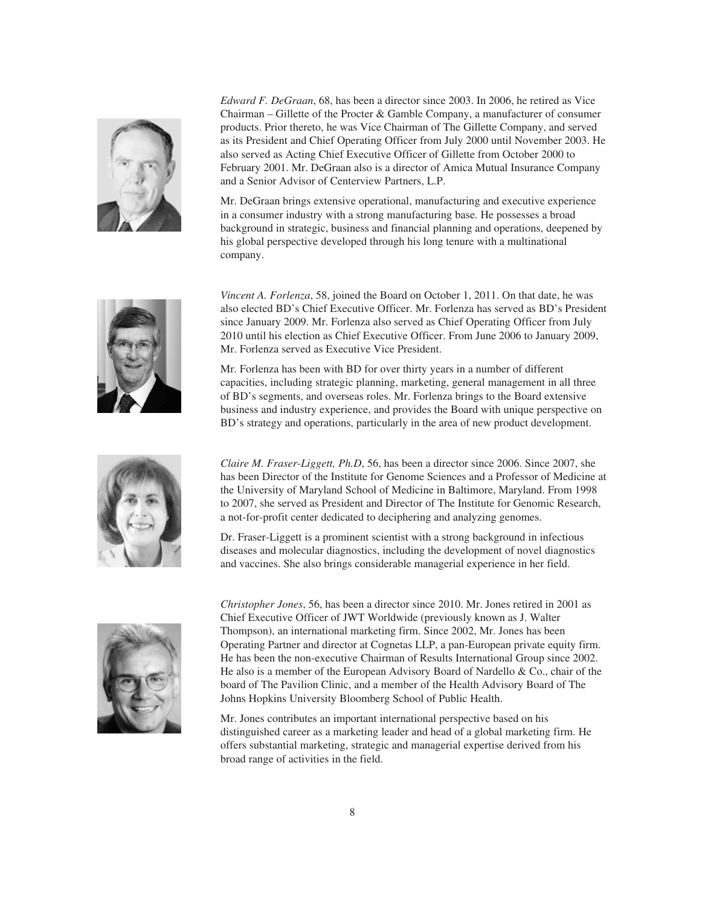*Edward F. DeGraan*, 68, has been a director since 2003. In 2006, he retired as Vice Chairman – Gillette of the Procter & Gamble Company, a manufacturer of consumer products. Prior thereto, he was Vice Chairman of The Gillette Company, and served as its President and Chief Operating Officer from July 2000 until November 2003. He also served as Acting Chief Executive Officer of Gillette from October 2000 to February 2001. Mr. DeGraan also is a director of Amica Mutual Insurance Company and a Senior Advisor of Centerview Partners, L.P.

Mr. DeGraan brings extensive operational, manufacturing and executive experience in a consumer industry with a strong manufacturing base. He possesses a broad background in strategic, business and financial planning and operations, deepened by his global perspective developed through his long tenure with a multinational company.

*Vincent A. Forlenza*, 58, joined the Board on October 1, 2011. On that date, he was also elected BD's Chief Executive Officer. Mr. Forlenza has served as BD's President since January 2009. Mr. Forlenza also served as Chief Operating Officer from July 2010 until his election as Chief Executive Officer. From June 2006 to January 2009, Mr. Forlenza served as Executive Vice President.

Mr. Forlenza has been with BD for over thirty years in a number of different capacities, including strategic planning, marketing, general management in all three of BD's segments, and overseas roles. Mr. Forlenza brings to the Board extensive business and industry experience, and provides the Board with unique perspective on BD's strategy and operations, particularly in the area of new product development.

*Claire M. Fraser-Liggett, Ph.D*, 56, has been a director since 2006. Since 2007, she has been Director of the Institute for Genome Sciences and a Professor of Medicine at the University of Maryland School of Medicine in Baltimore, Maryland. From 1998 to 2007, she served as President and Director of The Institute for Genomic Research, a not-for-profit center dedicated to deciphering and analyzing genomes.

Dr. Fraser-Liggett is a prominent scientist with a strong background in infectious diseases and molecular diagnostics, including the development of novel diagnostics and vaccines. She also brings considerable managerial experience in her field.

*Christopher Jones*, 56, has been a director since 2010. Mr. Jones retired in 2001 as Chief Executive Officer of JWT Worldwide (previously known as J. Walter Thompson), an international marketing firm. Since 2002, Mr. Jones has been Operating Partner and director at Cognetas LLP, a pan-European private equity firm. He has been the non-executive Chairman of Results International Group since 2002. He also is a member of the European Advisory Board of Nardello & Co., chair of the board of The Pavilion Clinic, and a member of the Health Advisory Board of The Johns Hopkins University Bloomberg School of Public Health.

Mr. Jones contributes an important international perspective based on his distinguished career as a marketing leader and head of a global marketing firm. He offers substantial marketing, strategic and managerial expertise derived from his broad range of activities in the field.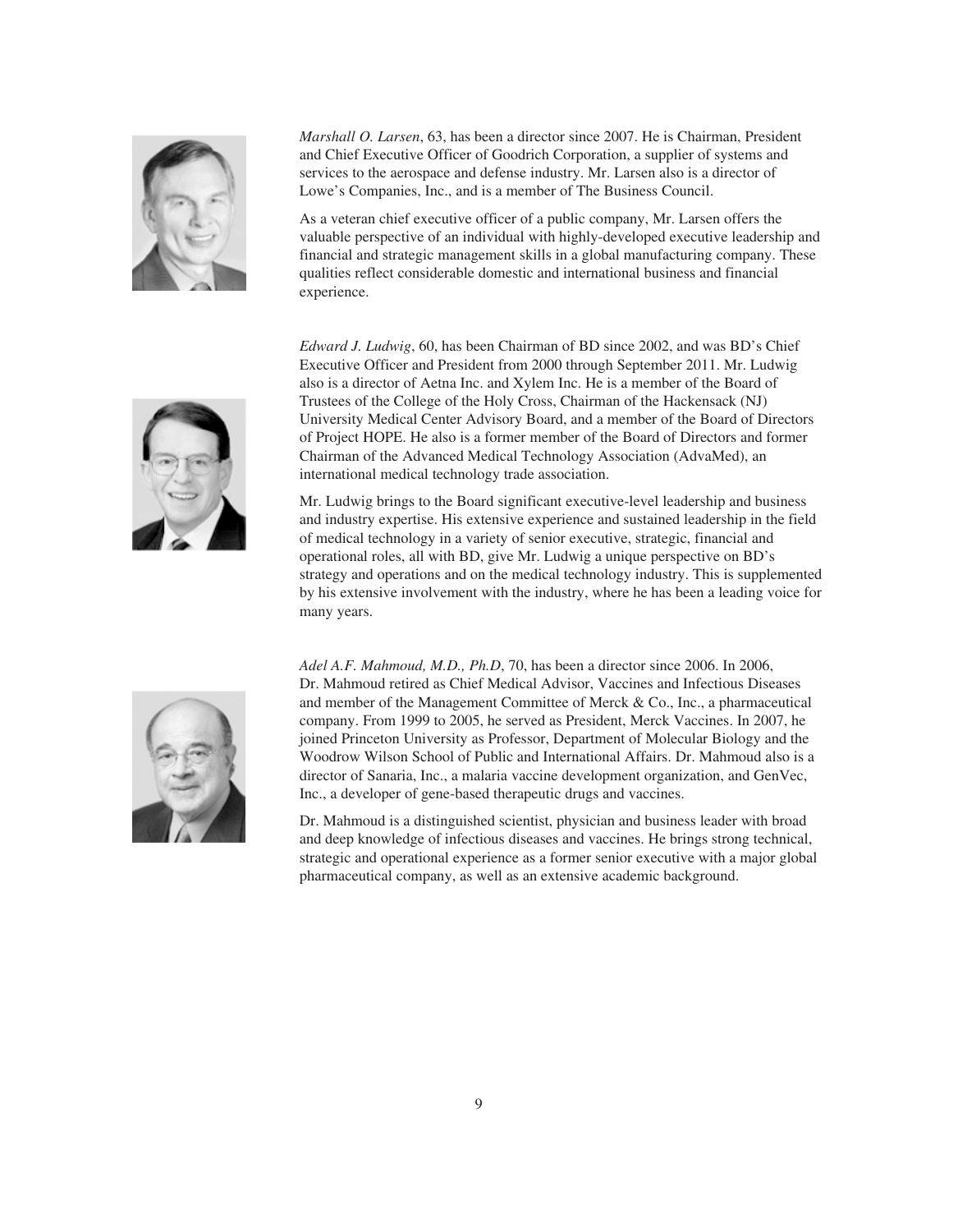*Marshall O. Larsen*, 63, has been a director since 2007. He is Chairman, President and Chief Executive Officer of Goodrich Corporation, a supplier of systems and services to the aerospace and defense industry. Mr. Larsen also is a director of Lowe's Companies, Inc., and is a member of The Business Council.

As a veteran chief executive officer of a public company, Mr. Larsen offers the valuable perspective of an individual with highly-developed executive leadership and financial and strategic management skills in a global manufacturing company. These qualities reflect considerable domestic and international business and financial experience.

*Edward J. Ludwig*, 60, has been Chairman of BD since 2002, and was BD's Chief Executive Officer and President from 2000 through September 2011. Mr. Ludwig also is a director of Aetna Inc. and Xylem Inc. He is a member of the Board of Trustees of the College of the Holy Cross, Chairman of the Hackensack (NJ) University Medical Center Advisory Board, and a member of the Board of Directors of Project HOPE. He also is a former member of the Board of Directors and former Chairman of the Advanced Medical Technology Association (AdvaMed), an international medical technology trade association.

Mr. Ludwig brings to the Board significant executive-level leadership and business and industry expertise. His extensive experience and sustained leadership in the field of medical technology in a variety of senior executive, strategic, financial and operational roles, all with BD, give Mr. Ludwig a unique perspective on BD's strategy and operations and on the medical technology industry. This is supplemented by his extensive involvement with the industry, where he has been a leading voice for many years.

*Adel A.F. Mahmoud, M.D., Ph.D*, 70, has been a director since 2006. In 2006, Dr. Mahmoud retired as Chief Medical Advisor, Vaccines and Infectious Diseases and member of the Management Committee of Merck & Co., Inc., a pharmaceutical company. From 1999 to 2005, he served as President, Merck Vaccines. In 2007, he joined Princeton University as Professor, Department of Molecular Biology and the Woodrow Wilson School of Public and International Affairs. Dr. Mahmoud also is a director of Sanaria, Inc., a malaria vaccine development organization, and GenVec, Inc., a developer of gene-based therapeutic drugs and vaccines.

Dr. Mahmoud is a distinguished scientist, physician and business leader with broad and deep knowledge of infectious diseases and vaccines. He brings strong technical, strategic and operational experience as a former senior executive with a major global pharmaceutical company, as well as an extensive academic background.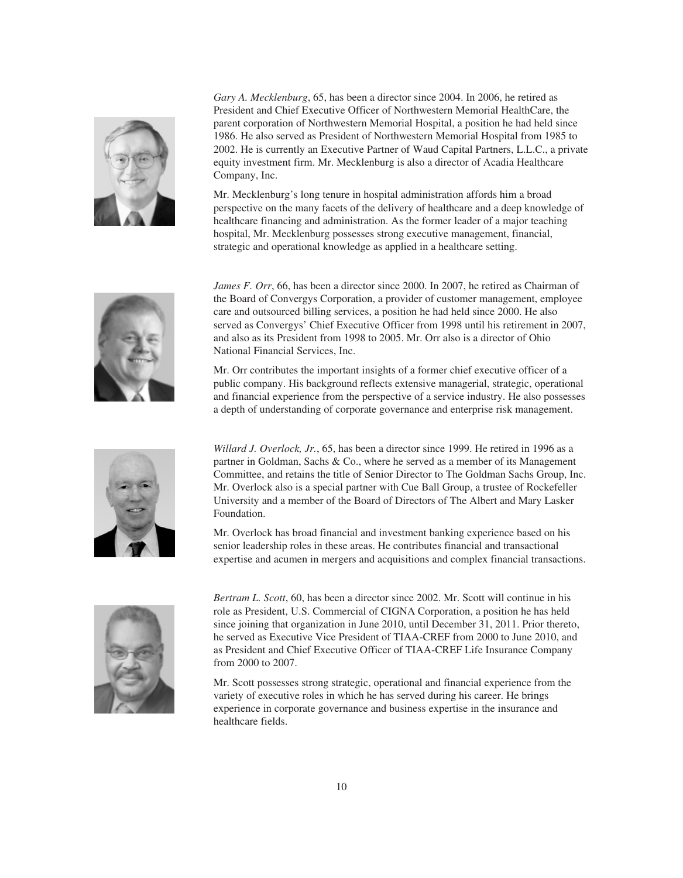*Gary A. Mecklenburg*, 65, has been a director since 2004. In 2006, he retired as President and Chief Executive Officer of Northwestern Memorial HealthCare, the parent corporation of Northwestern Memorial Hospital, a position he had held since 1986. He also served as President of Northwestern Memorial Hospital from 1985 to 2002. He is currently an Executive Partner of Waud Capital Partners, L.L.C., a private equity investment firm. Mr. Mecklenburg is also a director of Acadia Healthcare Company, Inc.

Mr. Mecklenburg's long tenure in hospital administration affords him a broad perspective on the many facets of the delivery of healthcare and a deep knowledge of healthcare financing and administration. As the former leader of a major teaching hospital, Mr. Mecklenburg possesses strong executive management, financial, strategic and operational knowledge as applied in a healthcare setting.

*James F. Orr*, 66, has been a director since 2000. In 2007, he retired as Chairman of the Board of Convergys Corporation, a provider of customer management, employee care and outsourced billing services, a position he had held since 2000. He also served as Convergys' Chief Executive Officer from 1998 until his retirement in 2007, and also as its President from 1998 to 2005. Mr. Orr also is a director of Ohio National Financial Services, Inc.

Mr. Orr contributes the important insights of a former chief executive officer of a public company. His background reflects extensive managerial, strategic, operational and financial experience from the perspective of a service industry. He also possesses a depth of understanding of corporate governance and enterprise risk management.

*Willard J. Overlock, Jr.*, 65, has been a director since 1999. He retired in 1996 as a partner in Goldman, Sachs & Co., where he served as a member of its Management Committee, and retains the title of Senior Director to The Goldman Sachs Group, Inc. Mr. Overlock also is a special partner with Cue Ball Group, a trustee of Rockefeller University and a member of the Board of Directors of The Albert and Mary Lasker Foundation.

Mr. Overlock has broad financial and investment banking experience based on his senior leadership roles in these areas. He contributes financial and transactional expertise and acumen in mergers and acquisitions and complex financial transactions.

*Bertram L. Scott*, 60, has been a director since 2002. Mr. Scott will continue in his role as President, U.S. Commercial of CIGNA Corporation, a position he has held since joining that organization in June 2010, until December 31, 2011. Prior thereto, he served as Executive Vice President of TIAA-CREF from 2000 to June 2010, and as President and Chief Executive Officer of TIAA-CREF Life Insurance Company from 2000 to 2007.

Mr. Scott possesses strong strategic, operational and financial experience from the variety of executive roles in which he has served during his career. He brings experience in corporate governance and business expertise in the insurance and healthcare fields.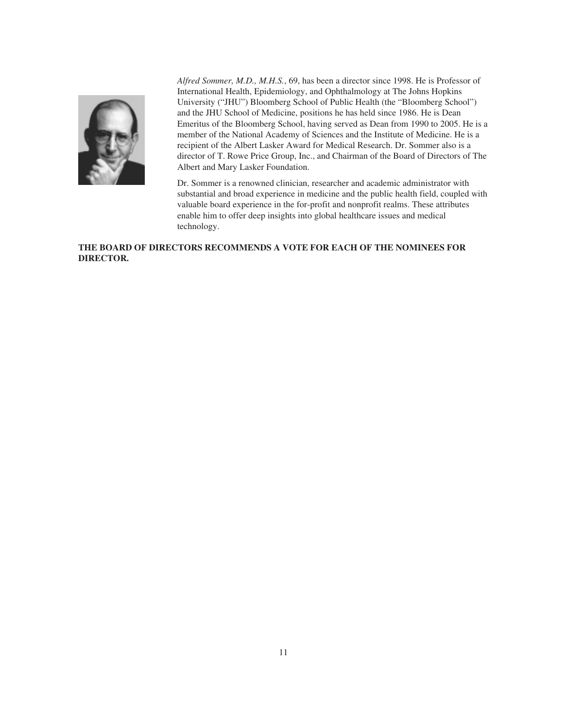*Alfred Sommer, M.D., M.H.S.*, 69, has been a director since 1998. He is Professor of International Health, Epidemiology, and Ophthalmology at The Johns Hopkins University ("JHU") Bloomberg School of Public Health (the "Bloomberg School") and the JHU School of Medicine, positions he has held since 1986. He is Dean Emeritus of the Bloomberg School, having served as Dean from 1990 to 2005. He is a member of the National Academy of Sciences and the Institute of Medicine. He is a recipient of the Albert Lasker Award for Medical Research. Dr. Sommer also is a director of T. Rowe Price Group, Inc., and Chairman of the Board of Directors of The Albert and Mary Lasker Foundation.

Dr. Sommer is a renowned clinician, researcher and academic administrator with substantial and broad experience in medicine and the public health field, coupled with valuable board experience in the for-profit and nonprofit realms. These attributes enable him to offer deep insights into global healthcare issues and medical technology.

**THE BOARD OF DIRECTORS RECOMMENDS A VOTE FOR EACH OF THE NOMINEES FOR DIRECTOR.**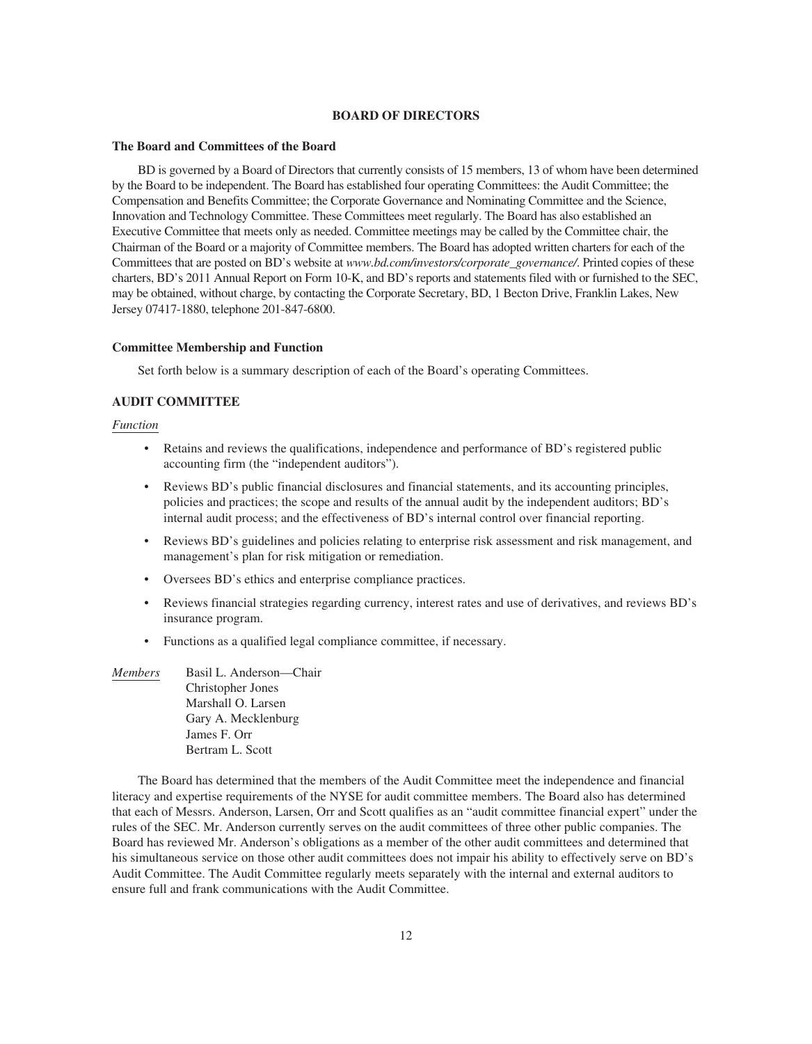# BOARD OF DIRECTORS

## The Board and Committees of the Board

BD is governed by a Board of Directors that currently consists of 15 members, 13 of whom have been determined by the Board to be independent. The Board has established four operating Committees: the Audit Committee; the Compensation and Benefits Committee; the Corporate Governance and Nominating Committee and the Science, Innovation and Technology Committee. These Committees meet regularly. The Board has also established an Executive Committee that meets only as needed. Committee meetings may be called by the Committee chair, the Chairman of the Board or a majority of Committee members. The Board has adopted written charters for each of the Committees that are posted on BD's website at *www.bd.com/investors/corporate_governance/*. Printed copies of these charters, BD's 2011 Annual Report on Form 10-K, and BD's reports and statements filed with or furnished to the SEC, may be obtained, without charge, by contacting the Corporate Secretary, BD, 1 Becton Drive, Franklin Lakes, New Jersey 07417-1880, telephone 201-847-6800.

## Committee Membership and Function

Set forth below is a summary description of each of the Board's operating Committees.

### AUDIT COMMITTEE

*Function*

- Retains and reviews the qualifications, independence and performance of BD's registered public accounting firm (the "independent auditors").
- Reviews BD's public financial disclosures and financial statements, and its accounting principles, policies and practices; the scope and results of the annual audit by the independent auditors; BD's internal audit process; and the effectiveness of BD's internal control over financial reporting.
- Reviews BD's guidelines and policies relating to enterprise risk assessment and risk management, and management's plan for risk mitigation or remediation.
- Oversees BD's ethics and enterprise compliance practices.
- Reviews financial strategies regarding currency, interest rates and use of derivatives, and reviews BD's insurance program.
- Functions as a qualified legal compliance committee, if necessary.

*Members*

Basil L. Anderson—Chair
Christopher Jones
Marshall O. Larsen
Gary A. Mecklenburg
James F. Orr
Bertram L. Scott

The Board has determined that the members of the Audit Committee meet the independence and financial literacy and expertise requirements of the NYSE for audit committee members. The Board also has determined that each of Messrs. Anderson, Larsen, Orr and Scott qualifies as an "audit committee financial expert" under the rules of the SEC. Mr. Anderson currently serves on the audit committees of three other public companies. The Board has reviewed Mr. Anderson's obligations as a member of the other audit committees and determined that his simultaneous service on those other audit committees does not impair his ability to effectively serve on BD's Audit Committee. The Audit Committee regularly meets separately with the internal and external auditors to ensure full and frank communications with the Audit Committee.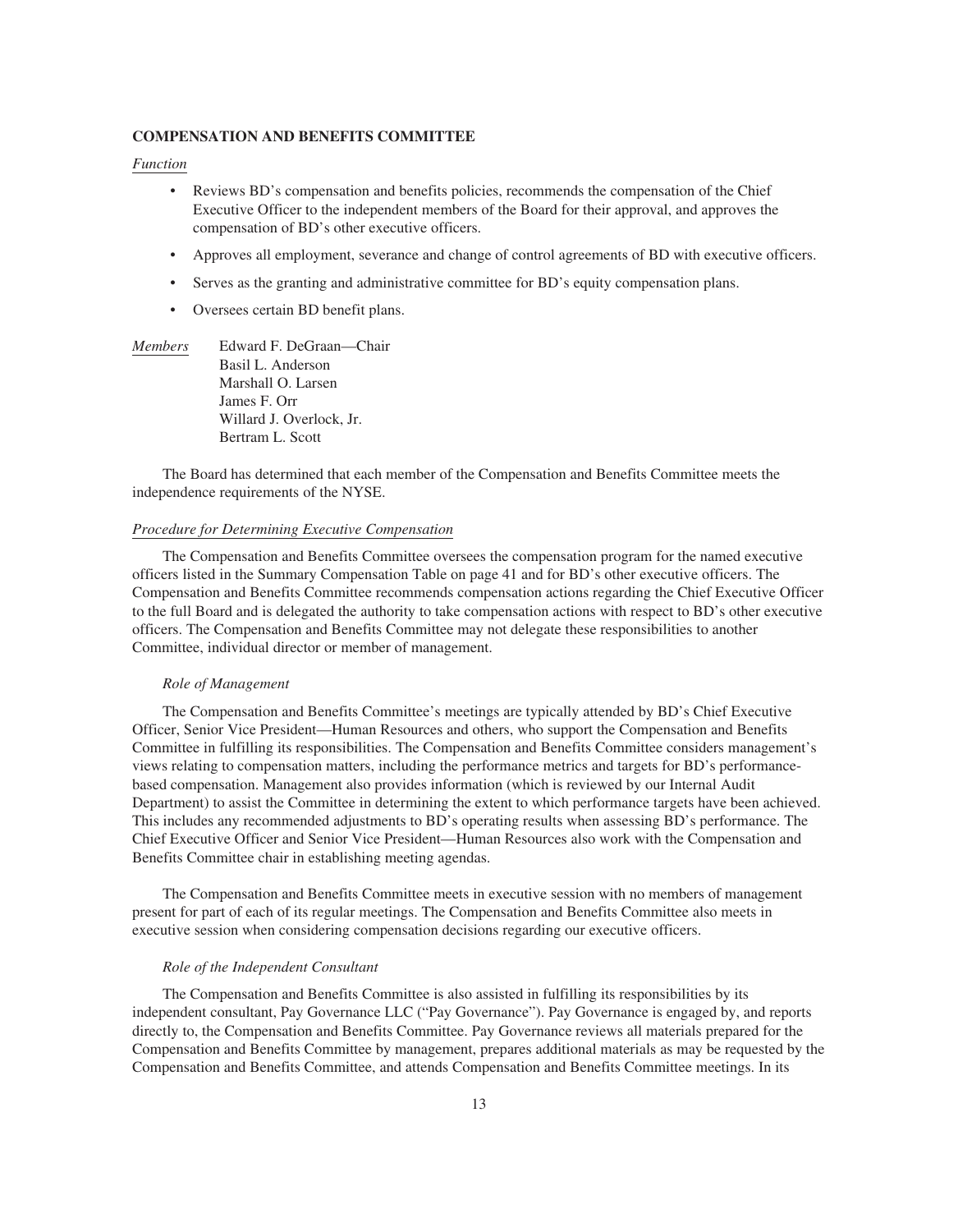**COMPENSATION AND BENEFITS COMMITTEE**

*Function*

- Reviews BD's compensation and benefits policies, recommends the compensation of the Chief Executive Officer to the independent members of the Board for their approval, and approves the compensation of BD's other executive officers.
- Approves all employment, severance and change of control agreements of BD with executive officers.
- Serves as the granting and administrative committee for BD's equity compensation plans.
- Oversees certain BD benefit plans.

*Members*

Edward F. DeGraan—Chair
Basil L. Anderson
Marshall O. Larsen
James F. Orr
Willard J. Overlock, Jr.
Bertram L. Scott

The Board has determined that each member of the Compensation and Benefits Committee meets the independence requirements of the NYSE.

*Procedure for Determining Executive Compensation*

The Compensation and Benefits Committee oversees the compensation program for the named executive officers listed in the Summary Compensation Table on page 41 and for BD's other executive officers. The Compensation and Benefits Committee recommends compensation actions regarding the Chief Executive Officer to the full Board and is delegated the authority to take compensation actions with respect to BD's other executive officers. The Compensation and Benefits Committee may not delegate these responsibilities to another Committee, individual director or member of management.

*Role of Management*

The Compensation and Benefits Committee's meetings are typically attended by BD's Chief Executive Officer, Senior Vice President—Human Resources and others, who support the Compensation and Benefits Committee in fulfilling its responsibilities. The Compensation and Benefits Committee considers management's views relating to compensation matters, including the performance metrics and targets for BD's performance-based compensation. Management also provides information (which is reviewed by our Internal Audit Department) to assist the Committee in determining the extent to which performance targets have been achieved. This includes any recommended adjustments to BD's operating results when assessing BD's performance. The Chief Executive Officer and Senior Vice President—Human Resources also work with the Compensation and Benefits Committee chair in establishing meeting agendas.

The Compensation and Benefits Committee meets in executive session with no members of management present for part of each of its regular meetings. The Compensation and Benefits Committee also meets in executive session when considering compensation decisions regarding our executive officers.

*Role of the Independent Consultant*

The Compensation and Benefits Committee is also assisted in fulfilling its responsibilities by its independent consultant, Pay Governance LLC ("Pay Governance"). Pay Governance is engaged by, and reports directly to, the Compensation and Benefits Committee. Pay Governance reviews all materials prepared for the Compensation and Benefits Committee by management, prepares additional materials as may be requested by the Compensation and Benefits Committee, and attends Compensation and Benefits Committee meetings. In its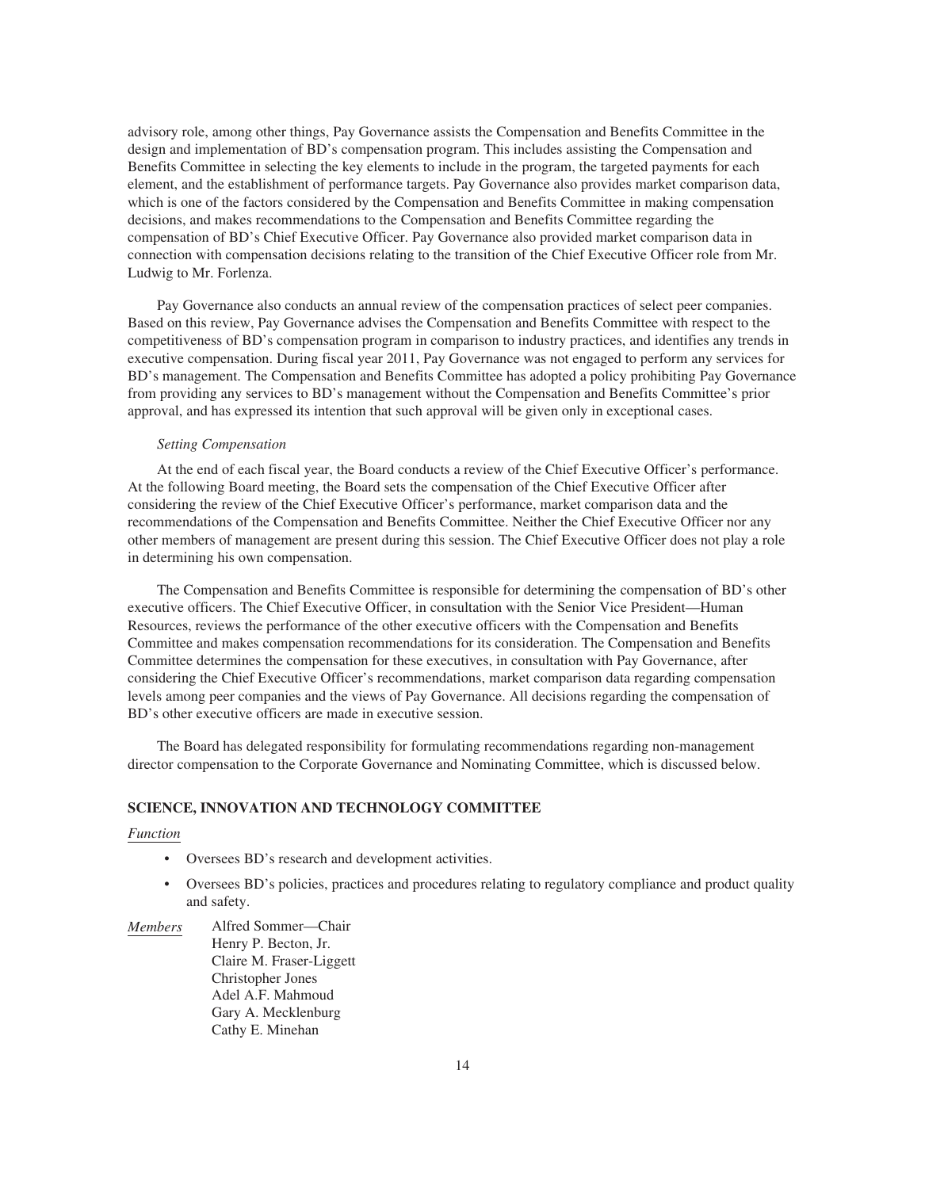advisory role, among other things, Pay Governance assists the Compensation and Benefits Committee in the design and implementation of BD's compensation program. This includes assisting the Compensation and Benefits Committee in selecting the key elements to include in the program, the targeted payments for each element, and the establishment of performance targets. Pay Governance also provides market comparison data, which is one of the factors considered by the Compensation and Benefits Committee in making compensation decisions, and makes recommendations to the Compensation and Benefits Committee regarding the compensation of BD's Chief Executive Officer. Pay Governance also provided market comparison data in connection with compensation decisions relating to the transition of the Chief Executive Officer role from Mr. Ludwig to Mr. Forlenza.

Pay Governance also conducts an annual review of the compensation practices of select peer companies. Based on this review, Pay Governance advises the Compensation and Benefits Committee with respect to the competitiveness of BD's compensation program in comparison to industry practices, and identifies any trends in executive compensation. During fiscal year 2011, Pay Governance was not engaged to perform any services for BD's management. The Compensation and Benefits Committee has adopted a policy prohibiting Pay Governance from providing any services to BD's management without the Compensation and Benefits Committee's prior approval, and has expressed its intention that such approval will be given only in exceptional cases.

*Setting Compensation*

At the end of each fiscal year, the Board conducts a review of the Chief Executive Officer's performance. At the following Board meeting, the Board sets the compensation of the Chief Executive Officer after considering the review of the Chief Executive Officer's performance, market comparison data and the recommendations of the Compensation and Benefits Committee. Neither the Chief Executive Officer nor any other members of management are present during this session. The Chief Executive Officer does not play a role in determining his own compensation.

The Compensation and Benefits Committee is responsible for determining the compensation of BD's other executive officers. The Chief Executive Officer, in consultation with the Senior Vice President—Human Resources, reviews the performance of the other executive officers with the Compensation and Benefits Committee and makes compensation recommendations for its consideration. The Compensation and Benefits Committee determines the compensation for these executives, in consultation with Pay Governance, after considering the Chief Executive Officer's recommendations, market comparison data regarding compensation levels among peer companies and the views of Pay Governance. All decisions regarding the compensation of BD's other executive officers are made in executive session.

The Board has delegated responsibility for formulating recommendations regarding non-management director compensation to the Corporate Governance and Nominating Committee, which is discussed below.

**SCIENCE, INNOVATION AND TECHNOLOGY COMMITTEE**

*Function*

- Oversees BD's research and development activities.
- Oversees BD's policies, practices and procedures relating to regulatory compliance and product quality and safety.

*Members*

Alfred Sommer—Chair
Henry P. Becton, Jr.
Claire M. Fraser-Liggett
Christopher Jones
Adel A.F. Mahmoud
Gary A. Mecklenburg
Cathy E. Minehan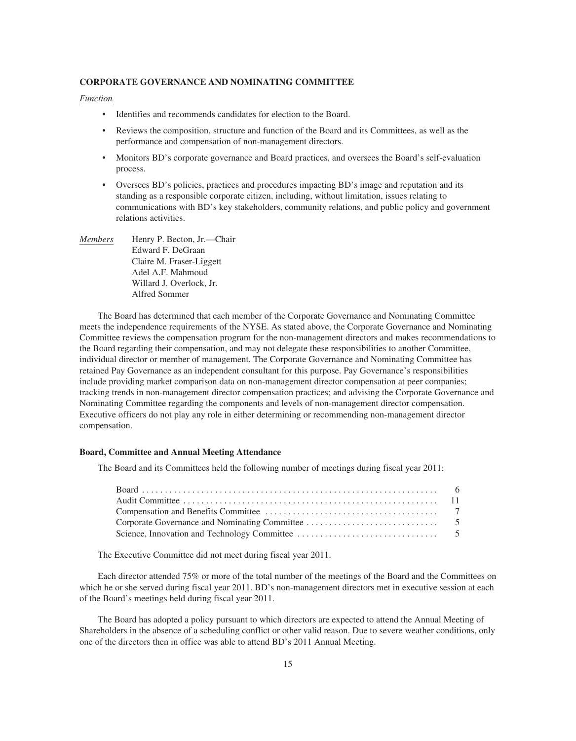### CORPORATE GOVERNANCE AND NOMINATING COMMITTEE

*Function*

- Identifies and recommends candidates for election to the Board.
- Reviews the composition, structure and function of the Board and its Committees, as well as the performance and compensation of non-management directors.
- Monitors BD's corporate governance and Board practices, and oversees the Board's self-evaluation process.
- Oversees BD's policies, practices and procedures impacting BD's image and reputation and its standing as a responsible corporate citizen, including, without limitation, issues relating to communications with BD's key stakeholders, community relations, and public policy and government relations activities.

*Members*

Henry P. Becton, Jr.—Chair
Edward F. DeGraan
Claire M. Fraser-Liggett
Adel A.F. Mahmoud
Willard J. Overlock, Jr.
Alfred Sommer

The Board has determined that each member of the Corporate Governance and Nominating Committee meets the independence requirements of the NYSE. As stated above, the Corporate Governance and Nominating Committee reviews the compensation program for the non-management directors and makes recommendations to the Board regarding their compensation, and may not delegate these responsibilities to another Committee, individual director or member of management. The Corporate Governance and Nominating Committee has retained Pay Governance as an independent consultant for this purpose. Pay Governance's responsibilities include providing market comparison data on non-management director compensation at peer companies; tracking trends in non-management director compensation practices; and advising the Corporate Governance and Nominating Committee regarding the components and levels of non-management director compensation. Executive officers do not play any role in either determining or recommending non-management director compensation.

### Board, Committee and Annual Meeting Attendance

The Board and its Committees held the following number of meetings during fiscal year 2011:

| | |
|---|---|
| Board | 6 |
| Audit Committee | 11 |
| Compensation and Benefits Committee | 7 |
| Corporate Governance and Nominating Committee | 5 |
| Science, Innovation and Technology Committee | 5 |

The Executive Committee did not meet during fiscal year 2011.

Each director attended 75% or more of the total number of the meetings of the Board and the Committees on which he or she served during fiscal year 2011. BD's non-management directors met in executive session at each of the Board's meetings held during fiscal year 2011.

The Board has adopted a policy pursuant to which directors are expected to attend the Annual Meeting of Shareholders in the absence of a scheduling conflict or other valid reason. Due to severe weather conditions, only one of the directors then in office was able to attend BD's 2011 Annual Meeting.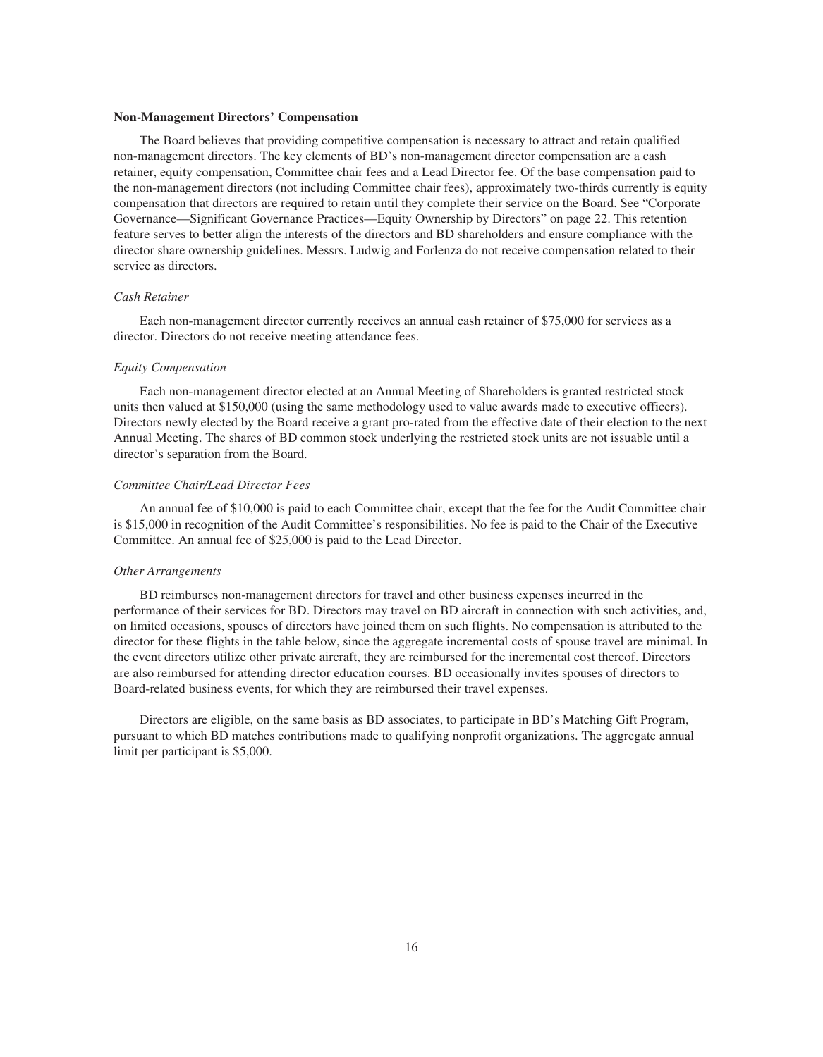### Non-Management Directors' Compensation

The Board believes that providing competitive compensation is necessary to attract and retain qualified non-management directors. The key elements of BD's non-management director compensation are a cash retainer, equity compensation, Committee chair fees and a Lead Director fee. Of the base compensation paid to the non-management directors (not including Committee chair fees), approximately two-thirds currently is equity compensation that directors are required to retain until they complete their service on the Board. See "Corporate Governance—Significant Governance Practices—Equity Ownership by Directors" on page 22. This retention feature serves to better align the interests of the directors and BD shareholders and ensure compliance with the director share ownership guidelines. Messrs. Ludwig and Forlenza do not receive compensation related to their service as directors.

*Cash Retainer*

Each non-management director currently receives an annual cash retainer of $75,000 for services as a director. Directors do not receive meeting attendance fees.

*Equity Compensation*

Each non-management director elected at an Annual Meeting of Shareholders is granted restricted stock units then valued at $150,000 (using the same methodology used to value awards made to executive officers). Directors newly elected by the Board receive a grant pro-rated from the effective date of their election to the next Annual Meeting. The shares of BD common stock underlying the restricted stock units are not issuable until a director's separation from the Board.

*Committee Chair/Lead Director Fees*

An annual fee of $10,000 is paid to each Committee chair, except that the fee for the Audit Committee chair is $15,000 in recognition of the Audit Committee's responsibilities. No fee is paid to the Chair of the Executive Committee. An annual fee of $25,000 is paid to the Lead Director.

*Other Arrangements*

BD reimburses non-management directors for travel and other business expenses incurred in the performance of their services for BD. Directors may travel on BD aircraft in connection with such activities, and, on limited occasions, spouses of directors have joined them on such flights. No compensation is attributed to the director for these flights in the table below, since the aggregate incremental costs of spouse travel are minimal. In the event directors utilize other private aircraft, they are reimbursed for the incremental cost thereof. Directors are also reimbursed for attending director education courses. BD occasionally invites spouses of directors to Board-related business events, for which they are reimbursed their travel expenses.

Directors are eligible, on the same basis as BD associates, to participate in BD's Matching Gift Program, pursuant to which BD matches contributions made to qualifying nonprofit organizations. The aggregate annual limit per participant is $5,000.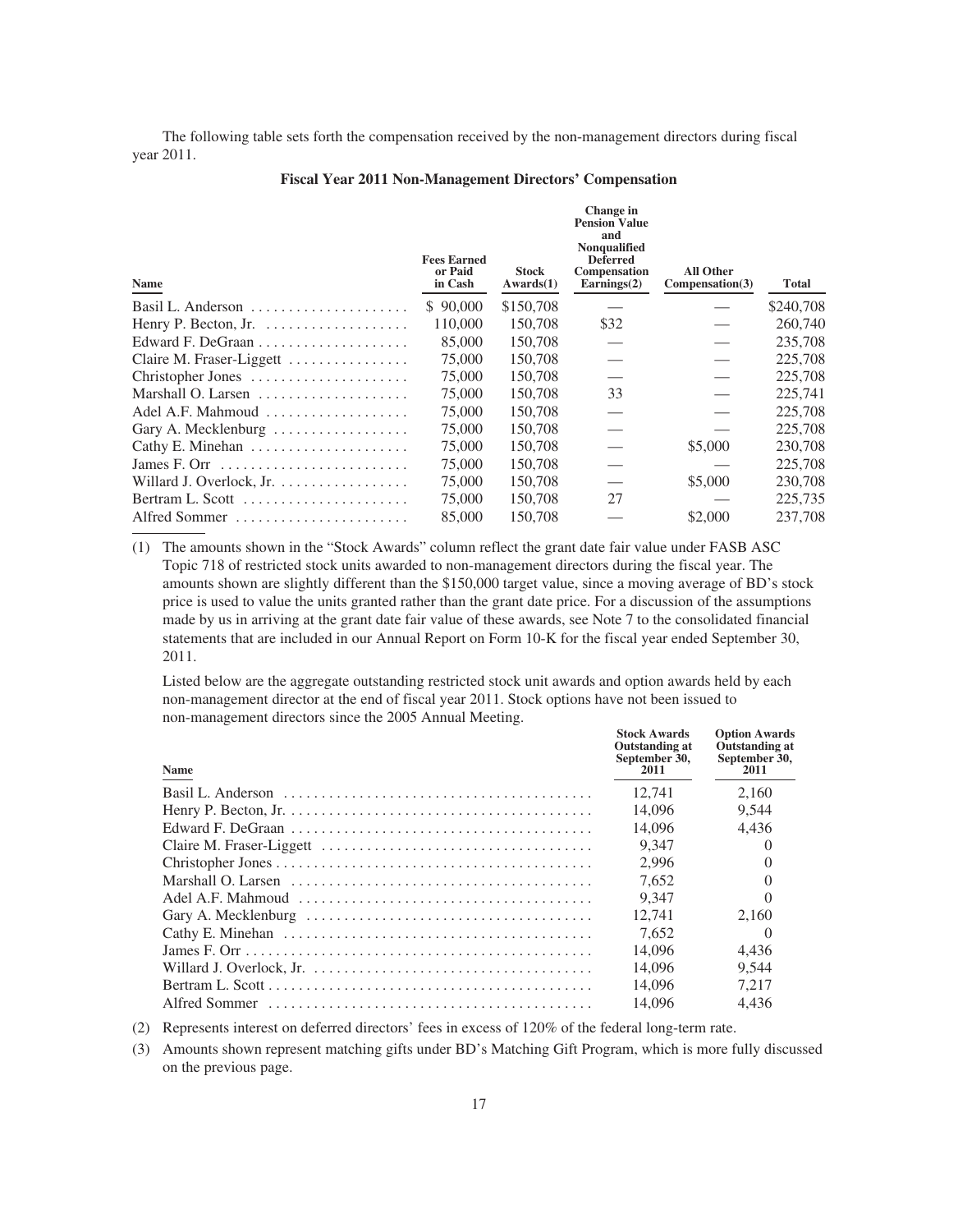The following table sets forth the compensation received by the non-management directors during fiscal year 2011.

**Fiscal Year 2011 Non-Management Directors' Compensation**

| Name | Fees Earned or Paid in Cash | Stock Awards(1) | Change in Pension Value and Nonqualified Deferred Compensation Earnings(2) | All Other Compensation(3) | Total |
|---|---|---|---|---|---|
| Basil L. Anderson | $ 90,000 | $150,708 | — | — | $240,708 |
| Henry P. Becton, Jr. | 110,000 | 150,708 | $32 | — | 260,740 |
| Edward F. DeGraan | 85,000 | 150,708 | — | — | 235,708 |
| Claire M. Fraser-Liggett | 75,000 | 150,708 | — | — | 225,708 |
| Christopher Jones | 75,000 | 150,708 | — | — | 225,708 |
| Marshall O. Larsen | 75,000 | 150,708 | 33 | — | 225,741 |
| Adel A.F. Mahmoud | 75,000 | 150,708 | — | — | 225,708 |
| Gary A. Mecklenburg | 75,000 | 150,708 | — | — | 225,708 |
| Cathy E. Minehan | 75,000 | 150,708 | — | $5,000 | 230,708 |
| James F. Orr | 75,000 | 150,708 | — | — | 225,708 |
| Willard J. Overlock, Jr. | 75,000 | 150,708 | — | $5,000 | 230,708 |
| Bertram L. Scott | 75,000 | 150,708 | 27 | — | 225,735 |
| Alfred Sommer | 85,000 | 150,708 | — | $2,000 | 237,708 |

(1) The amounts shown in the "Stock Awards" column reflect the grant date fair value under FASB ASC Topic 718 of restricted stock units awarded to non-management directors during the fiscal year. The amounts shown are slightly different than the $150,000 target value, since a moving average of BD's stock price is used to value the units granted rather than the grant date price. For a discussion of the assumptions made by us in arriving at the grant date fair value of these awards, see Note 7 to the consolidated financial statements that are included in our Annual Report on Form 10-K for the fiscal year ended September 30, 2011.

Listed below are the aggregate outstanding restricted stock unit awards and option awards held by each non-management director at the end of fiscal year 2011. Stock options have not been issued to non-management directors since the 2005 Annual Meeting.

| Name | Stock Awards Outstanding at September 30, 2011 | Option Awards Outstanding at September 30, 2011 |
|---|---|---|
| Basil L. Anderson | 12,741 | 2,160 |
| Henry P. Becton, Jr. | 14,096 | 9,544 |
| Edward F. DeGraan | 14,096 | 4,436 |
| Claire M. Fraser-Liggett | 9,347 | 0 |
| Christopher Jones | 2,996 | 0 |
| Marshall O. Larsen | 7,652 | 0 |
| Adel A.F. Mahmoud | 9,347 | 0 |
| Gary A. Mecklenburg | 12,741 | 2,160 |
| Cathy E. Minehan | 7,652 | 0 |
| James F. Orr | 14,096 | 4,436 |
| Willard J. Overlock, Jr. | 14,096 | 9,544 |
| Bertram L. Scott | 14,096 | 7,217 |
| Alfred Sommer | 14,096 | 4,436 |

(2) Represents interest on deferred directors' fees in excess of 120% of the federal long-term rate.

(3) Amounts shown represent matching gifts under BD's Matching Gift Program, which is more fully discussed on the previous page.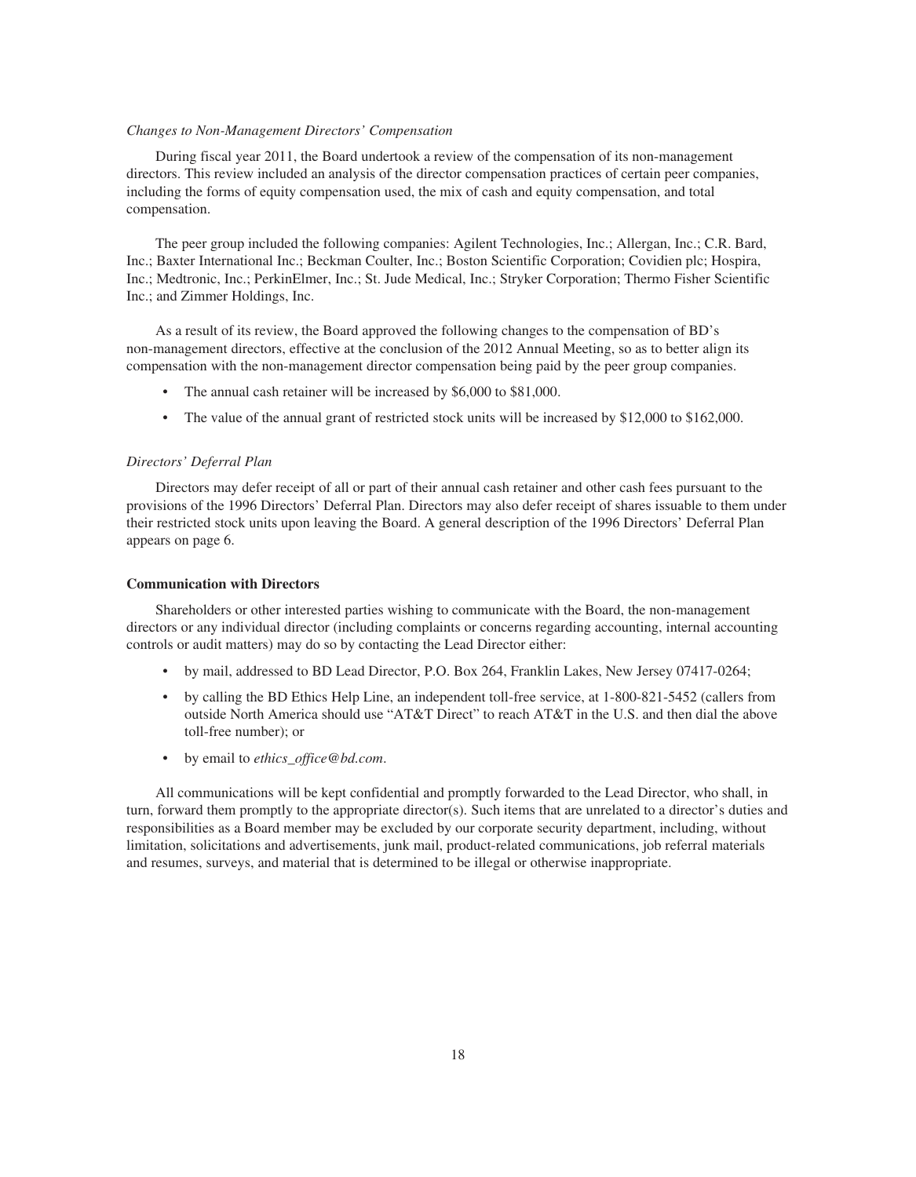*Changes to Non-Management Directors' Compensation*

During fiscal year 2011, the Board undertook a review of the compensation of its non-management directors. This review included an analysis of the director compensation practices of certain peer companies, including the forms of equity compensation used, the mix of cash and equity compensation, and total compensation.

The peer group included the following companies: Agilent Technologies, Inc.; Allergan, Inc.; C.R. Bard, Inc.; Baxter International Inc.; Beckman Coulter, Inc.; Boston Scientific Corporation; Covidien plc; Hospira, Inc.; Medtronic, Inc.; PerkinElmer, Inc.; St. Jude Medical, Inc.; Stryker Corporation; Thermo Fisher Scientific Inc.; and Zimmer Holdings, Inc.

As a result of its review, the Board approved the following changes to the compensation of BD's non-management directors, effective at the conclusion of the 2012 Annual Meeting, so as to better align its compensation with the non-management director compensation being paid by the peer group companies.

- The annual cash retainer will be increased by $6,000 to $81,000.
- The value of the annual grant of restricted stock units will be increased by $12,000 to $162,000.

*Directors' Deferral Plan*

Directors may defer receipt of all or part of their annual cash retainer and other cash fees pursuant to the provisions of the 1996 Directors' Deferral Plan. Directors may also defer receipt of shares issuable to them under their restricted stock units upon leaving the Board. A general description of the 1996 Directors' Deferral Plan appears on page 6.

**Communication with Directors**

Shareholders or other interested parties wishing to communicate with the Board, the non-management directors or any individual director (including complaints or concerns regarding accounting, internal accounting controls or audit matters) may do so by contacting the Lead Director either:

- by mail, addressed to BD Lead Director, P.O. Box 264, Franklin Lakes, New Jersey 07417-0264;
- by calling the BD Ethics Help Line, an independent toll-free service, at 1-800-821-5452 (callers from outside North America should use "AT&T Direct" to reach AT&T in the U.S. and then dial the above toll-free number); or
- by email to *ethics_office@bd.com*.

All communications will be kept confidential and promptly forwarded to the Lead Director, who shall, in turn, forward them promptly to the appropriate director(s). Such items that are unrelated to a director's duties and responsibilities as a Board member may be excluded by our corporate security department, including, without limitation, solicitations and advertisements, junk mail, product-related communications, job referral materials and resumes, surveys, and material that is determined to be illegal or otherwise inappropriate.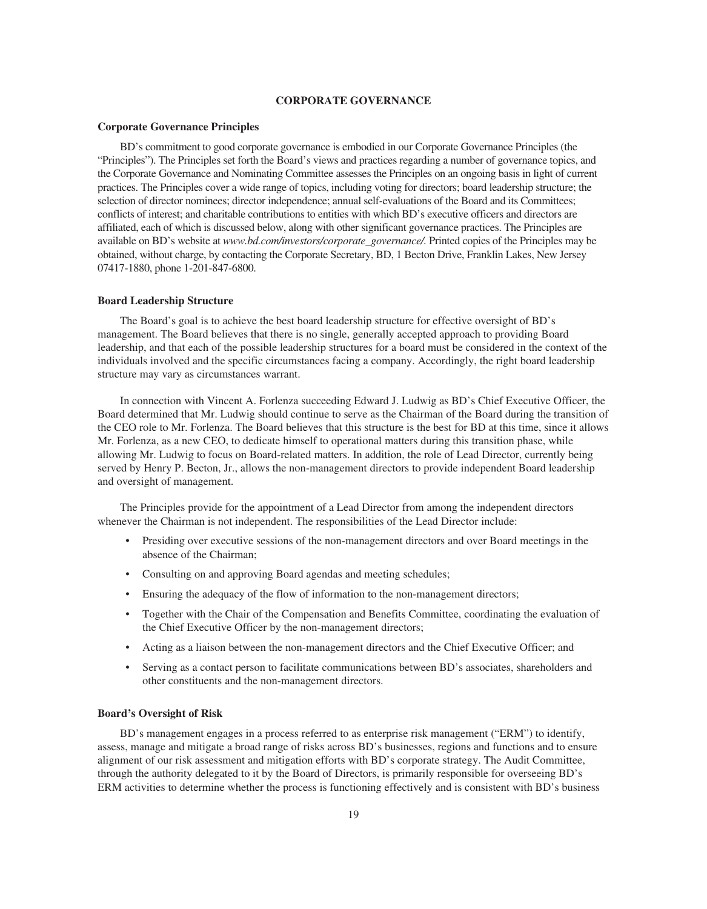# CORPORATE GOVERNANCE

## Corporate Governance Principles

BD's commitment to good corporate governance is embodied in our Corporate Governance Principles (the "Principles"). The Principles set forth the Board's views and practices regarding a number of governance topics, and the Corporate Governance and Nominating Committee assesses the Principles on an ongoing basis in light of current practices. The Principles cover a wide range of topics, including voting for directors; board leadership structure; the selection of director nominees; director independence; annual self-evaluations of the Board and its Committees; conflicts of interest; and charitable contributions to entities with which BD's executive officers and directors are affiliated, each of which is discussed below, along with other significant governance practices. The Principles are available on BD's website at *www.bd.com/investors/corporate_governance/*. Printed copies of the Principles may be obtained, without charge, by contacting the Corporate Secretary, BD, 1 Becton Drive, Franklin Lakes, New Jersey 07417-1880, phone 1-201-847-6800.

## Board Leadership Structure

The Board's goal is to achieve the best board leadership structure for effective oversight of BD's management. The Board believes that there is no single, generally accepted approach to providing Board leadership, and that each of the possible leadership structures for a board must be considered in the context of the individuals involved and the specific circumstances facing a company. Accordingly, the right board leadership structure may vary as circumstances warrant.

In connection with Vincent A. Forlenza succeeding Edward J. Ludwig as BD's Chief Executive Officer, the Board determined that Mr. Ludwig should continue to serve as the Chairman of the Board during the transition of the CEO role to Mr. Forlenza. The Board believes that this structure is the best for BD at this time, since it allows Mr. Forlenza, as a new CEO, to dedicate himself to operational matters during this transition phase, while allowing Mr. Ludwig to focus on Board-related matters. In addition, the role of Lead Director, currently being served by Henry P. Becton, Jr., allows the non-management directors to provide independent Board leadership and oversight of management.

The Principles provide for the appointment of a Lead Director from among the independent directors whenever the Chairman is not independent. The responsibilities of the Lead Director include:

- Presiding over executive sessions of the non-management directors and over Board meetings in the absence of the Chairman;
- Consulting on and approving Board agendas and meeting schedules;
- Ensuring the adequacy of the flow of information to the non-management directors;
- Together with the Chair of the Compensation and Benefits Committee, coordinating the evaluation of the Chief Executive Officer by the non-management directors;
- Acting as a liaison between the non-management directors and the Chief Executive Officer; and
- Serving as a contact person to facilitate communications between BD's associates, shareholders and other constituents and the non-management directors.

## Board's Oversight of Risk

BD's management engages in a process referred to as enterprise risk management ("ERM") to identify, assess, manage and mitigate a broad range of risks across BD's businesses, regions and functions and to ensure alignment of our risk assessment and mitigation efforts with BD's corporate strategy. The Audit Committee, through the authority delegated to it by the Board of Directors, is primarily responsible for overseeing BD's ERM activities to determine whether the process is functioning effectively and is consistent with BD's business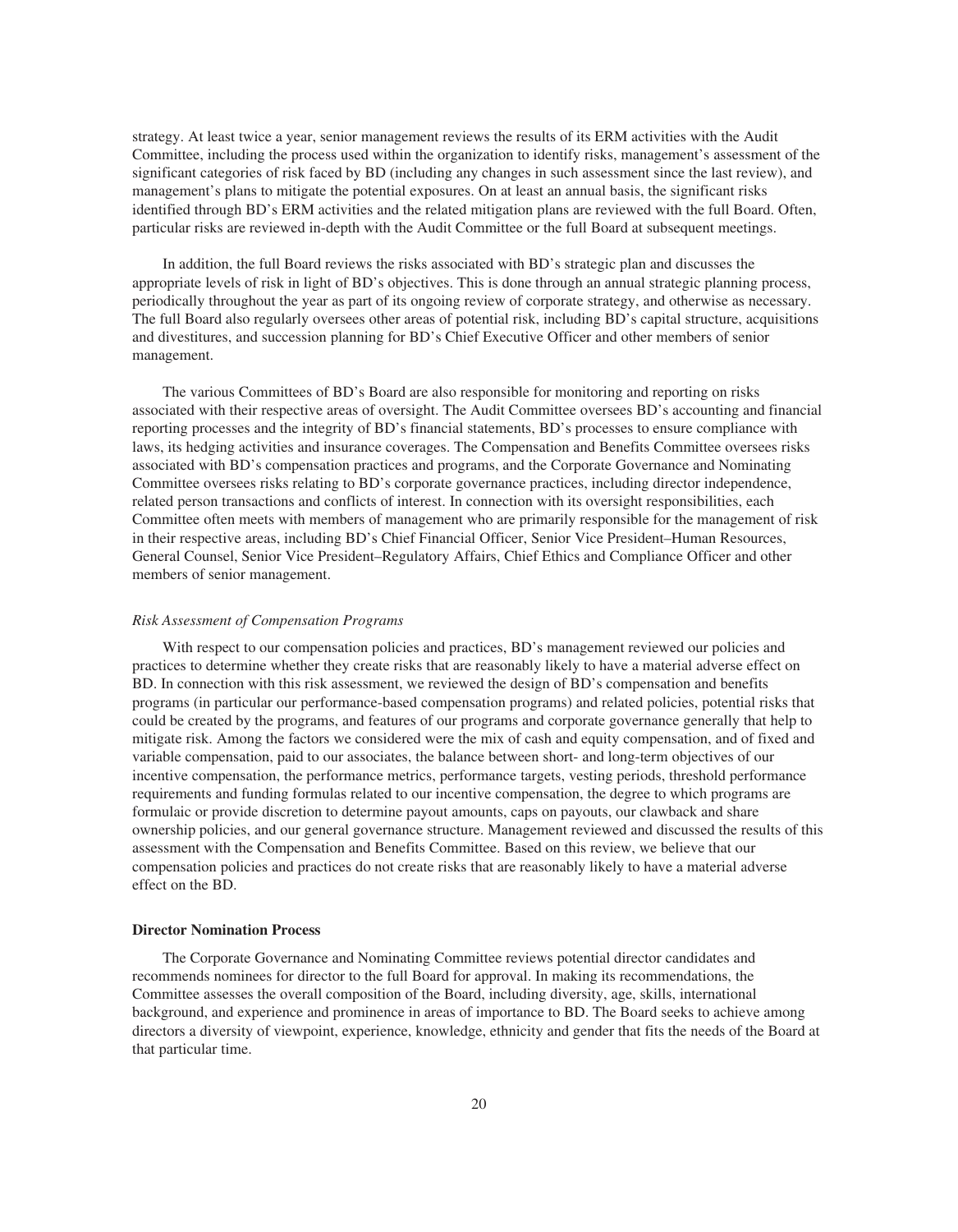strategy. At least twice a year, senior management reviews the results of its ERM activities with the Audit Committee, including the process used within the organization to identify risks, management's assessment of the significant categories of risk faced by BD (including any changes in such assessment since the last review), and management's plans to mitigate the potential exposures. On at least an annual basis, the significant risks identified through BD's ERM activities and the related mitigation plans are reviewed with the full Board. Often, particular risks are reviewed in-depth with the Audit Committee or the full Board at subsequent meetings.

In addition, the full Board reviews the risks associated with BD's strategic plan and discusses the appropriate levels of risk in light of BD's objectives. This is done through an annual strategic planning process, periodically throughout the year as part of its ongoing review of corporate strategy, and otherwise as necessary. The full Board also regularly oversees other areas of potential risk, including BD's capital structure, acquisitions and divestitures, and succession planning for BD's Chief Executive Officer and other members of senior management.

The various Committees of BD's Board are also responsible for monitoring and reporting on risks associated with their respective areas of oversight. The Audit Committee oversees BD's accounting and financial reporting processes and the integrity of BD's financial statements, BD's processes to ensure compliance with laws, its hedging activities and insurance coverages. The Compensation and Benefits Committee oversees risks associated with BD's compensation practices and programs, and the Corporate Governance and Nominating Committee oversees risks relating to BD's corporate governance practices, including director independence, related person transactions and conflicts of interest. In connection with its oversight responsibilities, each Committee often meets with members of management who are primarily responsible for the management of risk in their respective areas, including BD's Chief Financial Officer, Senior Vice President–Human Resources, General Counsel, Senior Vice President–Regulatory Affairs, Chief Ethics and Compliance Officer and other members of senior management.

*Risk Assessment of Compensation Programs*

With respect to our compensation policies and practices, BD's management reviewed our policies and practices to determine whether they create risks that are reasonably likely to have a material adverse effect on BD. In connection with this risk assessment, we reviewed the design of BD's compensation and benefits programs (in particular our performance-based compensation programs) and related policies, potential risks that could be created by the programs, and features of our programs and corporate governance generally that help to mitigate risk. Among the factors we considered were the mix of cash and equity compensation, and of fixed and variable compensation, paid to our associates, the balance between short- and long-term objectives of our incentive compensation, the performance metrics, performance targets, vesting periods, threshold performance requirements and funding formulas related to our incentive compensation, the degree to which programs are formulaic or provide discretion to determine payout amounts, caps on payouts, our clawback and share ownership policies, and our general governance structure. Management reviewed and discussed the results of this assessment with the Compensation and Benefits Committee. Based on this review, we believe that our compensation policies and practices do not create risks that are reasonably likely to have a material adverse effect on the BD.

**Director Nomination Process**

The Corporate Governance and Nominating Committee reviews potential director candidates and recommends nominees for director to the full Board for approval. In making its recommendations, the Committee assesses the overall composition of the Board, including diversity, age, skills, international background, and experience and prominence in areas of importance to BD. The Board seeks to achieve among directors a diversity of viewpoint, experience, knowledge, ethnicity and gender that fits the needs of the Board at that particular time.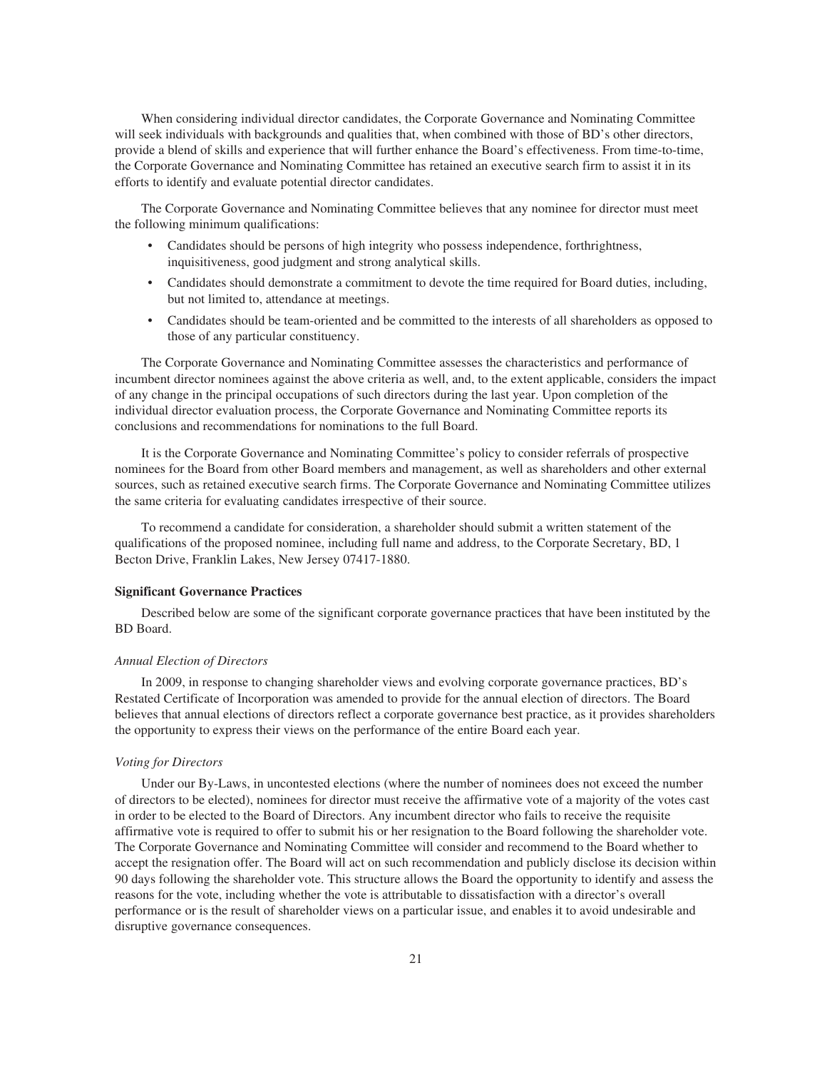When considering individual director candidates, the Corporate Governance and Nominating Committee will seek individuals with backgrounds and qualities that, when combined with those of BD's other directors, provide a blend of skills and experience that will further enhance the Board's effectiveness. From time-to-time, the Corporate Governance and Nominating Committee has retained an executive search firm to assist it in its efforts to identify and evaluate potential director candidates.

The Corporate Governance and Nominating Committee believes that any nominee for director must meet the following minimum qualifications:

- Candidates should be persons of high integrity who possess independence, forthrightness, inquisitiveness, good judgment and strong analytical skills.
- Candidates should demonstrate a commitment to devote the time required for Board duties, including, but not limited to, attendance at meetings.
- Candidates should be team-oriented and be committed to the interests of all shareholders as opposed to those of any particular constituency.

The Corporate Governance and Nominating Committee assesses the characteristics and performance of incumbent director nominees against the above criteria as well, and, to the extent applicable, considers the impact of any change in the principal occupations of such directors during the last year. Upon completion of the individual director evaluation process, the Corporate Governance and Nominating Committee reports its conclusions and recommendations for nominations to the full Board.

It is the Corporate Governance and Nominating Committee's policy to consider referrals of prospective nominees for the Board from other Board members and management, as well as shareholders and other external sources, such as retained executive search firms. The Corporate Governance and Nominating Committee utilizes the same criteria for evaluating candidates irrespective of their source.

To recommend a candidate for consideration, a shareholder should submit a written statement of the qualifications of the proposed nominee, including full name and address, to the Corporate Secretary, BD, 1 Becton Drive, Franklin Lakes, New Jersey 07417-1880.

**Significant Governance Practices**

Described below are some of the significant corporate governance practices that have been instituted by the BD Board.

*Annual Election of Directors*

In 2009, in response to changing shareholder views and evolving corporate governance practices, BD's Restated Certificate of Incorporation was amended to provide for the annual election of directors. The Board believes that annual elections of directors reflect a corporate governance best practice, as it provides shareholders the opportunity to express their views on the performance of the entire Board each year.

*Voting for Directors*

Under our By-Laws, in uncontested elections (where the number of nominees does not exceed the number of directors to be elected), nominees for director must receive the affirmative vote of a majority of the votes cast in order to be elected to the Board of Directors. Any incumbent director who fails to receive the requisite affirmative vote is required to offer to submit his or her resignation to the Board following the shareholder vote. The Corporate Governance and Nominating Committee will consider and recommend to the Board whether to accept the resignation offer. The Board will act on such recommendation and publicly disclose its decision within 90 days following the shareholder vote. This structure allows the Board the opportunity to identify and assess the reasons for the vote, including whether the vote is attributable to dissatisfaction with a director's overall performance or is the result of shareholder views on a particular issue, and enables it to avoid undesirable and disruptive governance consequences.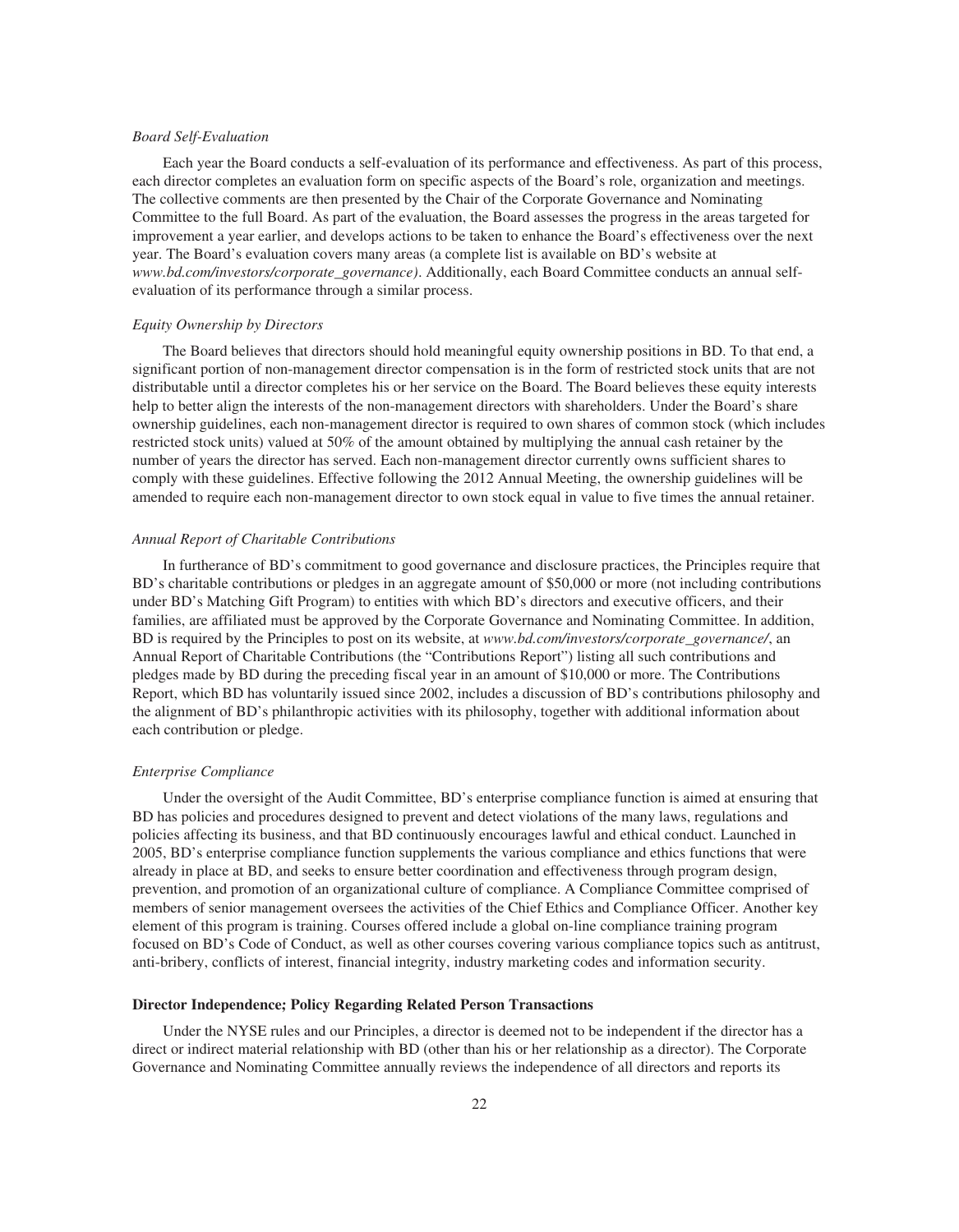*Board Self-Evaluation*

Each year the Board conducts a self-evaluation of its performance and effectiveness. As part of this process, each director completes an evaluation form on specific aspects of the Board's role, organization and meetings. The collective comments are then presented by the Chair of the Corporate Governance and Nominating Committee to the full Board. As part of the evaluation, the Board assesses the progress in the areas targeted for improvement a year earlier, and develops actions to be taken to enhance the Board's effectiveness over the next year. The Board's evaluation covers many areas (a complete list is available on BD's website at *www.bd.com/investors/corporate_governance)*. Additionally, each Board Committee conducts an annual self-evaluation of its performance through a similar process.

*Equity Ownership by Directors*

The Board believes that directors should hold meaningful equity ownership positions in BD. To that end, a significant portion of non-management director compensation is in the form of restricted stock units that are not distributable until a director completes his or her service on the Board. The Board believes these equity interests help to better align the interests of the non-management directors with shareholders. Under the Board's share ownership guidelines, each non-management director is required to own shares of common stock (which includes restricted stock units) valued at 50% of the amount obtained by multiplying the annual cash retainer by the number of years the director has served. Each non-management director currently owns sufficient shares to comply with these guidelines. Effective following the 2012 Annual Meeting, the ownership guidelines will be amended to require each non-management director to own stock equal in value to five times the annual retainer.

*Annual Report of Charitable Contributions*

In furtherance of BD's commitment to good governance and disclosure practices, the Principles require that BD's charitable contributions or pledges in an aggregate amount of $50,000 or more (not including contributions under BD's Matching Gift Program) to entities with which BD's directors and executive officers, and their families, are affiliated must be approved by the Corporate Governance and Nominating Committee. In addition, BD is required by the Principles to post on its website, at *www.bd.com/investors/corporate_governance/*, an Annual Report of Charitable Contributions (the "Contributions Report") listing all such contributions and pledges made by BD during the preceding fiscal year in an amount of $10,000 or more. The Contributions Report, which BD has voluntarily issued since 2002, includes a discussion of BD's contributions philosophy and the alignment of BD's philanthropic activities with its philosophy, together with additional information about each contribution or pledge.

*Enterprise Compliance*

Under the oversight of the Audit Committee, BD's enterprise compliance function is aimed at ensuring that BD has policies and procedures designed to prevent and detect violations of the many laws, regulations and policies affecting its business, and that BD continuously encourages lawful and ethical conduct. Launched in 2005, BD's enterprise compliance function supplements the various compliance and ethics functions that were already in place at BD, and seeks to ensure better coordination and effectiveness through program design, prevention, and promotion of an organizational culture of compliance. A Compliance Committee comprised of members of senior management oversees the activities of the Chief Ethics and Compliance Officer. Another key element of this program is training. Courses offered include a global on-line compliance training program focused on BD's Code of Conduct, as well as other courses covering various compliance topics such as antitrust, anti-bribery, conflicts of interest, financial integrity, industry marketing codes and information security.

**Director Independence; Policy Regarding Related Person Transactions**

Under the NYSE rules and our Principles, a director is deemed not to be independent if the director has a direct or indirect material relationship with BD (other than his or her relationship as a director). The Corporate Governance and Nominating Committee annually reviews the independence of all directors and reports its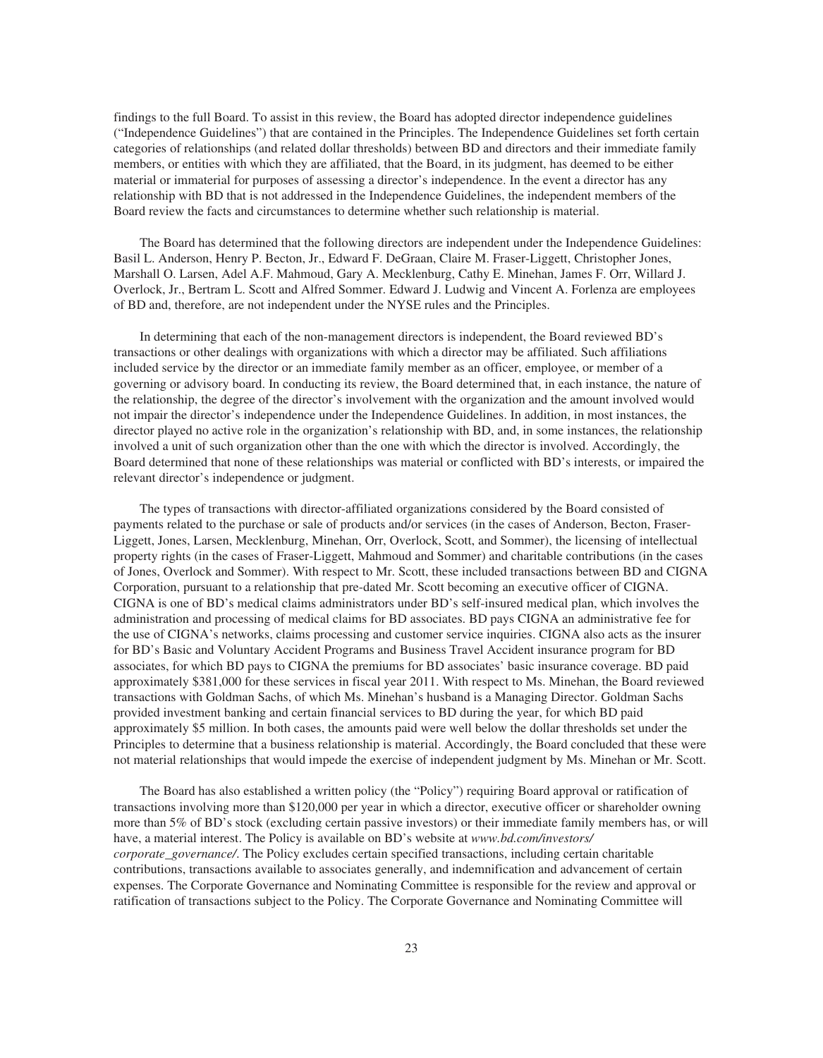findings to the full Board. To assist in this review, the Board has adopted director independence guidelines ("Independence Guidelines") that are contained in the Principles. The Independence Guidelines set forth certain categories of relationships (and related dollar thresholds) between BD and directors and their immediate family members, or entities with which they are affiliated, that the Board, in its judgment, has deemed to be either material or immaterial for purposes of assessing a director's independence. In the event a director has any relationship with BD that is not addressed in the Independence Guidelines, the independent members of the Board review the facts and circumstances to determine whether such relationship is material.

The Board has determined that the following directors are independent under the Independence Guidelines: Basil L. Anderson, Henry P. Becton, Jr., Edward F. DeGraan, Claire M. Fraser-Liggett, Christopher Jones, Marshall O. Larsen, Adel A.F. Mahmoud, Gary A. Mecklenburg, Cathy E. Minehan, James F. Orr, Willard J. Overlock, Jr., Bertram L. Scott and Alfred Sommer. Edward J. Ludwig and Vincent A. Forlenza are employees of BD and, therefore, are not independent under the NYSE rules and the Principles.

In determining that each of the non-management directors is independent, the Board reviewed BD's transactions or other dealings with organizations with which a director may be affiliated. Such affiliations included service by the director or an immediate family member as an officer, employee, or member of a governing or advisory board. In conducting its review, the Board determined that, in each instance, the nature of the relationship, the degree of the director's involvement with the organization and the amount involved would not impair the director's independence under the Independence Guidelines. In addition, in most instances, the director played no active role in the organization's relationship with BD, and, in some instances, the relationship involved a unit of such organization other than the one with which the director is involved. Accordingly, the Board determined that none of these relationships was material or conflicted with BD's interests, or impaired the relevant director's independence or judgment.

The types of transactions with director-affiliated organizations considered by the Board consisted of payments related to the purchase or sale of products and/or services (in the cases of Anderson, Becton, Fraser-Liggett, Jones, Larsen, Mecklenburg, Minehan, Orr, Overlock, Scott, and Sommer), the licensing of intellectual property rights (in the cases of Fraser-Liggett, Mahmoud and Sommer) and charitable contributions (in the cases of Jones, Overlock and Sommer). With respect to Mr. Scott, these included transactions between BD and CIGNA Corporation, pursuant to a relationship that pre-dated Mr. Scott becoming an executive officer of CIGNA. CIGNA is one of BD's medical claims administrators under BD's self-insured medical plan, which involves the administration and processing of medical claims for BD associates. BD pays CIGNA an administrative fee for the use of CIGNA's networks, claims processing and customer service inquiries. CIGNA also acts as the insurer for BD's Basic and Voluntary Accident Programs and Business Travel Accident insurance program for BD associates, for which BD pays to CIGNA the premiums for BD associates' basic insurance coverage. BD paid approximately $381,000 for these services in fiscal year 2011. With respect to Ms. Minehan, the Board reviewed transactions with Goldman Sachs, of which Ms. Minehan's husband is a Managing Director. Goldman Sachs provided investment banking and certain financial services to BD during the year, for which BD paid approximately $5 million. In both cases, the amounts paid were well below the dollar thresholds set under the Principles to determine that a business relationship is material. Accordingly, the Board concluded that these were not material relationships that would impede the exercise of independent judgment by Ms. Minehan or Mr. Scott.

The Board has also established a written policy (the "Policy") requiring Board approval or ratification of transactions involving more than $120,000 per year in which a director, executive officer or shareholder owning more than 5% of BD's stock (excluding certain passive investors) or their immediate family members has, or will have, a material interest. The Policy is available on BD's website at *www.bd.com/investors/corporate_governance/*. The Policy excludes certain specified transactions, including certain charitable contributions, transactions available to associates generally, and indemnification and advancement of certain expenses. The Corporate Governance and Nominating Committee is responsible for the review and approval or ratification of transactions subject to the Policy. The Corporate Governance and Nominating Committee will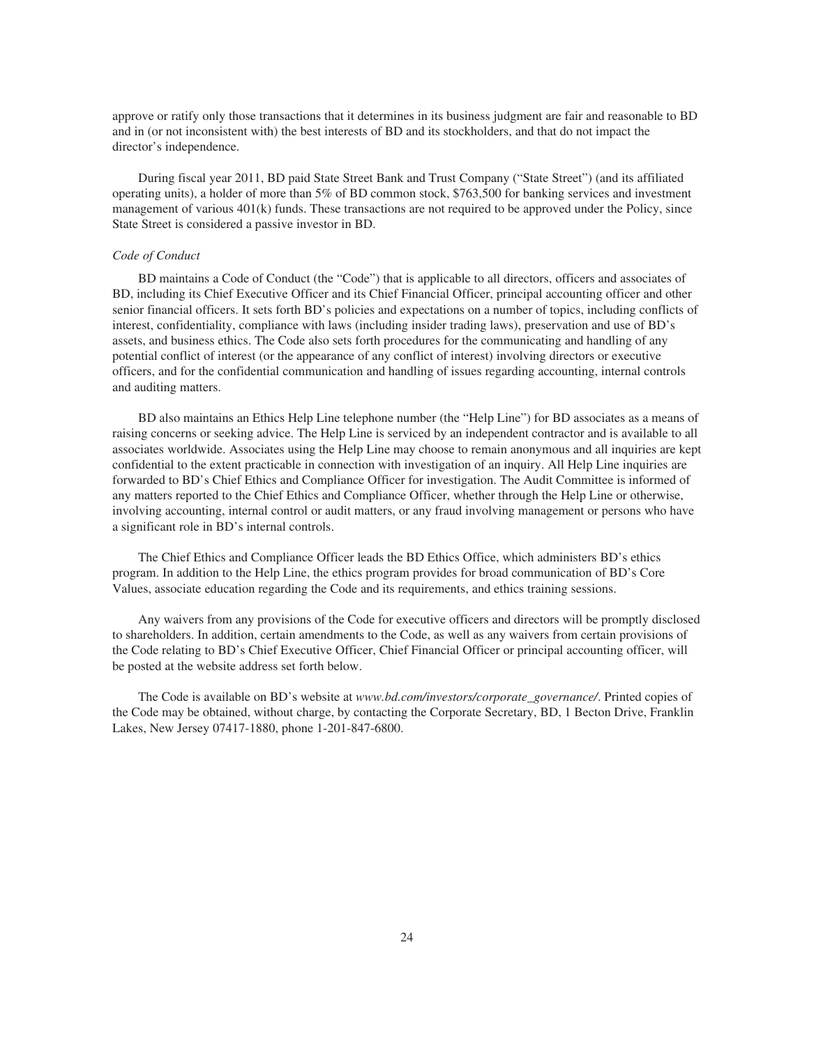approve or ratify only those transactions that it determines in its business judgment are fair and reasonable to BD and in (or not inconsistent with) the best interests of BD and its stockholders, and that do not impact the director's independence.

During fiscal year 2011, BD paid State Street Bank and Trust Company ("State Street") (and its affiliated operating units), a holder of more than 5% of BD common stock, $763,500 for banking services and investment management of various 401(k) funds. These transactions are not required to be approved under the Policy, since State Street is considered a passive investor in BD.

*Code of Conduct*

BD maintains a Code of Conduct (the "Code") that is applicable to all directors, officers and associates of BD, including its Chief Executive Officer and its Chief Financial Officer, principal accounting officer and other senior financial officers. It sets forth BD's policies and expectations on a number of topics, including conflicts of interest, confidentiality, compliance with laws (including insider trading laws), preservation and use of BD's assets, and business ethics. The Code also sets forth procedures for the communicating and handling of any potential conflict of interest (or the appearance of any conflict of interest) involving directors or executive officers, and for the confidential communication and handling of issues regarding accounting, internal controls and auditing matters.

BD also maintains an Ethics Help Line telephone number (the "Help Line") for BD associates as a means of raising concerns or seeking advice. The Help Line is serviced by an independent contractor and is available to all associates worldwide. Associates using the Help Line may choose to remain anonymous and all inquiries are kept confidential to the extent practicable in connection with investigation of an inquiry. All Help Line inquiries are forwarded to BD's Chief Ethics and Compliance Officer for investigation. The Audit Committee is informed of any matters reported to the Chief Ethics and Compliance Officer, whether through the Help Line or otherwise, involving accounting, internal control or audit matters, or any fraud involving management or persons who have a significant role in BD's internal controls.

The Chief Ethics and Compliance Officer leads the BD Ethics Office, which administers BD's ethics program. In addition to the Help Line, the ethics program provides for broad communication of BD's Core Values, associate education regarding the Code and its requirements, and ethics training sessions.

Any waivers from any provisions of the Code for executive officers and directors will be promptly disclosed to shareholders. In addition, certain amendments to the Code, as well as any waivers from certain provisions of the Code relating to BD's Chief Executive Officer, Chief Financial Officer or principal accounting officer, will be posted at the website address set forth below.

The Code is available on BD's website at *www.bd.com/investors/corporate_governance/*. Printed copies of the Code may be obtained, without charge, by contacting the Corporate Secretary, BD, 1 Becton Drive, Franklin Lakes, New Jersey 07417-1880, phone 1-201-847-6800.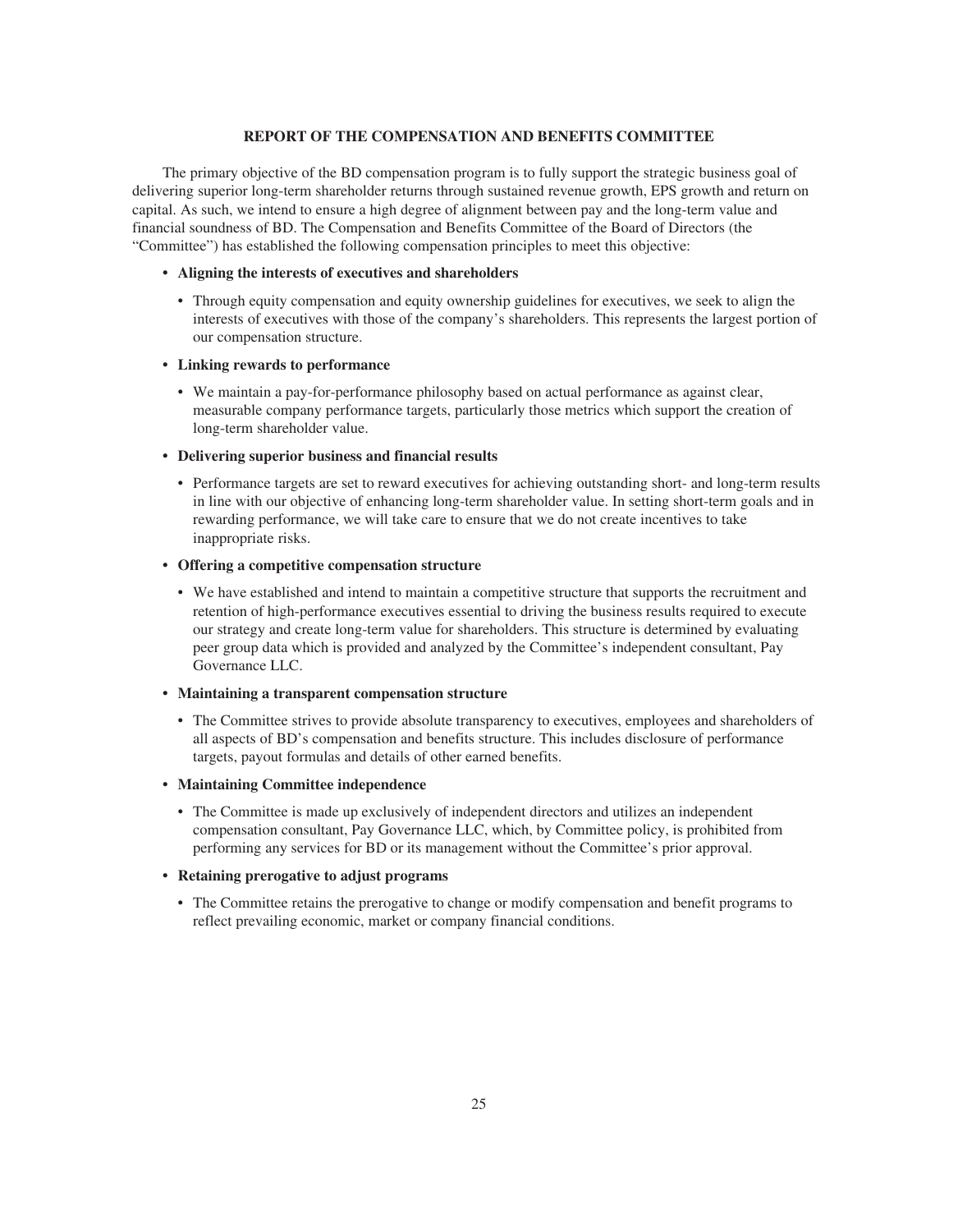## REPORT OF THE COMPENSATION AND BENEFITS COMMITTEE

The primary objective of the BD compensation program is to fully support the strategic business goal of delivering superior long-term shareholder returns through sustained revenue growth, EPS growth and return on capital. As such, we intend to ensure a high degree of alignment between pay and the long-term value and financial soundness of BD. The Compensation and Benefits Committee of the Board of Directors (the "Committee") has established the following compensation principles to meet this objective:

- **Aligning the interests of executives and shareholders**
  - Through equity compensation and equity ownership guidelines for executives, we seek to align the interests of executives with those of the company's shareholders. This represents the largest portion of our compensation structure.
- **Linking rewards to performance**
  - We maintain a pay-for-performance philosophy based on actual performance as against clear, measurable company performance targets, particularly those metrics which support the creation of long-term shareholder value.
- **Delivering superior business and financial results**
  - Performance targets are set to reward executives for achieving outstanding short- and long-term results in line with our objective of enhancing long-term shareholder value. In setting short-term goals and in rewarding performance, we will take care to ensure that we do not create incentives to take inappropriate risks.
- **Offering a competitive compensation structure**
  - We have established and intend to maintain a competitive structure that supports the recruitment and retention of high-performance executives essential to driving the business results required to execute our strategy and create long-term value for shareholders. This structure is determined by evaluating peer group data which is provided and analyzed by the Committee's independent consultant, Pay Governance LLC.
- **Maintaining a transparent compensation structure**
  - The Committee strives to provide absolute transparency to executives, employees and shareholders of all aspects of BD's compensation and benefits structure. This includes disclosure of performance targets, payout formulas and details of other earned benefits.
- **Maintaining Committee independence**
  - The Committee is made up exclusively of independent directors and utilizes an independent compensation consultant, Pay Governance LLC, which, by Committee policy, is prohibited from performing any services for BD or its management without the Committee's prior approval.
- **Retaining prerogative to adjust programs**
  - The Committee retains the prerogative to change or modify compensation and benefit programs to reflect prevailing economic, market or company financial conditions.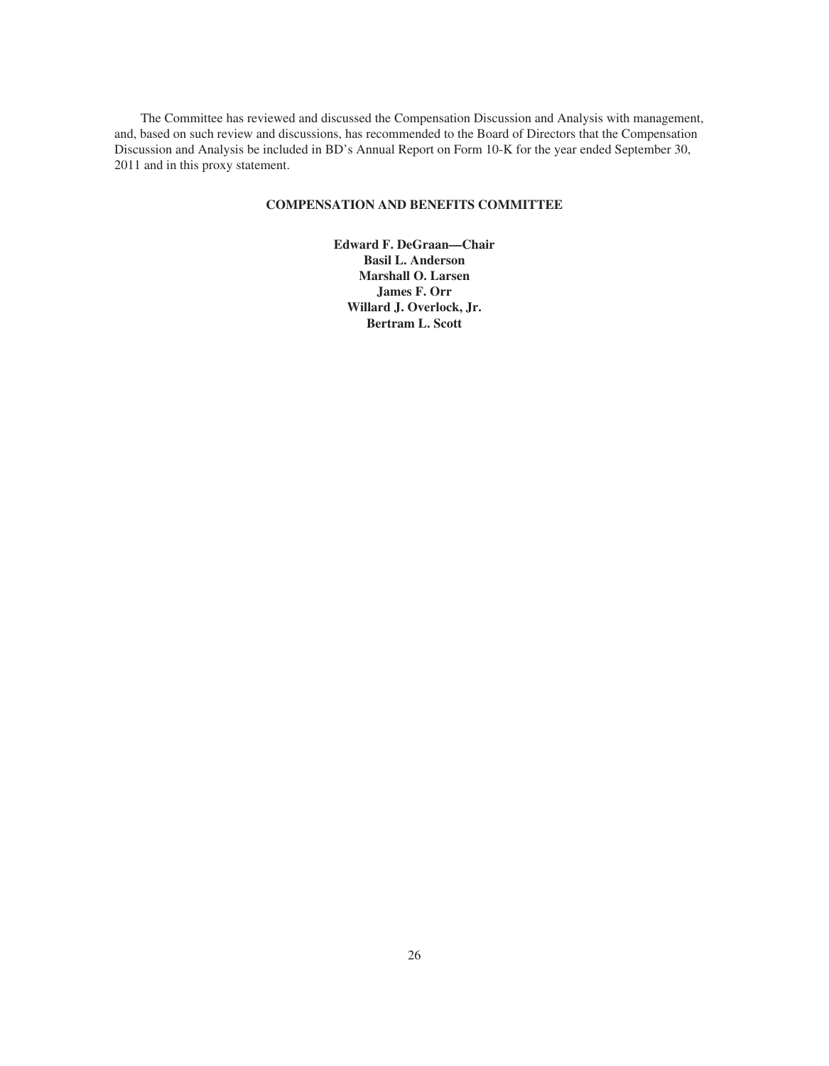The Committee has reviewed and discussed the Compensation Discussion and Analysis with management, and, based on such review and discussions, has recommended to the Board of Directors that the Compensation Discussion and Analysis be included in BD's Annual Report on Form 10-K for the year ended September 30, 2011 and in this proxy statement.

**COMPENSATION AND BENEFITS COMMITTEE**

**Edward F. DeGraan—Chair**
**Basil L. Anderson**
**Marshall O. Larsen**
**James F. Orr**
**Willard J. Overlock, Jr.**
**Bertram L. Scott**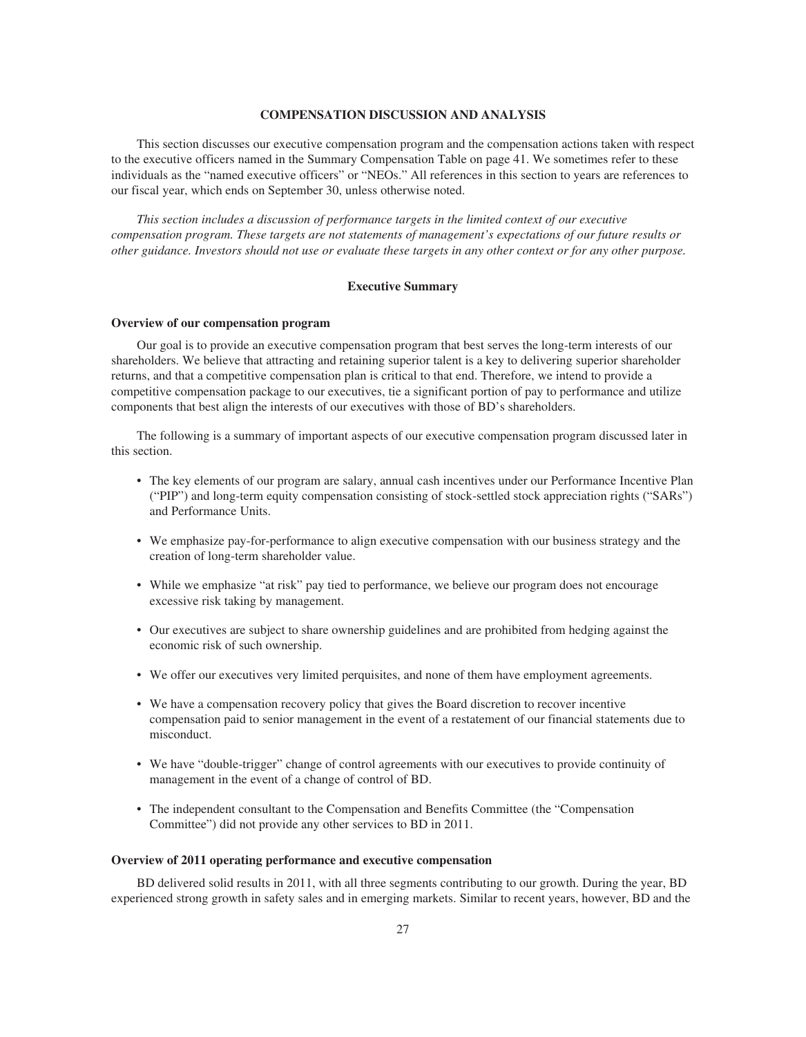## COMPENSATION DISCUSSION AND ANALYSIS

This section discusses our executive compensation program and the compensation actions taken with respect to the executive officers named in the Summary Compensation Table on page 41. We sometimes refer to these individuals as the "named executive officers" or "NEOs." All references in this section to years are references to our fiscal year, which ends on September 30, unless otherwise noted.

*This section includes a discussion of performance targets in the limited context of our executive compensation program. These targets are not statements of management's expectations of our future results or other guidance. Investors should not use or evaluate these targets in any other context or for any other purpose.*

### Executive Summary

#### Overview of our compensation program

Our goal is to provide an executive compensation program that best serves the long-term interests of our shareholders. We believe that attracting and retaining superior talent is a key to delivering superior shareholder returns, and that a competitive compensation plan is critical to that end. Therefore, we intend to provide a competitive compensation package to our executives, tie a significant portion of pay to performance and utilize components that best align the interests of our executives with those of BD's shareholders.

The following is a summary of important aspects of our executive compensation program discussed later in this section.

- The key elements of our program are salary, annual cash incentives under our Performance Incentive Plan ("PIP") and long-term equity compensation consisting of stock-settled stock appreciation rights ("SARs") and Performance Units.
- We emphasize pay-for-performance to align executive compensation with our business strategy and the creation of long-term shareholder value.
- While we emphasize "at risk" pay tied to performance, we believe our program does not encourage excessive risk taking by management.
- Our executives are subject to share ownership guidelines and are prohibited from hedging against the economic risk of such ownership.
- We offer our executives very limited perquisites, and none of them have employment agreements.
- We have a compensation recovery policy that gives the Board discretion to recover incentive compensation paid to senior management in the event of a restatement of our financial statements due to misconduct.
- We have "double-trigger" change of control agreements with our executives to provide continuity of management in the event of a change of control of BD.
- The independent consultant to the Compensation and Benefits Committee (the "Compensation Committee") did not provide any other services to BD in 2011.

#### Overview of 2011 operating performance and executive compensation

BD delivered solid results in 2011, with all three segments contributing to our growth. During the year, BD experienced strong growth in safety sales and in emerging markets. Similar to recent years, however, BD and the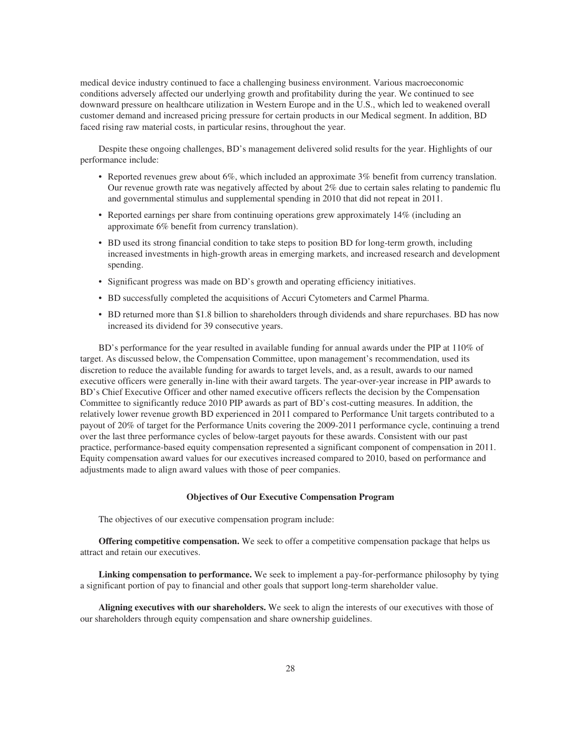medical device industry continued to face a challenging business environment. Various macroeconomic conditions adversely affected our underlying growth and profitability during the year. We continued to see downward pressure on healthcare utilization in Western Europe and in the U.S., which led to weakened overall customer demand and increased pricing pressure for certain products in our Medical segment. In addition, BD faced rising raw material costs, in particular resins, throughout the year.

Despite these ongoing challenges, BD's management delivered solid results for the year. Highlights of our performance include:

- Reported revenues grew about 6%, which included an approximate 3% benefit from currency translation. Our revenue growth rate was negatively affected by about 2% due to certain sales relating to pandemic flu and governmental stimulus and supplemental spending in 2010 that did not repeat in 2011.
- Reported earnings per share from continuing operations grew approximately 14% (including an approximate 6% benefit from currency translation).
- BD used its strong financial condition to take steps to position BD for long-term growth, including increased investments in high-growth areas in emerging markets, and increased research and development spending.
- Significant progress was made on BD's growth and operating efficiency initiatives.
- BD successfully completed the acquisitions of Accuri Cytometers and Carmel Pharma.
- BD returned more than $1.8 billion to shareholders through dividends and share repurchases. BD has now increased its dividend for 39 consecutive years.

BD's performance for the year resulted in available funding for annual awards under the PIP at 110% of target. As discussed below, the Compensation Committee, upon management's recommendation, used its discretion to reduce the available funding for awards to target levels, and, as a result, awards to our named executive officers were generally in-line with their award targets. The year-over-year increase in PIP awards to BD's Chief Executive Officer and other named executive officers reflects the decision by the Compensation Committee to significantly reduce 2010 PIP awards as part of BD's cost-cutting measures. In addition, the relatively lower revenue growth BD experienced in 2011 compared to Performance Unit targets contributed to a payout of 20% of target for the Performance Units covering the 2009-2011 performance cycle, continuing a trend over the last three performance cycles of below-target payouts for these awards. Consistent with our past practice, performance-based equity compensation represented a significant component of compensation in 2011. Equity compensation award values for our executives increased compared to 2010, based on performance and adjustments made to align award values with those of peer companies.

## Objectives of Our Executive Compensation Program

The objectives of our executive compensation program include:

**Offering competitive compensation.** We seek to offer a competitive compensation package that helps us attract and retain our executives.

**Linking compensation to performance.** We seek to implement a pay-for-performance philosophy by tying a significant portion of pay to financial and other goals that support long-term shareholder value.

**Aligning executives with our shareholders.** We seek to align the interests of our executives with those of our shareholders through equity compensation and share ownership guidelines.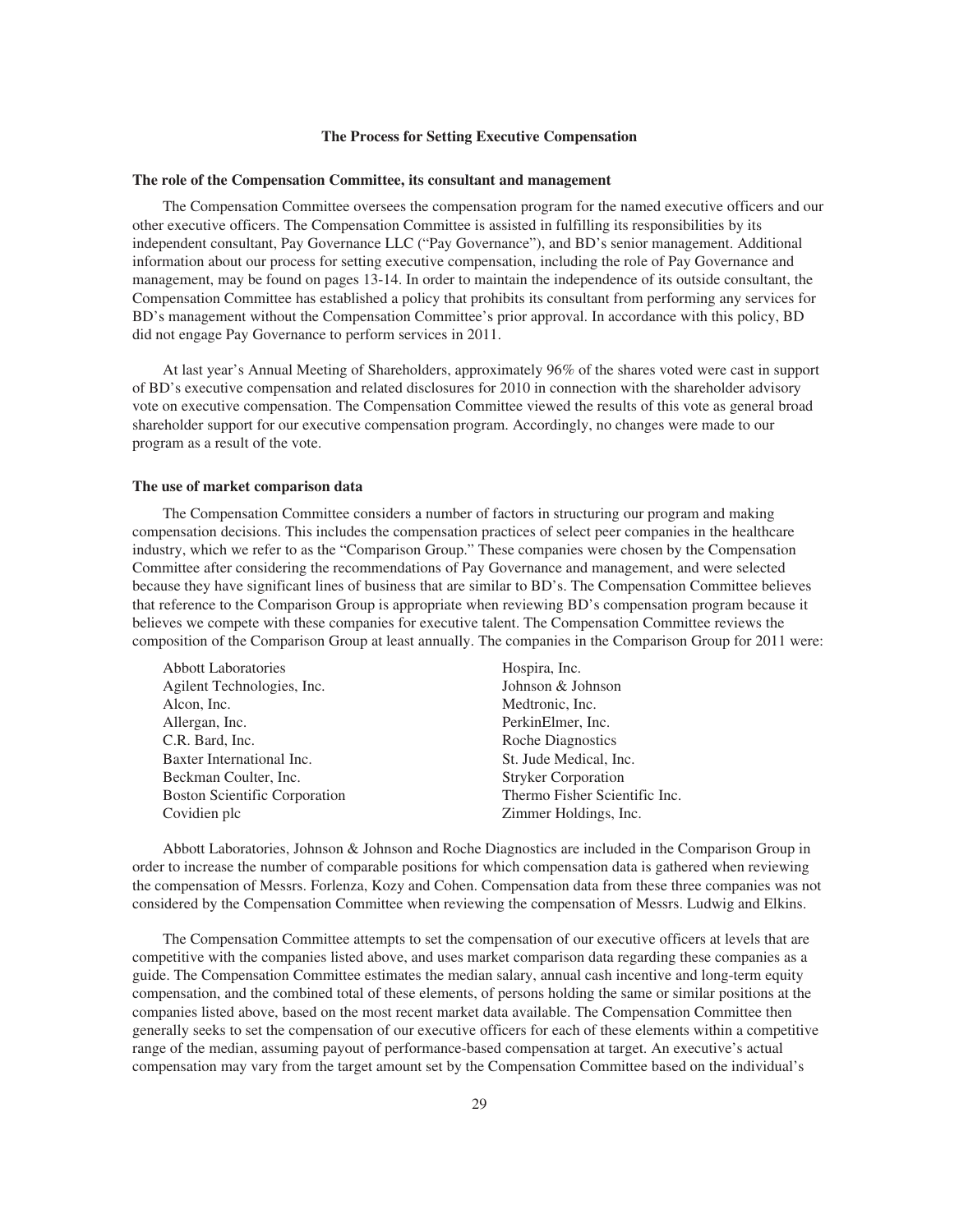## The Process for Setting Executive Compensation

### The role of the Compensation Committee, its consultant and management

The Compensation Committee oversees the compensation program for the named executive officers and our other executive officers. The Compensation Committee is assisted in fulfilling its responsibilities by its independent consultant, Pay Governance LLC ("Pay Governance"), and BD's senior management. Additional information about our process for setting executive compensation, including the role of Pay Governance and management, may be found on pages 13-14. In order to maintain the independence of its outside consultant, the Compensation Committee has established a policy that prohibits its consultant from performing any services for BD's management without the Compensation Committee's prior approval. In accordance with this policy, BD did not engage Pay Governance to perform services in 2011.

At last year's Annual Meeting of Shareholders, approximately 96% of the shares voted were cast in support of BD's executive compensation and related disclosures for 2010 in connection with the shareholder advisory vote on executive compensation. The Compensation Committee viewed the results of this vote as general broad shareholder support for our executive compensation program. Accordingly, no changes were made to our program as a result of the vote.

### The use of market comparison data

The Compensation Committee considers a number of factors in structuring our program and making compensation decisions. This includes the compensation practices of select peer companies in the healthcare industry, which we refer to as the "Comparison Group." These companies were chosen by the Compensation Committee after considering the recommendations of Pay Governance and management, and were selected because they have significant lines of business that are similar to BD's. The Compensation Committee believes that reference to the Comparison Group is appropriate when reviewing BD's compensation program because it believes we compete with these companies for executive talent. The Compensation Committee reviews the composition of the Comparison Group at least annually. The companies in the Comparison Group for 2011 were:

- Abbott Laboratories
- Agilent Technologies, Inc.
- Alcon, Inc.
- Allergan, Inc.
- C.R. Bard, Inc.
- Baxter International Inc.
- Beckman Coulter, Inc.
- Boston Scientific Corporation
- Covidien plc
- Hospira, Inc.
- Johnson & Johnson
- Medtronic, Inc.
- PerkinElmer, Inc.
- Roche Diagnostics
- St. Jude Medical, Inc.
- Stryker Corporation
- Thermo Fisher Scientific Inc.
- Zimmer Holdings, Inc.

Abbott Laboratories, Johnson & Johnson and Roche Diagnostics are included in the Comparison Group in order to increase the number of comparable positions for which compensation data is gathered when reviewing the compensation of Messrs. Forlenza, Kozy and Cohen. Compensation data from these three companies was not considered by the Compensation Committee when reviewing the compensation of Messrs. Ludwig and Elkins.

The Compensation Committee attempts to set the compensation of our executive officers at levels that are competitive with the companies listed above, and uses market comparison data regarding these companies as a guide. The Compensation Committee estimates the median salary, annual cash incentive and long-term equity compensation, and the combined total of these elements, of persons holding the same or similar positions at the companies listed above, based on the most recent market data available. The Compensation Committee then generally seeks to set the compensation of our executive officers for each of these elements within a competitive range of the median, assuming payout of performance-based compensation at target. An executive's actual compensation may vary from the target amount set by the Compensation Committee based on the individual's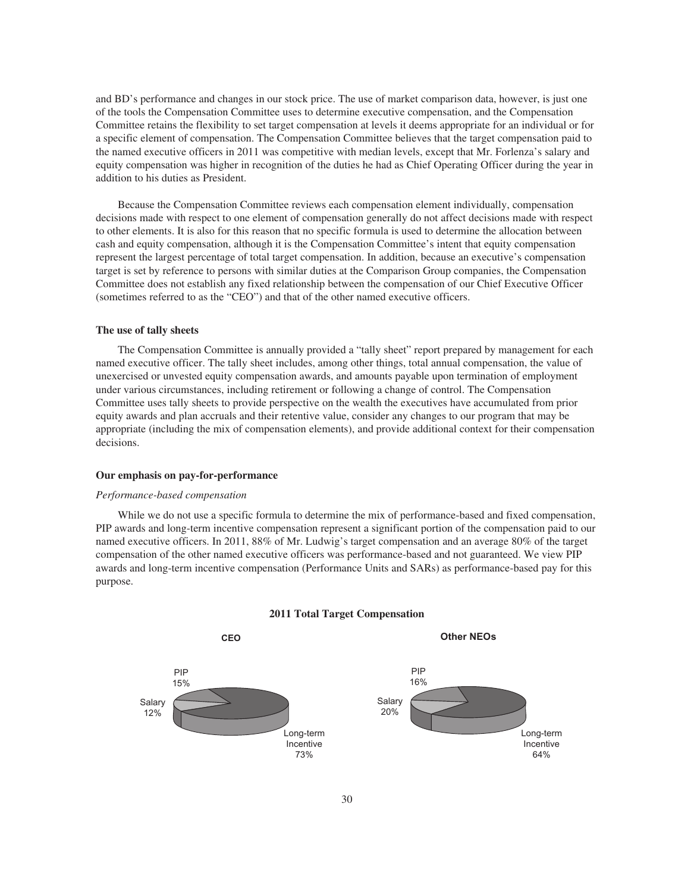and BD's performance and changes in our stock price. The use of market comparison data, however, is just one of the tools the Compensation Committee uses to determine executive compensation, and the Compensation Committee retains the flexibility to set target compensation at levels it deems appropriate for an individual or for a specific element of compensation. The Compensation Committee believes that the target compensation paid to the named executive officers in 2011 was competitive with median levels, except that Mr. Forlenza's salary and equity compensation was higher in recognition of the duties he had as Chief Operating Officer during the year in addition to his duties as President.

Because the Compensation Committee reviews each compensation element individually, compensation decisions made with respect to one element of compensation generally do not affect decisions made with respect to other elements. It is also for this reason that no specific formula is used to determine the allocation between cash and equity compensation, although it is the Compensation Committee's intent that equity compensation represent the largest percentage of total target compensation. In addition, because an executive's compensation target is set by reference to persons with similar duties at the Comparison Group companies, the Compensation Committee does not establish any fixed relationship between the compensation of our Chief Executive Officer (sometimes referred to as the "CEO") and that of the other named executive officers.

**The use of tally sheets**

The Compensation Committee is annually provided a "tally sheet" report prepared by management for each named executive officer. The tally sheet includes, among other things, total annual compensation, the value of unexercised or unvested equity compensation awards, and amounts payable upon termination of employment under various circumstances, including retirement or following a change of control. The Compensation Committee uses tally sheets to provide perspective on the wealth the executives have accumulated from prior equity awards and plan accruals and their retentive value, consider any changes to our program that may be appropriate (including the mix of compensation elements), and provide additional context for their compensation decisions.

**Our emphasis on pay-for-performance**

*Performance-based compensation*

While we do not use a specific formula to determine the mix of performance-based and fixed compensation, PIP awards and long-term incentive compensation represent a significant portion of the compensation paid to our named executive officers. In 2011, 88% of Mr. Ludwig's target compensation and an average 80% of the target compensation of the other named executive officers was performance-based and not guaranteed. We view PIP awards and long-term incentive compensation (Performance Units and SARs) as performance-based pay for this purpose.

**2011 Total Target Compensation**

| | CEO | Other NEOs |
|---|---|---|
| Salary | 12% | 20% |
| PIP | 15% | 16% |
| Long-term Incentive | 73% | 64% |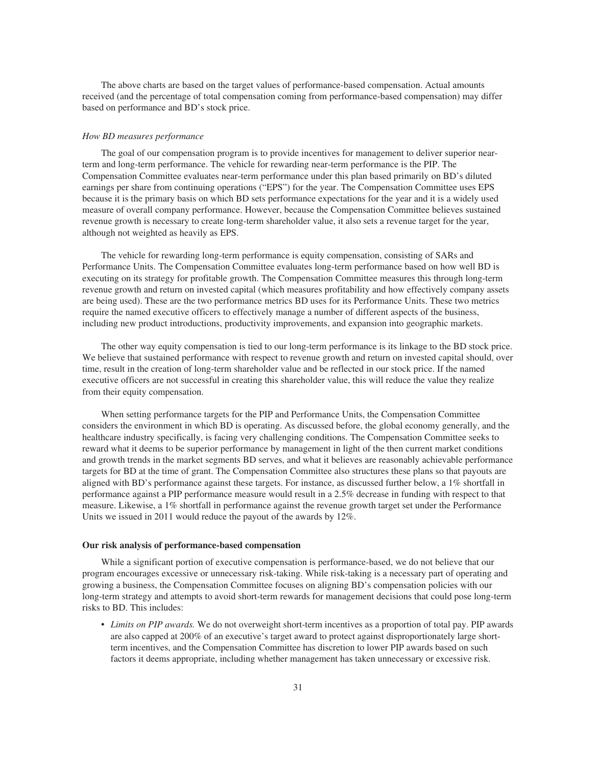The above charts are based on the target values of performance-based compensation. Actual amounts received (and the percentage of total compensation coming from performance-based compensation) may differ based on performance and BD's stock price.

*How BD measures performance*

The goal of our compensation program is to provide incentives for management to deliver superior near-term and long-term performance. The vehicle for rewarding near-term performance is the PIP. The Compensation Committee evaluates near-term performance under this plan based primarily on BD's diluted earnings per share from continuing operations ("EPS") for the year. The Compensation Committee uses EPS because it is the primary basis on which BD sets performance expectations for the year and it is a widely used measure of overall company performance. However, because the Compensation Committee believes sustained revenue growth is necessary to create long-term shareholder value, it also sets a revenue target for the year, although not weighted as heavily as EPS.

The vehicle for rewarding long-term performance is equity compensation, consisting of SARs and Performance Units. The Compensation Committee evaluates long-term performance based on how well BD is executing on its strategy for profitable growth. The Compensation Committee measures this through long-term revenue growth and return on invested capital (which measures profitability and how effectively company assets are being used). These are the two performance metrics BD uses for its Performance Units. These two metrics require the named executive officers to effectively manage a number of different aspects of the business, including new product introductions, productivity improvements, and expansion into geographic markets.

The other way equity compensation is tied to our long-term performance is its linkage to the BD stock price. We believe that sustained performance with respect to revenue growth and return on invested capital should, over time, result in the creation of long-term shareholder value and be reflected in our stock price. If the named executive officers are not successful in creating this shareholder value, this will reduce the value they realize from their equity compensation.

When setting performance targets for the PIP and Performance Units, the Compensation Committee considers the environment in which BD is operating. As discussed before, the global economy generally, and the healthcare industry specifically, is facing very challenging conditions. The Compensation Committee seeks to reward what it deems to be superior performance by management in light of the then current market conditions and growth trends in the market segments BD serves, and what it believes are reasonably achievable performance targets for BD at the time of grant. The Compensation Committee also structures these plans so that payouts are aligned with BD's performance against these targets. For instance, as discussed further below, a 1% shortfall in performance against a PIP performance measure would result in a 2.5% decrease in funding with respect to that measure. Likewise, a 1% shortfall in performance against the revenue growth target set under the Performance Units we issued in 2011 would reduce the payout of the awards by 12%.

**Our risk analysis of performance-based compensation**

While a significant portion of executive compensation is performance-based, we do not believe that our program encourages excessive or unnecessary risk-taking. While risk-taking is a necessary part of operating and growing a business, the Compensation Committee focuses on aligning BD's compensation policies with our long-term strategy and attempts to avoid short-term rewards for management decisions that could pose long-term risks to BD. This includes:

- *Limits on PIP awards.* We do not overweight short-term incentives as a proportion of total pay. PIP awards are also capped at 200% of an executive's target award to protect against disproportionately large short-term incentives, and the Compensation Committee has discretion to lower PIP awards based on such factors it deems appropriate, including whether management has taken unnecessary or excessive risk.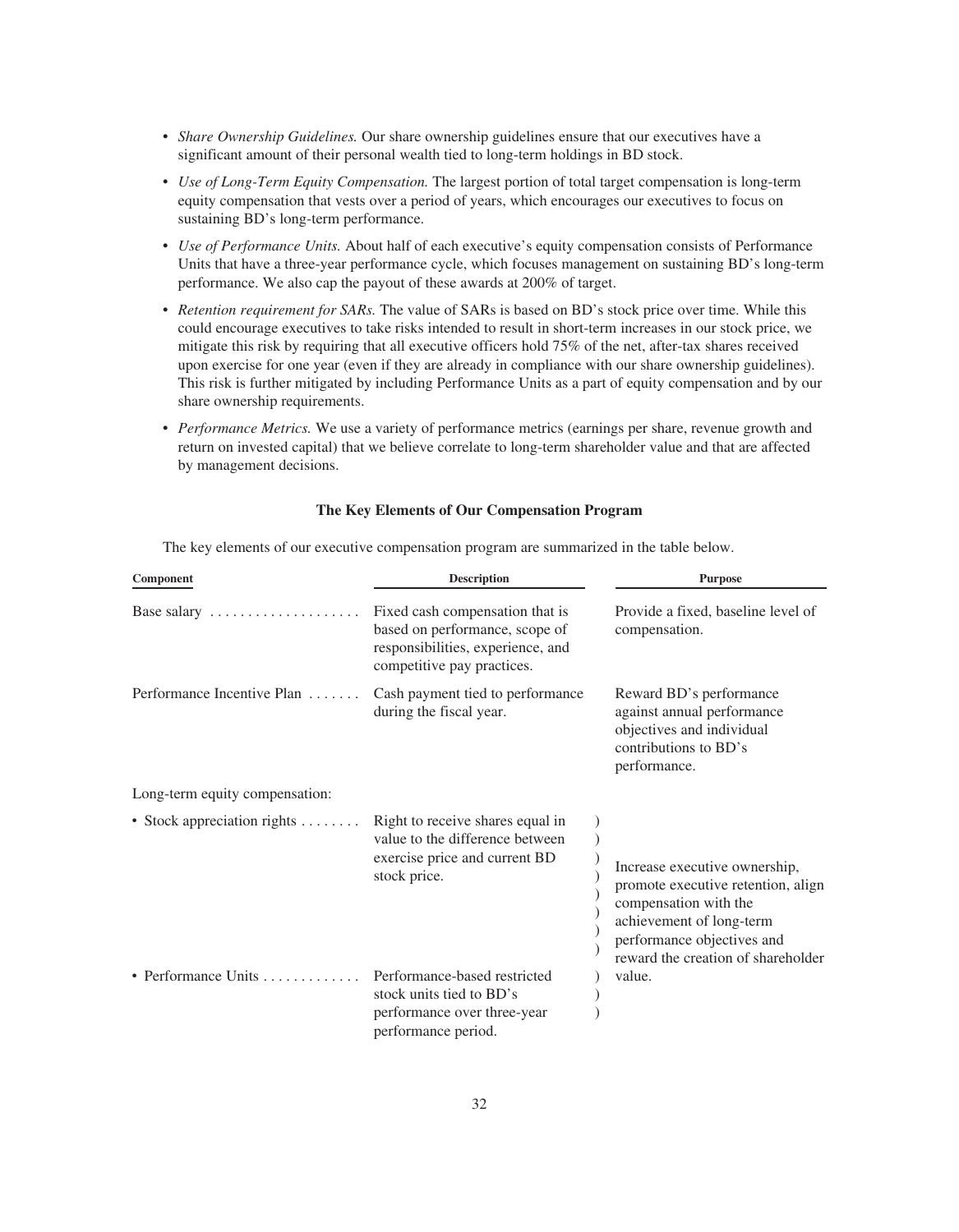- *Share Ownership Guidelines.* Our share ownership guidelines ensure that our executives have a significant amount of their personal wealth tied to long-term holdings in BD stock.
- *Use of Long-Term Equity Compensation.* The largest portion of total target compensation is long-term equity compensation that vests over a period of years, which encourages our executives to focus on sustaining BD's long-term performance.
- *Use of Performance Units.* About half of each executive's equity compensation consists of Performance Units that have a three-year performance cycle, which focuses management on sustaining BD's long-term performance. We also cap the payout of these awards at 200% of target.
- *Retention requirement for SARs.* The value of SARs is based on BD's stock price over time. While this could encourage executives to take risks intended to result in short-term increases in our stock price, we mitigate this risk by requiring that all executive officers hold 75% of the net, after-tax shares received upon exercise for one year (even if they are already in compliance with our share ownership guidelines). This risk is further mitigated by including Performance Units as a part of equity compensation and by our share ownership requirements.
- *Performance Metrics.* We use a variety of performance metrics (earnings per share, revenue growth and return on invested capital) that we believe correlate to long-term shareholder value and that are affected by management decisions.

**The Key Elements of Our Compensation Program**

The key elements of our executive compensation program are summarized in the table below.

| Component | Description | Purpose |
| --- | --- | --- |
| Base salary | Fixed cash compensation that is based on performance, scope of responsibilities, experience, and competitive pay practices. | Provide a fixed, baseline level of compensation. |
| Performance Incentive Plan | Cash payment tied to performance during the fiscal year. | Reward BD's performance against annual performance objectives and individual contributions to BD's performance. |
| Long-term equity compensation: | | |
| • Stock appreciation rights | Right to receive shares equal in value to the difference between exercise price and current BD stock price. | Increase executive ownership, promote executive retention, align compensation with the achievement of long-term performance objectives and reward the creation of shareholder value. |
| • Performance Units | Performance-based restricted stock units tied to BD's performance over three-year performance period. | |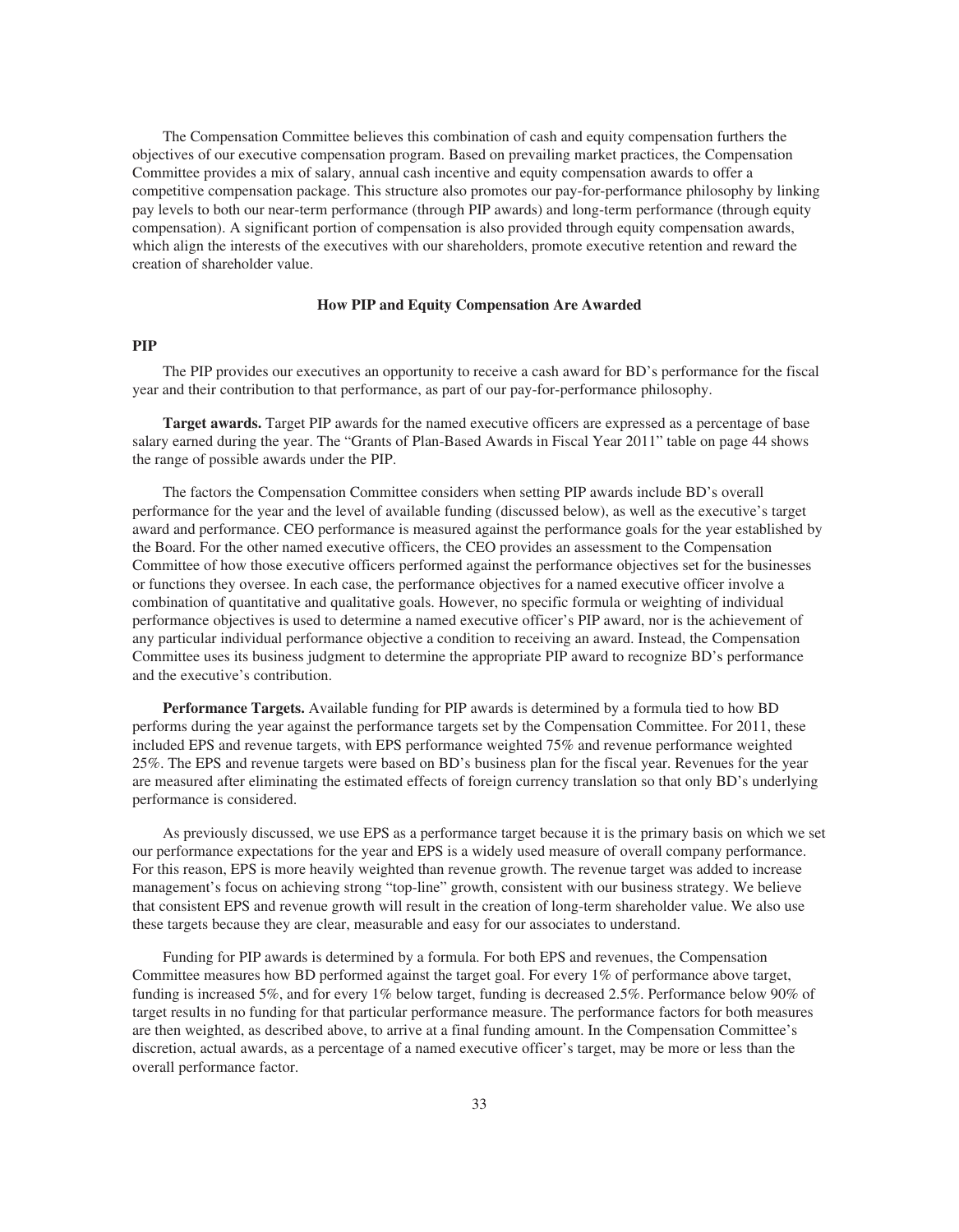The Compensation Committee believes this combination of cash and equity compensation furthers the objectives of our executive compensation program. Based on prevailing market practices, the Compensation Committee provides a mix of salary, annual cash incentive and equity compensation awards to offer a competitive compensation package. This structure also promotes our pay-for-performance philosophy by linking pay levels to both our near-term performance (through PIP awards) and long-term performance (through equity compensation). A significant portion of compensation is also provided through equity compensation awards, which align the interests of the executives with our shareholders, promote executive retention and reward the creation of shareholder value.

## How PIP and Equity Compensation Are Awarded

### PIP

The PIP provides our executives an opportunity to receive a cash award for BD's performance for the fiscal year and their contribution to that performance, as part of our pay-for-performance philosophy.

**Target awards.** Target PIP awards for the named executive officers are expressed as a percentage of base salary earned during the year. The "Grants of Plan-Based Awards in Fiscal Year 2011" table on page 44 shows the range of possible awards under the PIP.

The factors the Compensation Committee considers when setting PIP awards include BD's overall performance for the year and the level of available funding (discussed below), as well as the executive's target award and performance. CEO performance is measured against the performance goals for the year established by the Board. For the other named executive officers, the CEO provides an assessment to the Compensation Committee of how those executive officers performed against the performance objectives set for the businesses or functions they oversee. In each case, the performance objectives for a named executive officer involve a combination of quantitative and qualitative goals. However, no specific formula or weighting of individual performance objectives is used to determine a named executive officer's PIP award, nor is the achievement of any particular individual performance objective a condition to receiving an award. Instead, the Compensation Committee uses its business judgment to determine the appropriate PIP award to recognize BD's performance and the executive's contribution.

**Performance Targets.** Available funding for PIP awards is determined by a formula tied to how BD performs during the year against the performance targets set by the Compensation Committee. For 2011, these included EPS and revenue targets, with EPS performance weighted 75% and revenue performance weighted 25%. The EPS and revenue targets were based on BD's business plan for the fiscal year. Revenues for the year are measured after eliminating the estimated effects of foreign currency translation so that only BD's underlying performance is considered.

As previously discussed, we use EPS as a performance target because it is the primary basis on which we set our performance expectations for the year and EPS is a widely used measure of overall company performance. For this reason, EPS is more heavily weighted than revenue growth. The revenue target was added to increase management's focus on achieving strong "top-line" growth, consistent with our business strategy. We believe that consistent EPS and revenue growth will result in the creation of long-term shareholder value. We also use these targets because they are clear, measurable and easy for our associates to understand.

Funding for PIP awards is determined by a formula. For both EPS and revenues, the Compensation Committee measures how BD performed against the target goal. For every 1% of performance above target, funding is increased 5%, and for every 1% below target, funding is decreased 2.5%. Performance below 90% of target results in no funding for that particular performance measure. The performance factors for both measures are then weighted, as described above, to arrive at a final funding amount. In the Compensation Committee's discretion, actual awards, as a percentage of a named executive officer's target, may be more or less than the overall performance factor.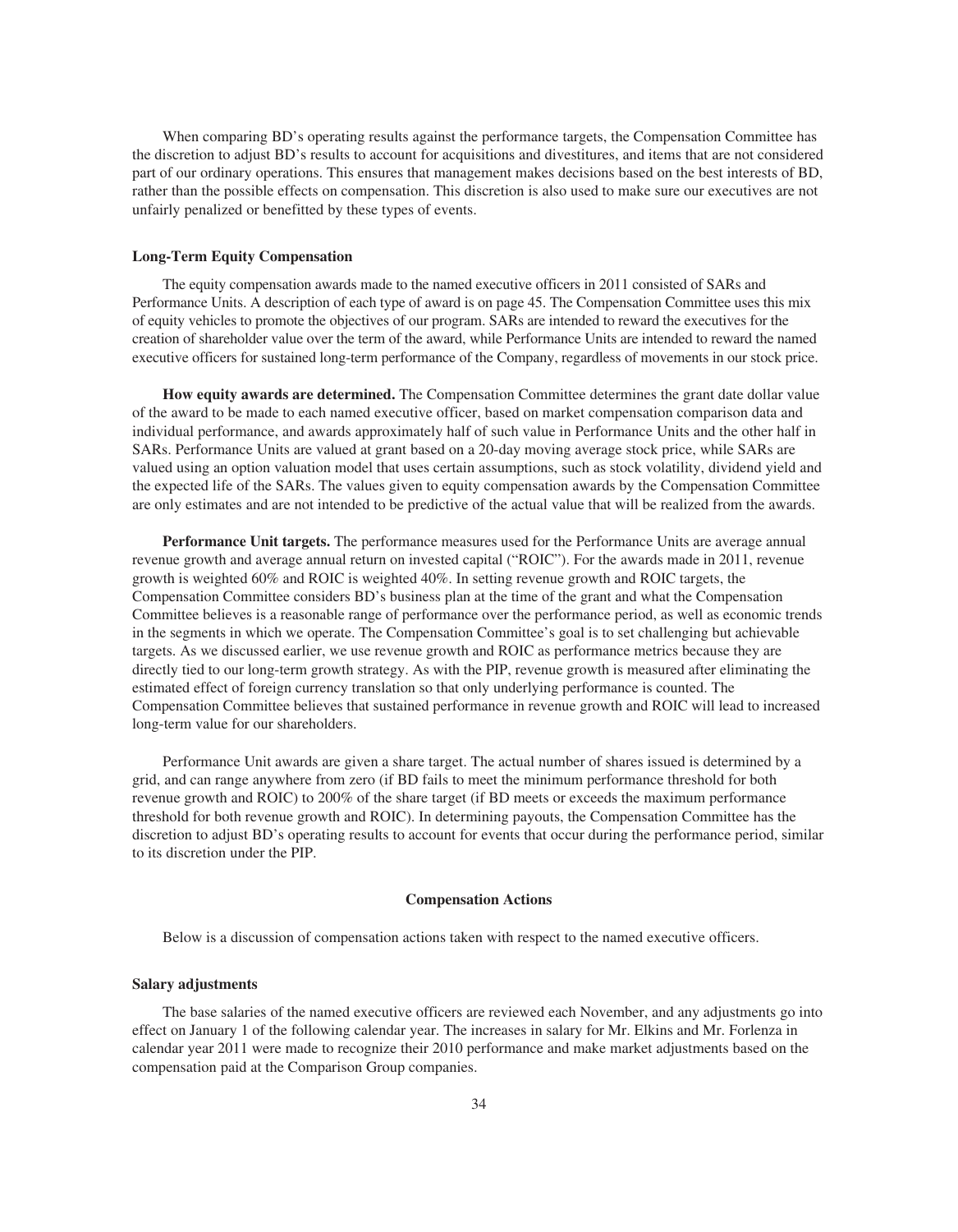When comparing BD's operating results against the performance targets, the Compensation Committee has the discretion to adjust BD's results to account for acquisitions and divestitures, and items that are not considered part of our ordinary operations. This ensures that management makes decisions based on the best interests of BD, rather than the possible effects on compensation. This discretion is also used to make sure our executives are not unfairly penalized or benefitted by these types of events.

### Long-Term Equity Compensation

The equity compensation awards made to the named executive officers in 2011 consisted of SARs and Performance Units. A description of each type of award is on page 45. The Compensation Committee uses this mix of equity vehicles to promote the objectives of our program. SARs are intended to reward the executives for the creation of shareholder value over the term of the award, while Performance Units are intended to reward the named executive officers for sustained long-term performance of the Company, regardless of movements in our stock price.

**How equity awards are determined.** The Compensation Committee determines the grant date dollar value of the award to be made to each named executive officer, based on market compensation comparison data and individual performance, and awards approximately half of such value in Performance Units and the other half in SARs. Performance Units are valued at grant based on a 20-day moving average stock price, while SARs are valued using an option valuation model that uses certain assumptions, such as stock volatility, dividend yield and the expected life of the SARs. The values given to equity compensation awards by the Compensation Committee are only estimates and are not intended to be predictive of the actual value that will be realized from the awards.

**Performance Unit targets.** The performance measures used for the Performance Units are average annual revenue growth and average annual return on invested capital ("ROIC"). For the awards made in 2011, revenue growth is weighted 60% and ROIC is weighted 40%. In setting revenue growth and ROIC targets, the Compensation Committee considers BD's business plan at the time of the grant and what the Compensation Committee believes is a reasonable range of performance over the performance period, as well as economic trends in the segments in which we operate. The Compensation Committee's goal is to set challenging but achievable targets. As we discussed earlier, we use revenue growth and ROIC as performance metrics because they are directly tied to our long-term growth strategy. As with the PIP, revenue growth is measured after eliminating the estimated effect of foreign currency translation so that only underlying performance is counted. The Compensation Committee believes that sustained performance in revenue growth and ROIC will lead to increased long-term value for our shareholders.

Performance Unit awards are given a share target. The actual number of shares issued is determined by a grid, and can range anywhere from zero (if BD fails to meet the minimum performance threshold for both revenue growth and ROIC) to 200% of the share target (if BD meets or exceeds the maximum performance threshold for both revenue growth and ROIC). In determining payouts, the Compensation Committee has the discretion to adjust BD's operating results to account for events that occur during the performance period, similar to its discretion under the PIP.

## Compensation Actions

Below is a discussion of compensation actions taken with respect to the named executive officers.

### Salary adjustments

The base salaries of the named executive officers are reviewed each November, and any adjustments go into effect on January 1 of the following calendar year. The increases in salary for Mr. Elkins and Mr. Forlenza in calendar year 2011 were made to recognize their 2010 performance and make market adjustments based on the compensation paid at the Comparison Group companies.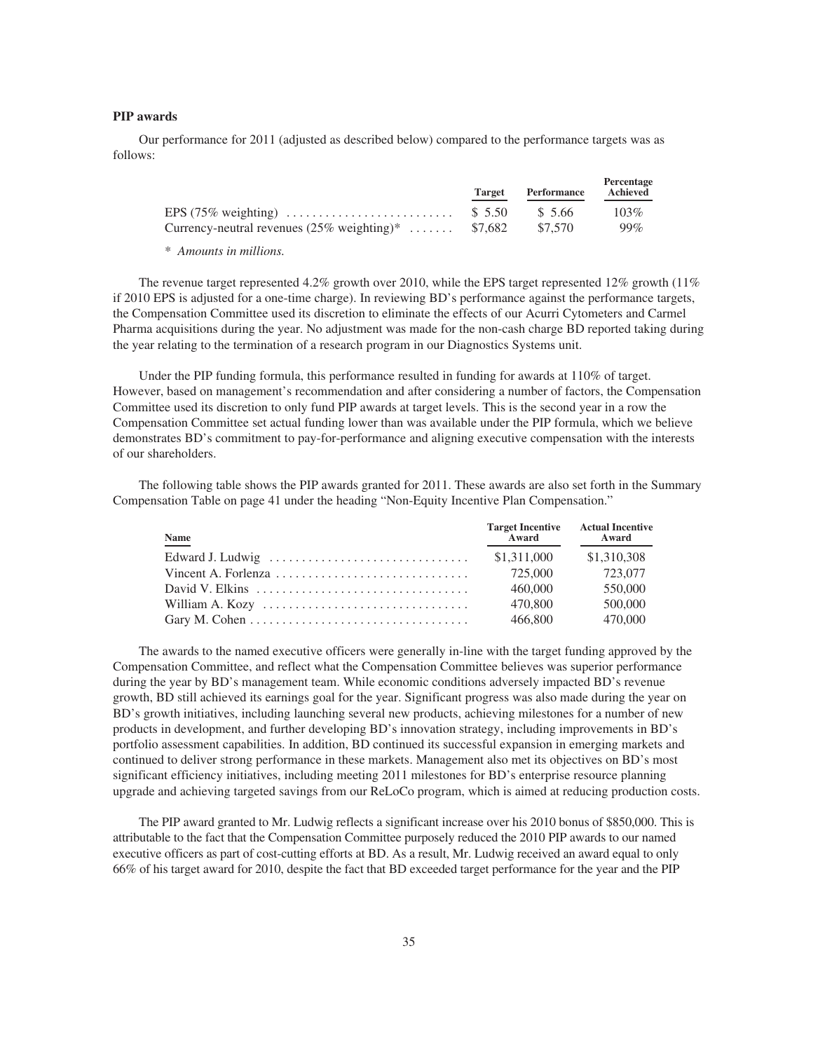### PIP awards

Our performance for 2011 (adjusted as described below) compared to the performance targets was as follows:

| | Target | Performance | Percentage Achieved |
|---|---|---|---|
| EPS (75% weighting) | $ 5.50 | $ 5.66 | 103% |
| Currency-neutral revenues (25% weighting)* | $7,682 | $7,570 | 99% |

* *Amounts in millions.*

The revenue target represented 4.2% growth over 2010, while the EPS target represented 12% growth (11% if 2010 EPS is adjusted for a one-time charge). In reviewing BD's performance against the performance targets, the Compensation Committee used its discretion to eliminate the effects of our Acurri Cytometers and Carmel Pharma acquisitions during the year. No adjustment was made for the non-cash charge BD reported taking during the year relating to the termination of a research program in our Diagnostics Systems unit.

Under the PIP funding formula, this performance resulted in funding for awards at 110% of target. However, based on management's recommendation and after considering a number of factors, the Compensation Committee used its discretion to only fund PIP awards at target levels. This is the second year in a row the Compensation Committee set actual funding lower than was available under the PIP formula, which we believe demonstrates BD's commitment to pay-for-performance and aligning executive compensation with the interests of our shareholders.

The following table shows the PIP awards granted for 2011. These awards are also set forth in the Summary Compensation Table on page 41 under the heading "Non-Equity Incentive Plan Compensation."

| Name | Target Incentive Award | Actual Incentive Award |
|---|---|---|
| Edward J. Ludwig | $1,311,000 | $1,310,308 |
| Vincent A. Forlenza | 725,000 | 723,077 |
| David V. Elkins | 460,000 | 550,000 |
| William A. Kozy | 470,800 | 500,000 |
| Gary M. Cohen | 466,800 | 470,000 |

The awards to the named executive officers were generally in-line with the target funding approved by the Compensation Committee, and reflect what the Compensation Committee believes was superior performance during the year by BD's management team. While economic conditions adversely impacted BD's revenue growth, BD still achieved its earnings goal for the year. Significant progress was also made during the year on BD's growth initiatives, including launching several new products, achieving milestones for a number of new products in development, and further developing BD's innovation strategy, including improvements in BD's portfolio assessment capabilities. In addition, BD continued its successful expansion in emerging markets and continued to deliver strong performance in these markets. Management also met its objectives on BD's most significant efficiency initiatives, including meeting 2011 milestones for BD's enterprise resource planning upgrade and achieving targeted savings from our ReLoCo program, which is aimed at reducing production costs.

The PIP award granted to Mr. Ludwig reflects a significant increase over his 2010 bonus of $850,000. This is attributable to the fact that the Compensation Committee purposely reduced the 2010 PIP awards to our named executive officers as part of cost-cutting efforts at BD. As a result, Mr. Ludwig received an award equal to only 66% of his target award for 2010, despite the fact that BD exceeded target performance for the year and the PIP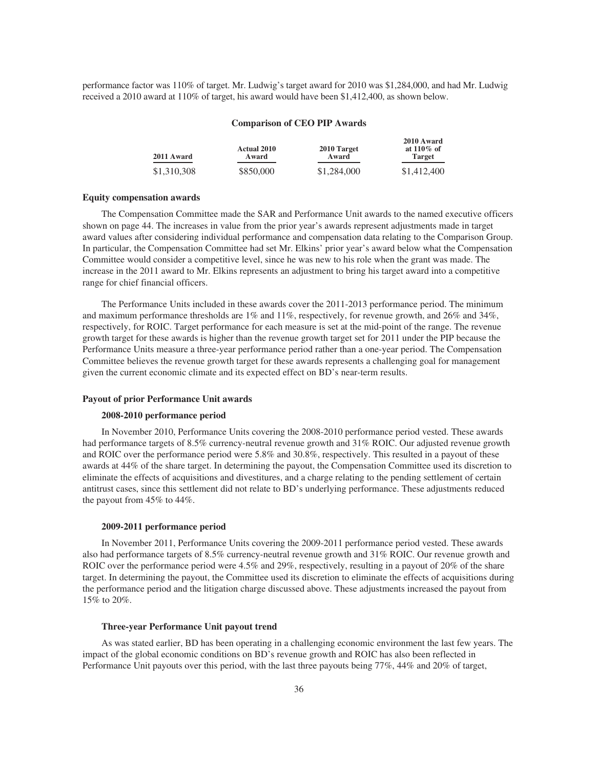performance factor was 110% of target. Mr. Ludwig's target award for 2010 was $1,284,000, and had Mr. Ludwig received a 2010 award at 110% of target, his award would have been $1,412,400, as shown below.

**Comparison of CEO PIP Awards**

| 2011 Award | Actual 2010 Award | 2010 Target Award | 2010 Award at 110% of Target |
|---|---|---|---|
| $1,310,308 | $850,000 | $1,284,000 | $1,412,400 |

**Equity compensation awards**

The Compensation Committee made the SAR and Performance Unit awards to the named executive officers shown on page 44. The increases in value from the prior year's awards represent adjustments made in target award values after considering individual performance and compensation data relating to the Comparison Group. In particular, the Compensation Committee had set Mr. Elkins' prior year's award below what the Compensation Committee would consider a competitive level, since he was new to his role when the grant was made. The increase in the 2011 award to Mr. Elkins represents an adjustment to bring his target award into a competitive range for chief financial officers.

The Performance Units included in these awards cover the 2011-2013 performance period. The minimum and maximum performance thresholds are 1% and 11%, respectively, for revenue growth, and 26% and 34%, respectively, for ROIC. Target performance for each measure is set at the mid-point of the range. The revenue growth target for these awards is higher than the revenue growth target set for 2011 under the PIP because the Performance Units measure a three-year performance period rather than a one-year period. The Compensation Committee believes the revenue growth target for these awards represents a challenging goal for management given the current economic climate and its expected effect on BD's near-term results.

**Payout of prior Performance Unit awards**

**2008-2010 performance period**

In November 2010, Performance Units covering the 2008-2010 performance period vested. These awards had performance targets of 8.5% currency-neutral revenue growth and 31% ROIC. Our adjusted revenue growth and ROIC over the performance period were 5.8% and 30.8%, respectively. This resulted in a payout of these awards at 44% of the share target. In determining the payout, the Compensation Committee used its discretion to eliminate the effects of acquisitions and divestitures, and a charge relating to the pending settlement of certain antitrust cases, since this settlement did not relate to BD's underlying performance. These adjustments reduced the payout from 45% to 44%.

**2009-2011 performance period**

In November 2011, Performance Units covering the 2009-2011 performance period vested. These awards also had performance targets of 8.5% currency-neutral revenue growth and 31% ROIC. Our revenue growth and ROIC over the performance period were 4.5% and 29%, respectively, resulting in a payout of 20% of the share target. In determining the payout, the Committee used its discretion to eliminate the effects of acquisitions during the performance period and the litigation charge discussed above. These adjustments increased the payout from 15% to 20%.

**Three-year Performance Unit payout trend**

As was stated earlier, BD has been operating in a challenging economic environment the last few years. The impact of the global economic conditions on BD's revenue growth and ROIC has also been reflected in Performance Unit payouts over this period, with the last three payouts being 77%, 44% and 20% of target,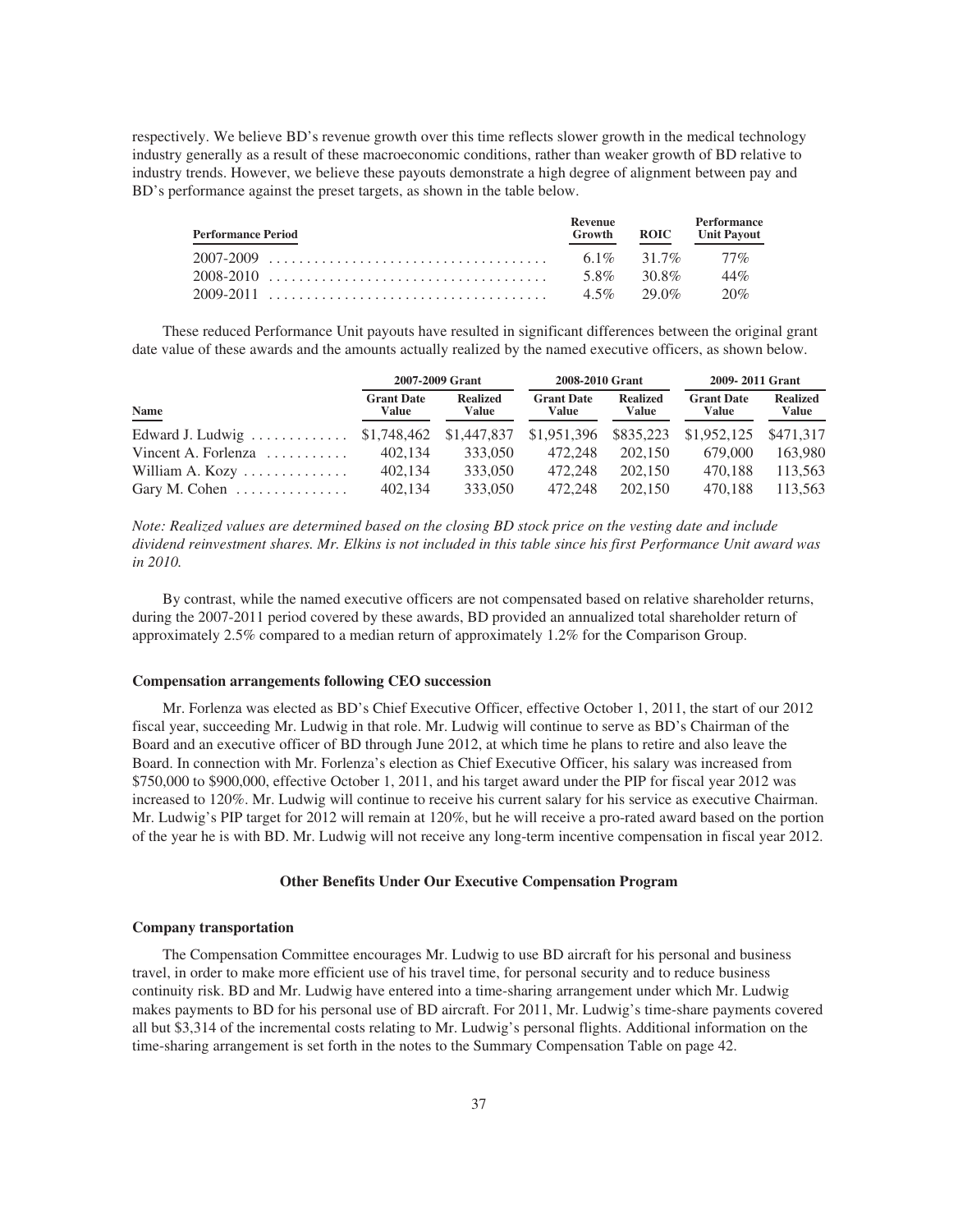respectively. We believe BD's revenue growth over this time reflects slower growth in the medical technology industry generally as a result of these macroeconomic conditions, rather than weaker growth of BD relative to industry trends. However, we believe these payouts demonstrate a high degree of alignment between pay and BD's performance against the preset targets, as shown in the table below.

| Performance Period | Revenue Growth | ROIC | Performance Unit Payout |
|---|---|---|---|
| 2007-2009 | 6.1% | 31.7% | 77% |
| 2008-2010 | 5.8% | 30.8% | 44% |
| 2009-2011 | 4.5% | 29.0% | 20% |

These reduced Performance Unit payouts have resulted in significant differences between the original grant date value of these awards and the amounts actually realized by the named executive officers, as shown below.

| Name | 2007-2009 Grant | | 2008-2010 Grant | | 2009- 2011 Grant | |
|---|---|---|---|---|---|---|
| | Grant Date Value | Realized Value | Grant Date Value | Realized Value | Grant Date Value | Realized Value |
| Edward J. Ludwig | $1,748,462 | $1,447,837 | $1,951,396 | $835,223 | $1,952,125 | $471,317 |
| Vincent A. Forlenza | 402,134 | 333,050 | 472,248 | 202,150 | 679,000 | 163,980 |
| William A. Kozy | 402,134 | 333,050 | 472,248 | 202,150 | 470,188 | 113,563 |
| Gary M. Cohen | 402,134 | 333,050 | 472,248 | 202,150 | 470,188 | 113,563 |

*Note: Realized values are determined based on the closing BD stock price on the vesting date and include dividend reinvestment shares. Mr. Elkins is not included in this table since his first Performance Unit award was in 2010.*

By contrast, while the named executive officers are not compensated based on relative shareholder returns, during the 2007-2011 period covered by these awards, BD provided an annualized total shareholder return of approximately 2.5% compared to a median return of approximately 1.2% for the Comparison Group.

**Compensation arrangements following CEO succession**

Mr. Forlenza was elected as BD's Chief Executive Officer, effective October 1, 2011, the start of our 2012 fiscal year, succeeding Mr. Ludwig in that role. Mr. Ludwig will continue to serve as BD's Chairman of the Board and an executive officer of BD through June 2012, at which time he plans to retire and also leave the Board. In connection with Mr. Forlenza's election as Chief Executive Officer, his salary was increased from $750,000 to $900,000, effective October 1, 2011, and his target award under the PIP for fiscal year 2012 was increased to 120%. Mr. Ludwig will continue to receive his current salary for his service as executive Chairman. Mr. Ludwig's PIP target for 2012 will remain at 120%, but he will receive a pro-rated award based on the portion of the year he is with BD. Mr. Ludwig will not receive any long-term incentive compensation in fiscal year 2012.

## Other Benefits Under Our Executive Compensation Program

**Company transportation**

The Compensation Committee encourages Mr. Ludwig to use BD aircraft for his personal and business travel, in order to make more efficient use of his travel time, for personal security and to reduce business continuity risk. BD and Mr. Ludwig have entered into a time-sharing arrangement under which Mr. Ludwig makes payments to BD for his personal use of BD aircraft. For 2011, Mr. Ludwig's time-share payments covered all but $3,314 of the incremental costs relating to Mr. Ludwig's personal flights. Additional information on the time-sharing arrangement is set forth in the notes to the Summary Compensation Table on page 42.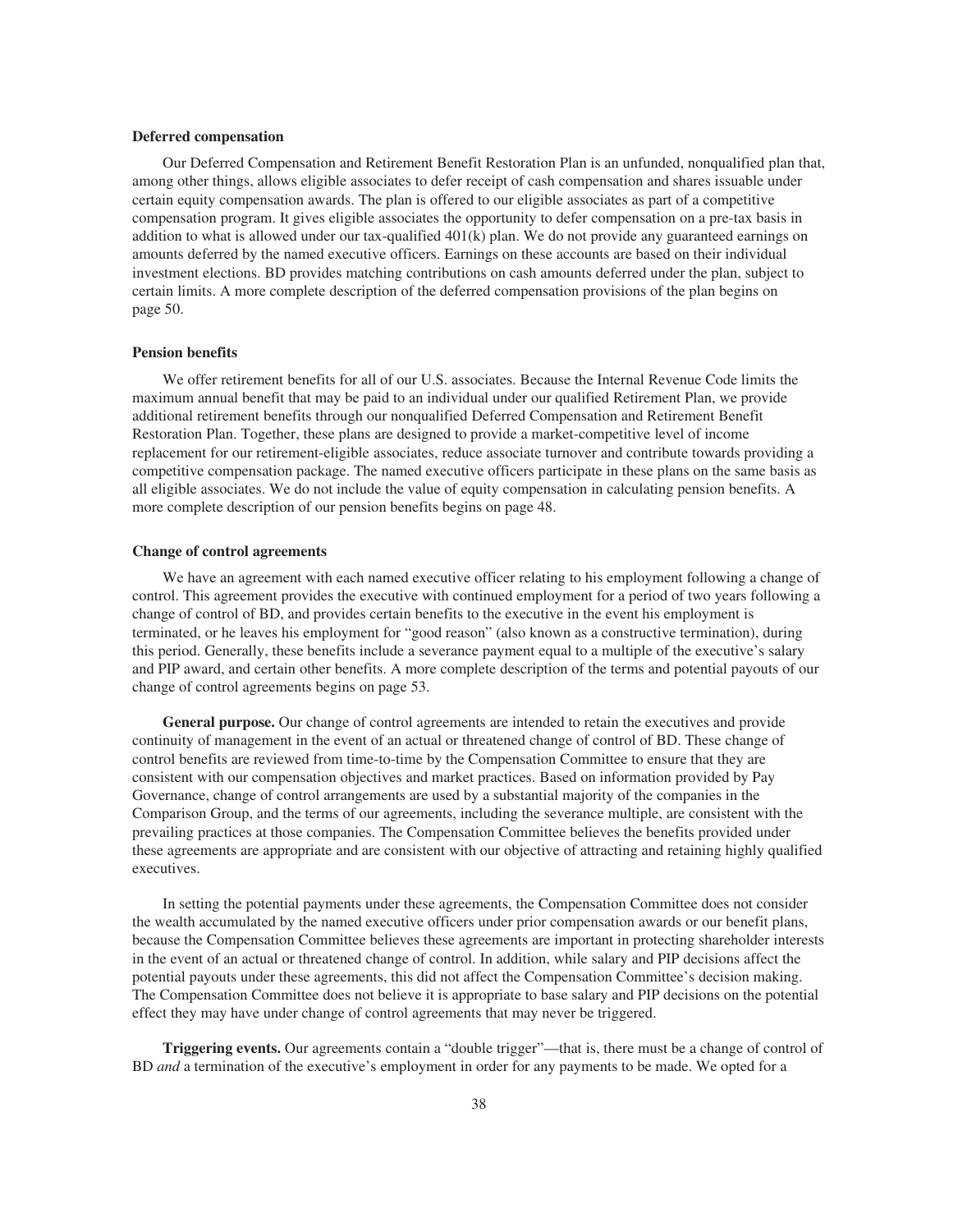### Deferred compensation

Our Deferred Compensation and Retirement Benefit Restoration Plan is an unfunded, nonqualified plan that, among other things, allows eligible associates to defer receipt of cash compensation and shares issuable under certain equity compensation awards. The plan is offered to our eligible associates as part of a competitive compensation program. It gives eligible associates the opportunity to defer compensation on a pre-tax basis in addition to what is allowed under our tax-qualified 401(k) plan. We do not provide any guaranteed earnings on amounts deferred by the named executive officers. Earnings on these accounts are based on their individual investment elections. BD provides matching contributions on cash amounts deferred under the plan, subject to certain limits. A more complete description of the deferred compensation provisions of the plan begins on page 50.

### Pension benefits

We offer retirement benefits for all of our U.S. associates. Because the Internal Revenue Code limits the maximum annual benefit that may be paid to an individual under our qualified Retirement Plan, we provide additional retirement benefits through our nonqualified Deferred Compensation and Retirement Benefit Restoration Plan. Together, these plans are designed to provide a market-competitive level of income replacement for our retirement-eligible associates, reduce associate turnover and contribute towards providing a competitive compensation package. The named executive officers participate in these plans on the same basis as all eligible associates. We do not include the value of equity compensation in calculating pension benefits. A more complete description of our pension benefits begins on page 48.

### Change of control agreements

We have an agreement with each named executive officer relating to his employment following a change of control. This agreement provides the executive with continued employment for a period of two years following a change of control of BD, and provides certain benefits to the executive in the event his employment is terminated, or he leaves his employment for "good reason" (also known as a constructive termination), during this period. Generally, these benefits include a severance payment equal to a multiple of the executive's salary and PIP award, and certain other benefits. A more complete description of the terms and potential payouts of our change of control agreements begins on page 53.

**General purpose.** Our change of control agreements are intended to retain the executives and provide continuity of management in the event of an actual or threatened change of control of BD. These change of control benefits are reviewed from time-to-time by the Compensation Committee to ensure that they are consistent with our compensation objectives and market practices. Based on information provided by Pay Governance, change of control arrangements are used by a substantial majority of the companies in the Comparison Group, and the terms of our agreements, including the severance multiple, are consistent with the prevailing practices at those companies. The Compensation Committee believes the benefits provided under these agreements are appropriate and are consistent with our objective of attracting and retaining highly qualified executives.

In setting the potential payments under these agreements, the Compensation Committee does not consider the wealth accumulated by the named executive officers under prior compensation awards or our benefit plans, because the Compensation Committee believes these agreements are important in protecting shareholder interests in the event of an actual or threatened change of control. In addition, while salary and PIP decisions affect the potential payouts under these agreements, this did not affect the Compensation Committee's decision making. The Compensation Committee does not believe it is appropriate to base salary and PIP decisions on the potential effect they may have under change of control agreements that may never be triggered.

**Triggering events.** Our agreements contain a "double trigger"—that is, there must be a change of control of BD *and* a termination of the executive's employment in order for any payments to be made. We opted for a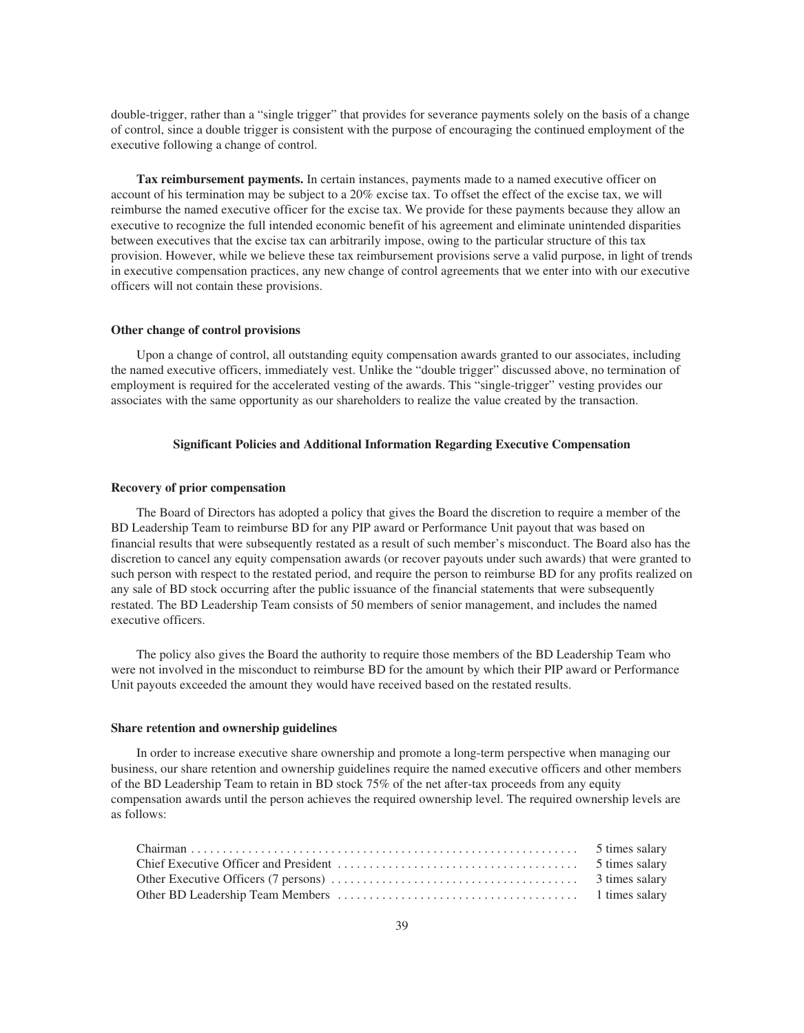double-trigger, rather than a "single trigger" that provides for severance payments solely on the basis of a change of control, since a double trigger is consistent with the purpose of encouraging the continued employment of the executive following a change of control.

**Tax reimbursement payments.** In certain instances, payments made to a named executive officer on account of his termination may be subject to a 20% excise tax. To offset the effect of the excise tax, we will reimburse the named executive officer for the excise tax. We provide for these payments because they allow an executive to recognize the full intended economic benefit of his agreement and eliminate unintended disparities between executives that the excise tax can arbitrarily impose, owing to the particular structure of this tax provision. However, while we believe these tax reimbursement provisions serve a valid purpose, in light of trends in executive compensation practices, any new change of control agreements that we enter into with our executive officers will not contain these provisions.

#### Other change of control provisions

Upon a change of control, all outstanding equity compensation awards granted to our associates, including the named executive officers, immediately vest. Unlike the "double trigger" discussed above, no termination of employment is required for the accelerated vesting of the awards. This "single-trigger" vesting provides our associates with the same opportunity as our shareholders to realize the value created by the transaction.

### Significant Policies and Additional Information Regarding Executive Compensation

#### Recovery of prior compensation

The Board of Directors has adopted a policy that gives the Board the discretion to require a member of the BD Leadership Team to reimburse BD for any PIP award or Performance Unit payout that was based on financial results that were subsequently restated as a result of such member's misconduct. The Board also has the discretion to cancel any equity compensation awards (or recover payouts under such awards) that were granted to such person with respect to the restated period, and require the person to reimburse BD for any profits realized on any sale of BD stock occurring after the public issuance of the financial statements that were subsequently restated. The BD Leadership Team consists of 50 members of senior management, and includes the named executive officers.

The policy also gives the Board the authority to require those members of the BD Leadership Team who were not involved in the misconduct to reimburse BD for the amount by which their PIP award or Performance Unit payouts exceeded the amount they would have received based on the restated results.

#### Share retention and ownership guidelines

In order to increase executive share ownership and promote a long-term perspective when managing our business, our share retention and ownership guidelines require the named executive officers and other members of the BD Leadership Team to retain in BD stock 75% of the net after-tax proceeds from any equity compensation awards until the person achieves the required ownership level. The required ownership levels are as follows:

| | |
|---|---|
| Chairman | 5 times salary |
| Chief Executive Officer and President | 5 times salary |
| Other Executive Officers (7 persons) | 3 times salary |
| Other BD Leadership Team Members | 1 times salary |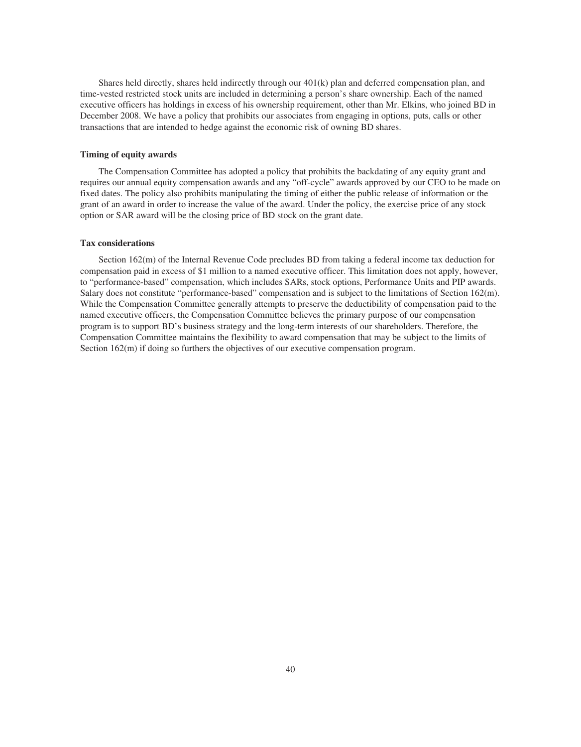Shares held directly, shares held indirectly through our 401(k) plan and deferred compensation plan, and time-vested restricted stock units are included in determining a person's share ownership. Each of the named executive officers has holdings in excess of his ownership requirement, other than Mr. Elkins, who joined BD in December 2008. We have a policy that prohibits our associates from engaging in options, puts, calls or other transactions that are intended to hedge against the economic risk of owning BD shares.

**Timing of equity awards**

The Compensation Committee has adopted a policy that prohibits the backdating of any equity grant and requires our annual equity compensation awards and any "off-cycle" awards approved by our CEO to be made on fixed dates. The policy also prohibits manipulating the timing of either the public release of information or the grant of an award in order to increase the value of the award. Under the policy, the exercise price of any stock option or SAR award will be the closing price of BD stock on the grant date.

**Tax considerations**

Section 162(m) of the Internal Revenue Code precludes BD from taking a federal income tax deduction for compensation paid in excess of $1 million to a named executive officer. This limitation does not apply, however, to "performance-based" compensation, which includes SARs, stock options, Performance Units and PIP awards. Salary does not constitute "performance-based" compensation and is subject to the limitations of Section 162(m). While the Compensation Committee generally attempts to preserve the deductibility of compensation paid to the named executive officers, the Compensation Committee believes the primary purpose of our compensation program is to support BD's business strategy and the long-term interests of our shareholders. Therefore, the Compensation Committee maintains the flexibility to award compensation that may be subject to the limits of Section 162(m) if doing so furthers the objectives of our executive compensation program.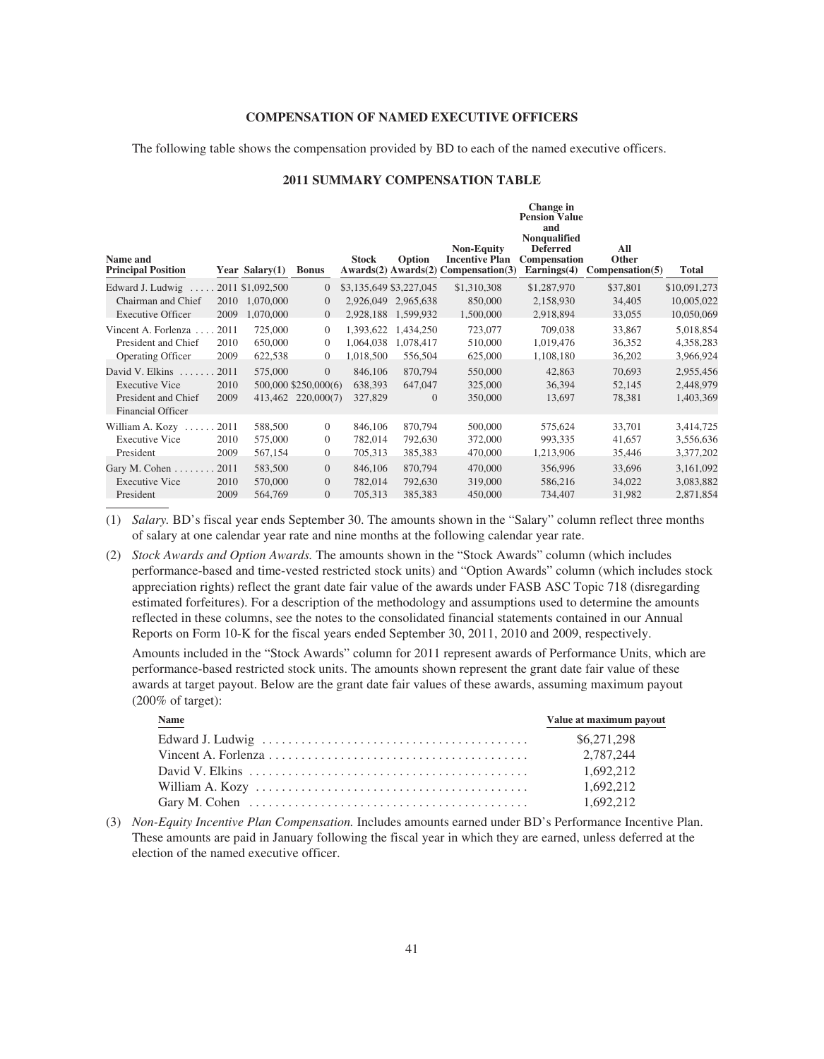## COMPENSATION OF NAMED EXECUTIVE OFFICERS

The following table shows the compensation provided by BD to each of the named executive officers.

### 2011 SUMMARY COMPENSATION TABLE

| Name and Principal Position | Year | Salary(1) | Bonus | Stock Awards(2) | Option Awards(2) | Non-Equity Incentive Plan Compensation(3) | Change in Pension Value and Nonqualified Deferred Compensation Earnings(4) | All Other Compensation(5) | Total |
|---|---|---|---|---|---|---|---|---|---|
| Edward J. Ludwig | 2011 | $1,092,500 | 0 | $3,135,649 | $3,227,045 | $1,310,308 | $1,287,970 | $37,801 | $10,091,273 |
| Chairman and Chief | 2010 | 1,070,000 | 0 | 2,926,049 | 2,965,638 | 850,000 | 2,158,930 | 34,405 | 10,005,022 |
| Executive Officer | 2009 | 1,070,000 | 0 | 2,928,188 | 1,599,932 | 1,500,000 | 2,918,894 | 33,055 | 10,050,069 |
| Vincent A. Forlenza | 2011 | 725,000 | 0 | 1,393,622 | 1,434,250 | 723,077 | 709,038 | 33,867 | 5,018,854 |
| President and Chief | 2010 | 650,000 | 0 | 1,064,038 | 1,078,417 | 510,000 | 1,019,476 | 36,352 | 4,358,283 |
| Operating Officer | 2009 | 622,538 | 0 | 1,018,500 | 556,504 | 625,000 | 1,108,180 | 36,202 | 3,966,924 |
| David V. Elkins | 2011 | 575,000 | 0 | 846,106 | 870,794 | 550,000 | 42,863 | 70,693 | 2,955,456 |
| Executive Vice | 2010 | 500,000 | $250,000(6) | 638,393 | 647,047 | 325,000 | 36,394 | 52,145 | 2,448,979 |
| President and Chief Financial Officer | 2009 | 413,462 | 220,000(7) | 327,829 | 0 | 350,000 | 13,697 | 78,381 | 1,403,369 |
| William A. Kozy | 2011 | 588,500 | 0 | 846,106 | 870,794 | 500,000 | 575,624 | 33,701 | 3,414,725 |
| Executive Vice | 2010 | 575,000 | 0 | 782,014 | 792,630 | 372,000 | 993,335 | 41,657 | 3,556,636 |
| President | 2009 | 567,154 | 0 | 705,313 | 385,383 | 470,000 | 1,213,906 | 35,446 | 3,377,202 |
| Gary M. Cohen | 2011 | 583,500 | 0 | 846,106 | 870,794 | 470,000 | 356,996 | 33,696 | 3,161,092 |
| Executive Vice | 2010 | 570,000 | 0 | 782,014 | 792,630 | 319,000 | 586,216 | 34,022 | 3,083,882 |
| President | 2009 | 564,769 | 0 | 705,313 | 385,383 | 450,000 | 734,407 | 31,982 | 2,871,854 |

(1) *Salary.* BD's fiscal year ends September 30. The amounts shown in the "Salary" column reflect three months of salary at one calendar year rate and nine months at the following calendar year rate.

(2) *Stock Awards and Option Awards.* The amounts shown in the "Stock Awards" column (which includes performance-based and time-vested restricted stock units) and "Option Awards" column (which includes stock appreciation rights) reflect the grant date fair value of the awards under FASB ASC Topic 718 (disregarding estimated forfeitures). For a description of the methodology and assumptions used to determine the amounts reflected in these columns, see the notes to the consolidated financial statements contained in our Annual Reports on Form 10-K for the fiscal years ended September 30, 2011, 2010 and 2009, respectively.

Amounts included in the "Stock Awards" column for 2011 represent awards of Performance Units, which are performance-based restricted stock units. The amounts shown represent the grant date fair value of these awards at target payout. Below are the grant date fair values of these awards, assuming maximum payout (200% of target):

| Name | Value at maximum payout |
|---|---|
| Edward J. Ludwig | $6,271,298 |
| Vincent A. Forlenza | 2,787,244 |
| David V. Elkins | 1,692,212 |
| William A. Kozy | 1,692,212 |
| Gary M. Cohen | 1,692,212 |

(3) *Non-Equity Incentive Plan Compensation.* Includes amounts earned under BD's Performance Incentive Plan. These amounts are paid in January following the fiscal year in which they are earned, unless deferred at the election of the named executive officer.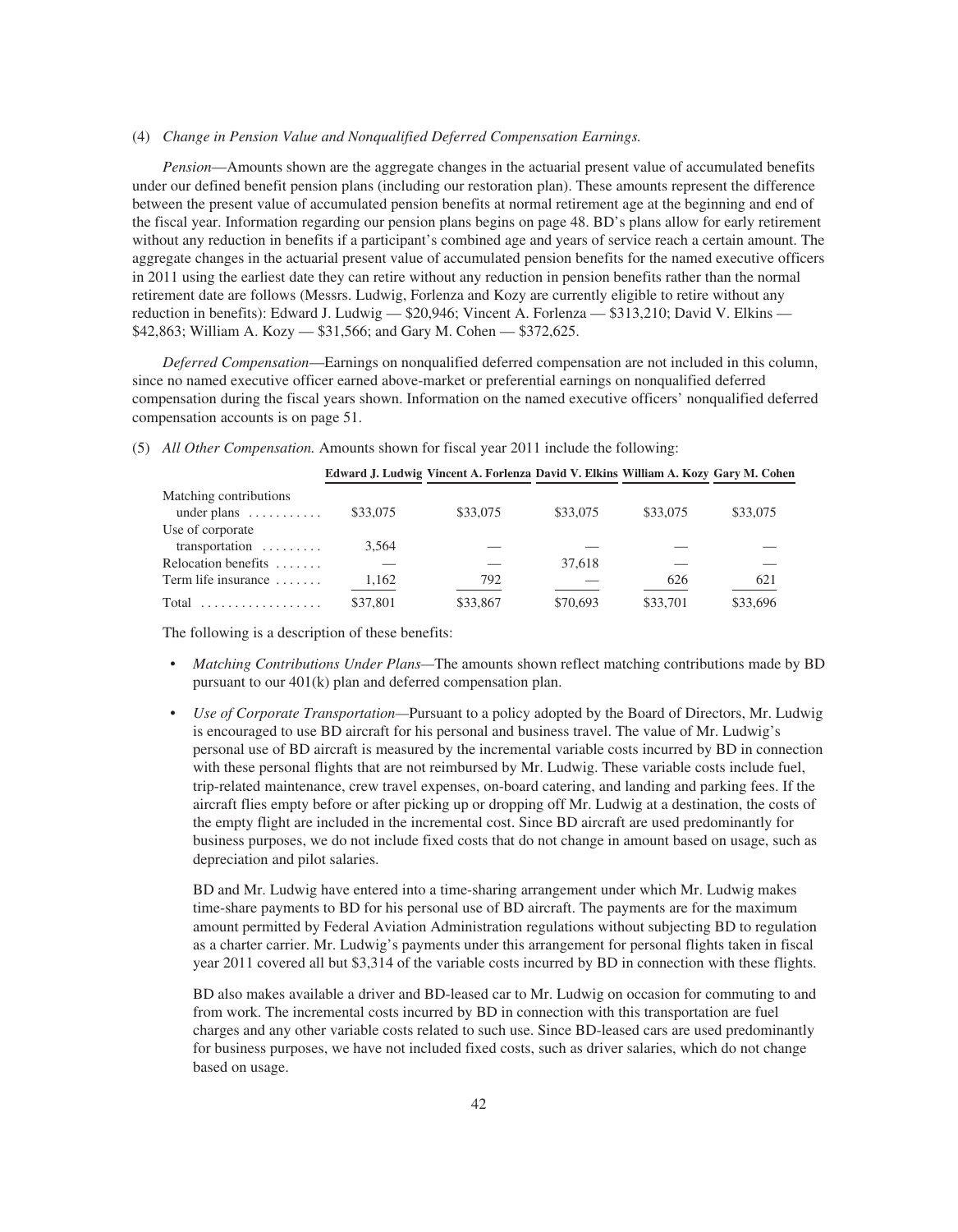(4) *Change in Pension Value and Nonqualified Deferred Compensation Earnings.*

*Pension*—Amounts shown are the aggregate changes in the actuarial present value of accumulated benefits under our defined benefit pension plans (including our restoration plan). These amounts represent the difference between the present value of accumulated pension benefits at normal retirement age at the beginning and end of the fiscal year. Information regarding our pension plans begins on page 48. BD's plans allow for early retirement without any reduction in benefits if a participant's combined age and years of service reach a certain amount. The aggregate changes in the actuarial present value of accumulated pension benefits for the named executive officers in 2011 using the earliest date they can retire without any reduction in pension benefits rather than the normal retirement date are follows (Messrs. Ludwig, Forlenza and Kozy are currently eligible to retire without any reduction in benefits): Edward J. Ludwig — \$20,946; Vincent A. Forlenza — \$313,210; David V. Elkins — \$42,863; William A. Kozy — \$31,566; and Gary M. Cohen — \$372,625.

*Deferred Compensation*—Earnings on nonqualified deferred compensation are not included in this column, since no named executive officer earned above-market or preferential earnings on nonqualified deferred compensation during the fiscal years shown. Information on the named executive officers' nonqualified deferred compensation accounts is on page 51.

(5) *All Other Compensation.* Amounts shown for fiscal year 2011 include the following:

| | Edward J. Ludwig | Vincent A. Forlenza | David V. Elkins | William A. Kozy | Gary M. Cohen |
|---|---|---|---|---|---|
| Matching contributions under plans | \$33,075 | \$33,075 | \$33,075 | \$33,075 | \$33,075 |
| Use of corporate transportation | 3,564 | — | — | — | — |
| Relocation benefits | — | — | 37,618 | — | — |
| Term life insurance | 1,162 | 792 | — | 626 | 621 |
| Total | \$37,801 | \$33,867 | \$70,693 | \$33,701 | \$33,696 |

The following is a description of these benefits:

- *Matching Contributions Under Plans*—The amounts shown reflect matching contributions made by BD pursuant to our 401(k) plan and deferred compensation plan.

- *Use of Corporate Transportation*—Pursuant to a policy adopted by the Board of Directors, Mr. Ludwig is encouraged to use BD aircraft for his personal and business travel. The value of Mr. Ludwig's personal use of BD aircraft is measured by the incremental variable costs incurred by BD in connection with these personal flights that are not reimbursed by Mr. Ludwig. These variable costs include fuel, trip-related maintenance, crew travel expenses, on-board catering, and landing and parking fees. If the aircraft flies empty before or after picking up or dropping off Mr. Ludwig at a destination, the costs of the empty flight are included in the incremental cost. Since BD aircraft are used predominantly for business purposes, we do not include fixed costs that do not change in amount based on usage, such as depreciation and pilot salaries.

  BD and Mr. Ludwig have entered into a time-sharing arrangement under which Mr. Ludwig makes time-share payments to BD for his personal use of BD aircraft. The payments are for the maximum amount permitted by Federal Aviation Administration regulations without subjecting BD to regulation as a charter carrier. Mr. Ludwig's payments under this arrangement for personal flights taken in fiscal year 2011 covered all but \$3,314 of the variable costs incurred by BD in connection with these flights.

  BD also makes available a driver and BD-leased car to Mr. Ludwig on occasion for commuting to and from work. The incremental costs incurred by BD in connection with this transportation are fuel charges and any other variable costs related to such use. Since BD-leased cars are used predominantly for business purposes, we have not included fixed costs, such as driver salaries, which do not change based on usage.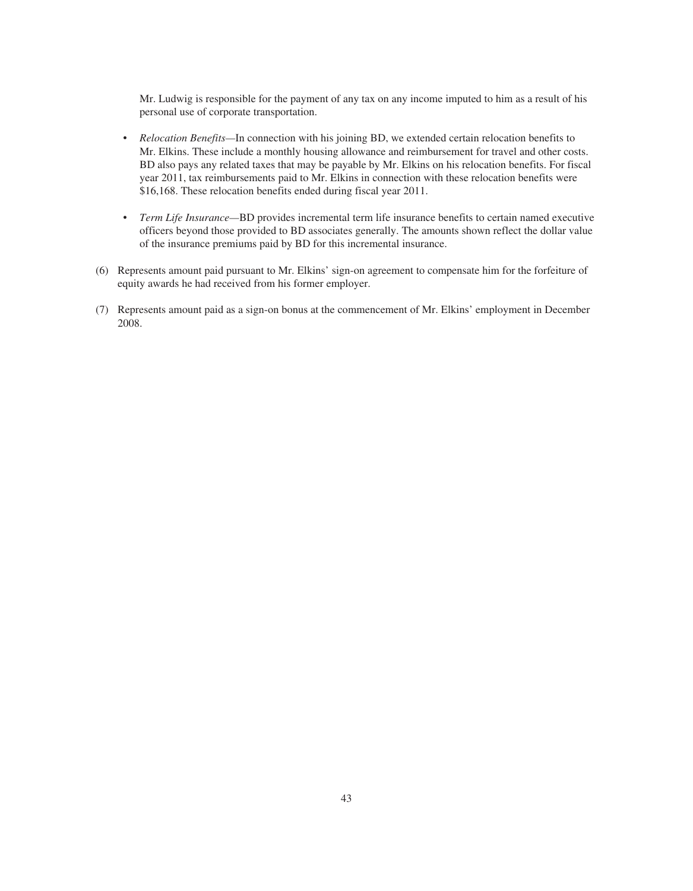Mr. Ludwig is responsible for the payment of any tax on any income imputed to him as a result of his personal use of corporate transportation.

- *Relocation Benefits*—In connection with his joining BD, we extended certain relocation benefits to Mr. Elkins. These include a monthly housing allowance and reimbursement for travel and other costs. BD also pays any related taxes that may be payable by Mr. Elkins on his relocation benefits. For fiscal year 2011, tax reimbursements paid to Mr. Elkins in connection with these relocation benefits were $16,168. These relocation benefits ended during fiscal year 2011.

- *Term Life Insurance*—BD provides incremental term life insurance benefits to certain named executive officers beyond those provided to BD associates generally. The amounts shown reflect the dollar value of the insurance premiums paid by BD for this incremental insurance.

(6) Represents amount paid pursuant to Mr. Elkins' sign-on agreement to compensate him for the forfeiture of equity awards he had received from his former employer.

(7) Represents amount paid as a sign-on bonus at the commencement of Mr. Elkins' employment in December 2008.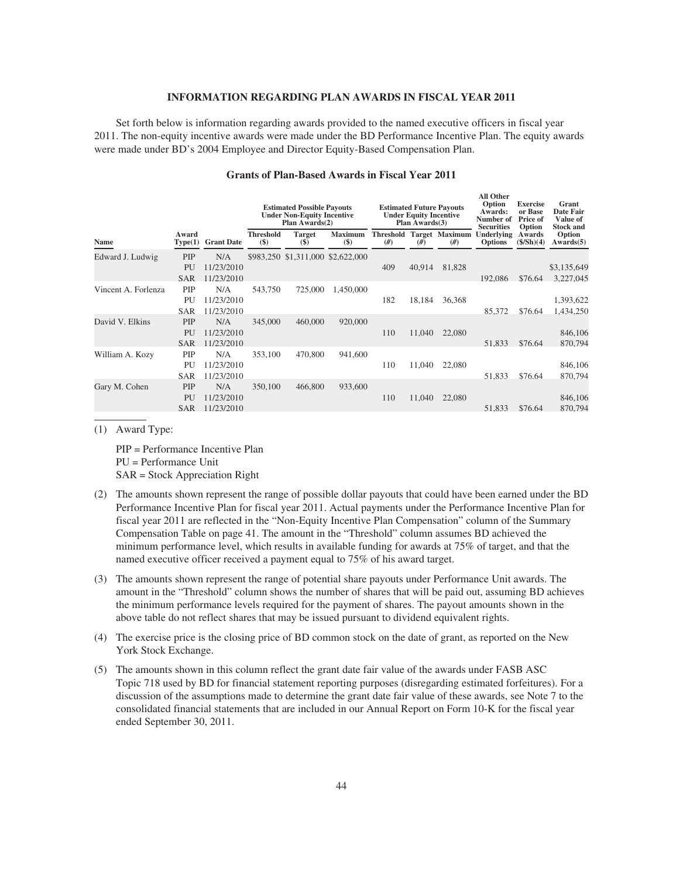## INFORMATION REGARDING PLAN AWARDS IN FISCAL YEAR 2011

Set forth below is information regarding awards provided to the named executive officers in fiscal year 2011. The non-equity incentive awards were made under the BD Performance Incentive Plan. The equity awards were made under BD's 2004 Employee and Director Equity-Based Compensation Plan.

### Grants of Plan-Based Awards in Fiscal Year 2011

| Name | Award Type(1) | Grant Date | Estimated Possible Payouts Under Non-Equity Incentive Plan Awards(2) | | | Estimated Future Payouts Under Equity Incentive Plan Awards(3) | | | All Other Option Awards: Number of Securities Underlying Options | Exercise or Base Price of Option Awards ($/Sh)(4) | Grant Date Fair Value of Stock and Option Awards(5) |
|---|---|---|---|---|---|---|---|---|---|---|---|
| | | | Threshold ($) | Target ($) | Maximum ($) | Threshold (#) | Target (#) | Maximum (#) | | | |
| Edward J. Ludwig | PIP | N/A | $983,250 | $1,311,000 | $2,622,000 | | | | | | |
| | PU | 11/23/2010 | | | | 409 | 40,914 | 81,828 | | | $3,135,649 |
| | SAR | 11/23/2010 | | | | | | | 192,086 | $76.64 | 3,227,045 |
| Vincent A. Forlenza | PIP | N/A | 543,750 | 725,000 | 1,450,000 | | | | | | |
| | PU | 11/23/2010 | | | | 182 | 18,184 | 36,368 | | | 1,393,622 |
| | SAR | 11/23/2010 | | | | | | | 85,372 | $76.64 | 1,434,250 |
| David V. Elkins | PIP | N/A | 345,000 | 460,000 | 920,000 | | | | | | |
| | PU | 11/23/2010 | | | | 110 | 11,040 | 22,080 | | | 846,106 |
| | SAR | 11/23/2010 | | | | | | | 51,833 | $76.64 | 870,794 |
| William A. Kozy | PIP | N/A | 353,100 | 470,800 | 941,600 | | | | | | |
| | PU | 11/23/2010 | | | | 110 | 11,040 | 22,080 | | | 846,106 |
| | SAR | 11/23/2010 | | | | | | | 51,833 | $76.64 | 870,794 |
| Gary M. Cohen | PIP | N/A | 350,100 | 466,800 | 933,600 | | | | | | |
| | PU | 11/23/2010 | | | | 110 | 11,040 | 22,080 | | | 846,106 |
| | SAR | 11/23/2010 | | | | | | | 51,833 | $76.64 | 870,794 |

(1) Award Type:

PIP = Performance Incentive Plan
PU = Performance Unit
SAR = Stock Appreciation Right

(2) The amounts shown represent the range of possible dollar payouts that could have been earned under the BD Performance Incentive Plan for fiscal year 2011. Actual payments under the Performance Incentive Plan for fiscal year 2011 are reflected in the "Non-Equity Incentive Plan Compensation" column of the Summary Compensation Table on page 41. The amount in the "Threshold" column assumes BD achieved the minimum performance level, which results in available funding for awards at 75% of target, and that the named executive officer received a payment equal to 75% of his award target.

(3) The amounts shown represent the range of potential share payouts under Performance Unit awards. The amount in the "Threshold" column shows the number of shares that will be paid out, assuming BD achieves the minimum performance levels required for the payment of shares. The payout amounts shown in the above table do not reflect shares that may be issued pursuant to dividend equivalent rights.

(4) The exercise price is the closing price of BD common stock on the date of grant, as reported on the New York Stock Exchange.

(5) The amounts shown in this column reflect the grant date fair value of the awards under FASB ASC Topic 718 used by BD for financial statement reporting purposes (disregarding estimated forfeitures). For a discussion of the assumptions made to determine the grant date fair value of these awards, see Note 7 to the consolidated financial statements that are included in our Annual Report on Form 10-K for the fiscal year ended September 30, 2011.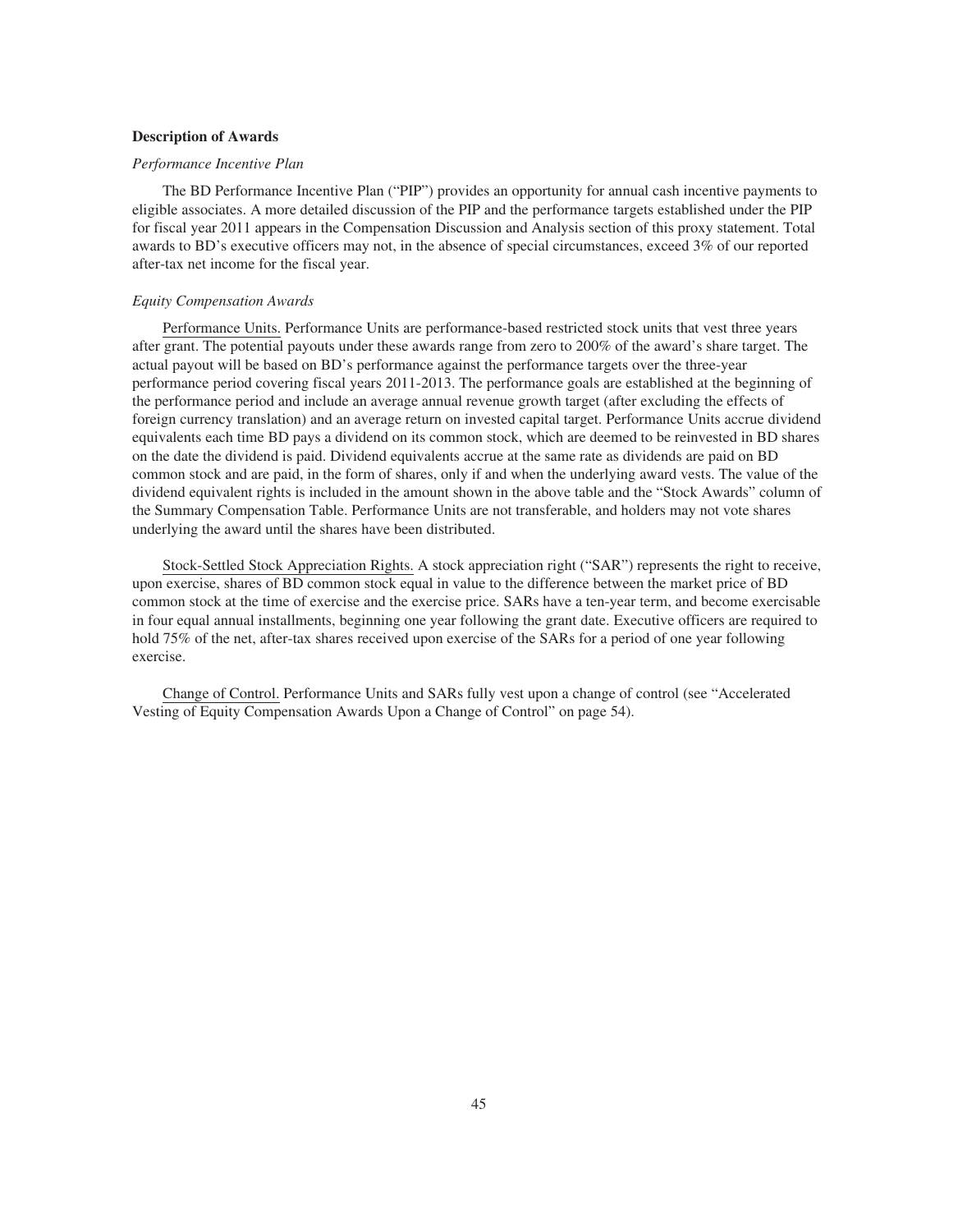**Description of Awards**

*Performance Incentive Plan*

The BD Performance Incentive Plan ("PIP") provides an opportunity for annual cash incentive payments to eligible associates. A more detailed discussion of the PIP and the performance targets established under the PIP for fiscal year 2011 appears in the Compensation Discussion and Analysis section of this proxy statement. Total awards to BD's executive officers may not, in the absence of special circumstances, exceed 3% of our reported after-tax net income for the fiscal year.

*Equity Compensation Awards*

Performance Units. Performance Units are performance-based restricted stock units that vest three years after grant. The potential payouts under these awards range from zero to 200% of the award's share target. The actual payout will be based on BD's performance against the performance targets over the three-year performance period covering fiscal years 2011-2013. The performance goals are established at the beginning of the performance period and include an average annual revenue growth target (after excluding the effects of foreign currency translation) and an average return on invested capital target. Performance Units accrue dividend equivalents each time BD pays a dividend on its common stock, which are deemed to be reinvested in BD shares on the date the dividend is paid. Dividend equivalents accrue at the same rate as dividends are paid on BD common stock and are paid, in the form of shares, only if and when the underlying award vests. The value of the dividend equivalent rights is included in the amount shown in the above table and the "Stock Awards" column of the Summary Compensation Table. Performance Units are not transferable, and holders may not vote shares underlying the award until the shares have been distributed.

Stock-Settled Stock Appreciation Rights. A stock appreciation right ("SAR") represents the right to receive, upon exercise, shares of BD common stock equal in value to the difference between the market price of BD common stock at the time of exercise and the exercise price. SARs have a ten-year term, and become exercisable in four equal annual installments, beginning one year following the grant date. Executive officers are required to hold 75% of the net, after-tax shares received upon exercise of the SARs for a period of one year following exercise.

Change of Control. Performance Units and SARs fully vest upon a change of control (see "Accelerated Vesting of Equity Compensation Awards Upon a Change of Control" on page 54).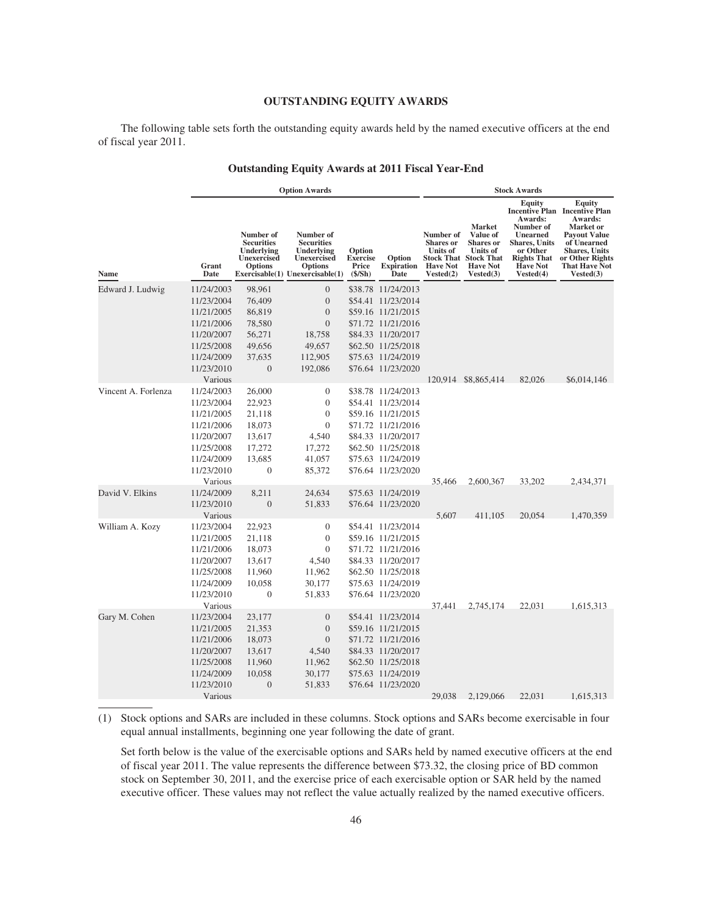## OUTSTANDING EQUITY AWARDS

The following table sets forth the outstanding equity awards held by the named executive officers at the end of fiscal year 2011.

### Outstanding Equity Awards at 2011 Fiscal Year-End

| | Option Awards | | | | | Stock Awards | | | |
|---|---|---|---|---|---|---|---|---|---|
| Name | Grant Date | Number of Securities Underlying Unexercised Options Exercisable(1) | Number of Securities Underlying Unexercised Options Unexercisable(1) | Option Exercise Price ($/Sh) | Option Expiration Date | Number of Shares or Units of Stock That Have Not Vested(2) | Market Value of Shares or Units of Stock That Have Not Vested(3) | Equity Incentive Plan Awards: Number of Unearned Shares, Units or Other Rights That Have Not Vested(4) | Equity Incentive Plan Awards: Market or Payout Value of Unearned Shares, Units or Other Rights That Have Not Vested(3) |
| Edward J. Ludwig | 11/24/2003 | 98,961 | 0 | $38.78 | 11/24/2013 | | | | |
| | 11/23/2004 | 76,409 | 0 | $54.41 | 11/23/2014 | | | | |
| | 11/21/2005 | 86,819 | 0 | $59.16 | 11/21/2015 | | | | |
| | 11/21/2006 | 78,580 | 0 | $71.72 | 11/21/2016 | | | | |
| | 11/20/2007 | 56,271 | 18,758 | $84.33 | 11/20/2017 | | | | |
| | 11/25/2008 | 49,656 | 49,657 | $62.50 | 11/25/2018 | | | | |
| | 11/24/2009 | 37,635 | 112,905 | $75.63 | 11/24/2019 | | | | |
| | 11/23/2010 | 0 | 192,086 | $76.64 | 11/23/2020 | | | | |
| | Various | | | | | 120,914 | $8,865,414 | 82,026 | $6,014,146 |
| Vincent A. Forlenza | 11/24/2003 | 26,000 | 0 | $38.78 | 11/24/2013 | | | | |
| | 11/23/2004 | 22,923 | 0 | $54.41 | 11/23/2014 | | | | |
| | 11/21/2005 | 21,118 | 0 | $59.16 | 11/21/2015 | | | | |
| | 11/21/2006 | 18,073 | 0 | $71.72 | 11/21/2016 | | | | |
| | 11/20/2007 | 13,617 | 4,540 | $84.33 | 11/20/2017 | | | | |
| | 11/25/2008 | 17,272 | 17,272 | $62.50 | 11/25/2018 | | | | |
| | 11/24/2009 | 13,685 | 41,057 | $75.63 | 11/24/2019 | | | | |
| | 11/23/2010 | 0 | 85,372 | $76.64 | 11/23/2020 | | | | |
| | Various | | | | | 35,466 | 2,600,367 | 33,202 | 2,434,371 |
| David V. Elkins | 11/24/2009 | 8,211 | 24,634 | $75.63 | 11/24/2019 | | | | |
| | 11/23/2010 | 0 | 51,833 | $76.64 | 11/23/2020 | | | | |
| | Various | | | | | 5,607 | 411,105 | 20,054 | 1,470,359 |
| William A. Kozy | 11/23/2004 | 22,923 | 0 | $54.41 | 11/23/2014 | | | | |
| | 11/21/2005 | 21,118 | 0 | $59.16 | 11/21/2015 | | | | |
| | 11/21/2006 | 18,073 | 0 | $71.72 | 11/21/2016 | | | | |
| | 11/20/2007 | 13,617 | 4,540 | $84.33 | 11/20/2017 | | | | |
| | 11/25/2008 | 11,960 | 11,962 | $62.50 | 11/25/2018 | | | | |
| | 11/24/2009 | 10,058 | 30,177 | $75.63 | 11/24/2019 | | | | |
| | 11/23/2010 | 0 | 51,833 | $76.64 | 11/23/2020 | | | | |
| | Various | | | | | 37,441 | 2,745,174 | 22,031 | 1,615,313 |
| Gary M. Cohen | 11/23/2004 | 23,177 | 0 | $54.41 | 11/23/2014 | | | | |
| | 11/21/2005 | 21,353 | 0 | $59.16 | 11/21/2015 | | | | |
| | 11/21/2006 | 18,073 | 0 | $71.72 | 11/21/2016 | | | | |
| | 11/20/2007 | 13,617 | 4,540 | $84.33 | 11/20/2017 | | | | |
| | 11/25/2008 | 11,960 | 11,962 | $62.50 | 11/25/2018 | | | | |
| | 11/24/2009 | 10,058 | 30,177 | $75.63 | 11/24/2019 | | | | |
| | 11/23/2010 | 0 | 51,833 | $76.64 | 11/23/2020 | | | | |
| | Various | | | | | 29,038 | 2,129,066 | 22,031 | 1,615,313 |

(1) Stock options and SARs are included in these columns. Stock options and SARs become exercisable in four equal annual installments, beginning one year following the date of grant.

Set forth below is the value of the exercisable options and SARs held by named executive officers at the end of fiscal year 2011. The value represents the difference between $73.32, the closing price of BD common stock on September 30, 2011, and the exercise price of each exercisable option or SAR held by the named executive officer. These values may not reflect the value actually realized by the named executive officers.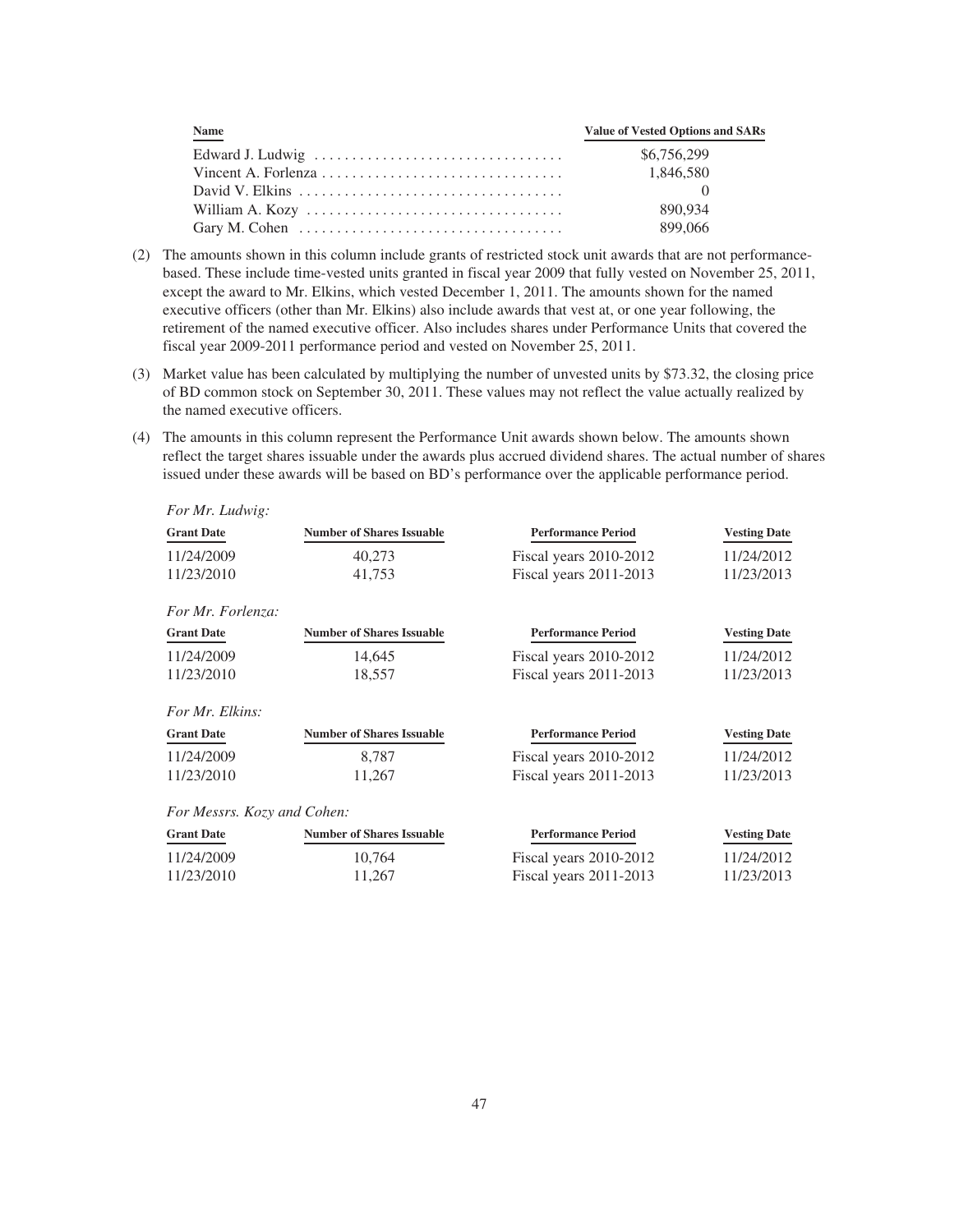| Name | Value of Vested Options and SARs |
| --- | --- |
| Edward J. Ludwig | $6,756,299 |
| Vincent A. Forlenza | 1,846,580 |
| David V. Elkins | 0 |
| William A. Kozy | 890,934 |
| Gary M. Cohen | 899,066 |

(2) The amounts shown in this column include grants of restricted stock unit awards that are not performance-based. These include time-vested units granted in fiscal year 2009 that fully vested on November 25, 2011, except the award to Mr. Elkins, which vested December 1, 2011. The amounts shown for the named executive officers (other than Mr. Elkins) also include awards that vest at, or one year following, the retirement of the named executive officer. Also includes shares under Performance Units that covered the fiscal year 2009-2011 performance period and vested on November 25, 2011.

(3) Market value has been calculated by multiplying the number of unvested units by $73.32, the closing price of BD common stock on September 30, 2011. These values may not reflect the value actually realized by the named executive officers.

(4) The amounts in this column represent the Performance Unit awards shown below. The amounts shown reflect the target shares issuable under the awards plus accrued dividend shares. The actual number of shares issued under these awards will be based on BD's performance over the applicable performance period.

*For Mr. Ludwig:*

| Grant Date | Number of Shares Issuable | Performance Period | Vesting Date |
| --- | --- | --- | --- |
| 11/24/2009 | 40,273 | Fiscal years 2010-2012 | 11/24/2012 |
| 11/23/2010 | 41,753 | Fiscal years 2011-2013 | 11/23/2013 |

*For Mr. Forlenza:*

| Grant Date | Number of Shares Issuable | Performance Period | Vesting Date |
| --- | --- | --- | --- |
| 11/24/2009 | 14,645 | Fiscal years 2010-2012 | 11/24/2012 |
| 11/23/2010 | 18,557 | Fiscal years 2011-2013 | 11/23/2013 |

*For Mr. Elkins:*

| Grant Date | Number of Shares Issuable | Performance Period | Vesting Date |
| --- | --- | --- | --- |
| 11/24/2009 | 8,787 | Fiscal years 2010-2012 | 11/24/2012 |
| 11/23/2010 | 11,267 | Fiscal years 2011-2013 | 11/23/2013 |

*For Messrs. Kozy and Cohen:*

| Grant Date | Number of Shares Issuable | Performance Period | Vesting Date |
| --- | --- | --- | --- |
| 11/24/2009 | 10,764 | Fiscal years 2010-2012 | 11/24/2012 |
| 11/23/2010 | 11,267 | Fiscal years 2011-2013 | 11/23/2013 |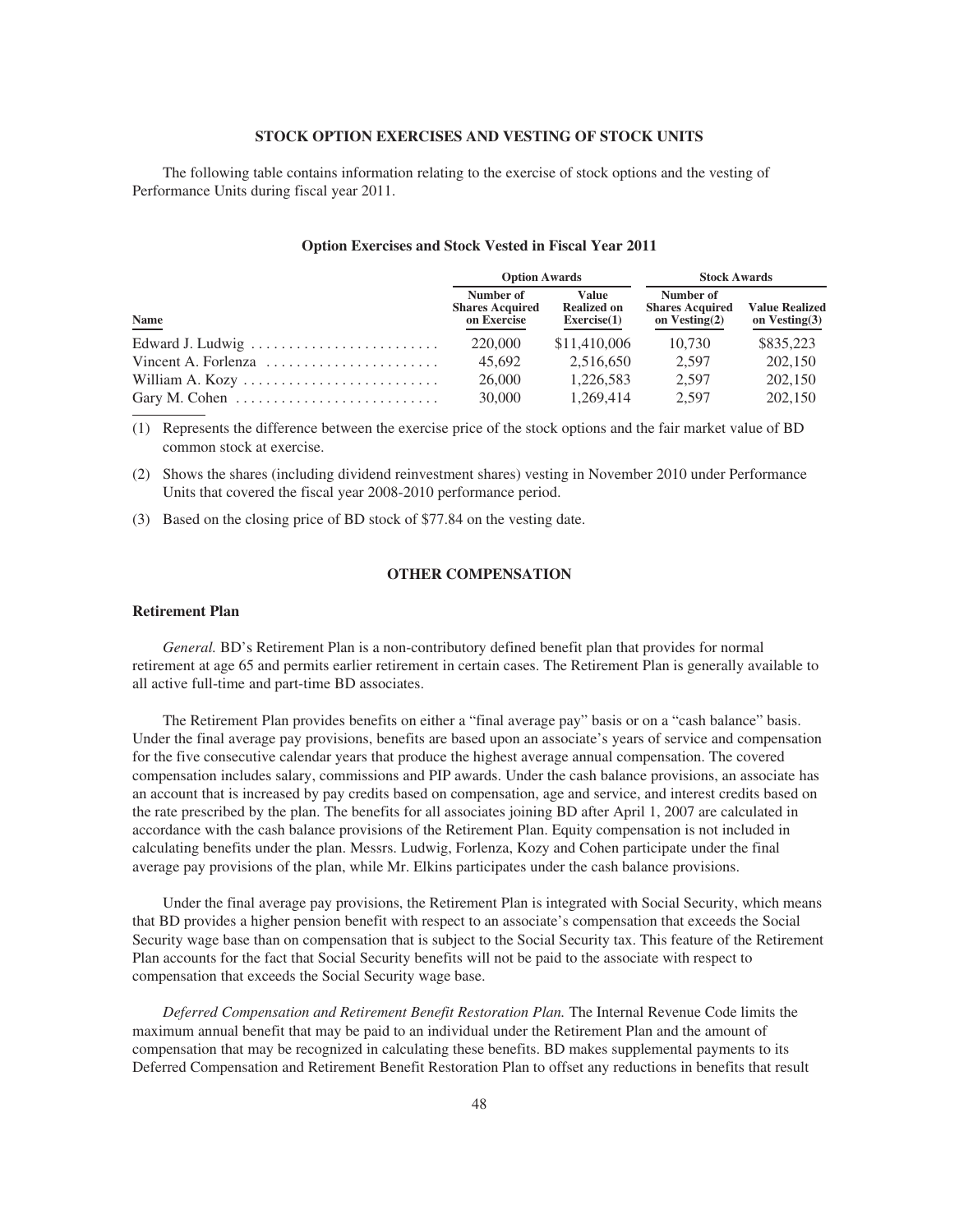## STOCK OPTION EXERCISES AND VESTING OF STOCK UNITS

The following table contains information relating to the exercise of stock options and the vesting of Performance Units during fiscal year 2011.

### Option Exercises and Stock Vested in Fiscal Year 2011

| | Option Awards | | Stock Awards | |
|---|---|---|---|---|
| **Name** | **Number of Shares Acquired on Exercise** | **Value Realized on Exercise(1)** | **Number of Shares Acquired on Vesting(2)** | **Value Realized on Vesting(3)** |
| Edward J. Ludwig | 220,000 | $11,410,006 | 10,730 | $835,223 |
| Vincent A. Forlenza | 45,692 | 2,516,650 | 2,597 | 202,150 |
| William A. Kozy | 26,000 | 1,226,583 | 2,597 | 202,150 |
| Gary M. Cohen | 30,000 | 1,269,414 | 2,597 | 202,150 |

(1) Represents the difference between the exercise price of the stock options and the fair market value of BD common stock at exercise.

(2) Shows the shares (including dividend reinvestment shares) vesting in November 2010 under Performance Units that covered the fiscal year 2008-2010 performance period.

(3) Based on the closing price of BD stock of $77.84 on the vesting date.

## OTHER COMPENSATION

### Retirement Plan

*General.* BD's Retirement Plan is a non-contributory defined benefit plan that provides for normal retirement at age 65 and permits earlier retirement in certain cases. The Retirement Plan is generally available to all active full-time and part-time BD associates.

The Retirement Plan provides benefits on either a "final average pay" basis or on a "cash balance" basis. Under the final average pay provisions, benefits are based upon an associate's years of service and compensation for the five consecutive calendar years that produce the highest average annual compensation. The covered compensation includes salary, commissions and PIP awards. Under the cash balance provisions, an associate has an account that is increased by pay credits based on compensation, age and service, and interest credits based on the rate prescribed by the plan. The benefits for all associates joining BD after April 1, 2007 are calculated in accordance with the cash balance provisions of the Retirement Plan. Equity compensation is not included in calculating benefits under the plan. Messrs. Ludwig, Forlenza, Kozy and Cohen participate under the final average pay provisions of the plan, while Mr. Elkins participates under the cash balance provisions.

Under the final average pay provisions, the Retirement Plan is integrated with Social Security, which means that BD provides a higher pension benefit with respect to an associate's compensation that exceeds the Social Security wage base than on compensation that is subject to the Social Security tax. This feature of the Retirement Plan accounts for the fact that Social Security benefits will not be paid to the associate with respect to compensation that exceeds the Social Security wage base.

*Deferred Compensation and Retirement Benefit Restoration Plan.* The Internal Revenue Code limits the maximum annual benefit that may be paid to an individual under the Retirement Plan and the amount of compensation that may be recognized in calculating these benefits. BD makes supplemental payments to its Deferred Compensation and Retirement Benefit Restoration Plan to offset any reductions in benefits that result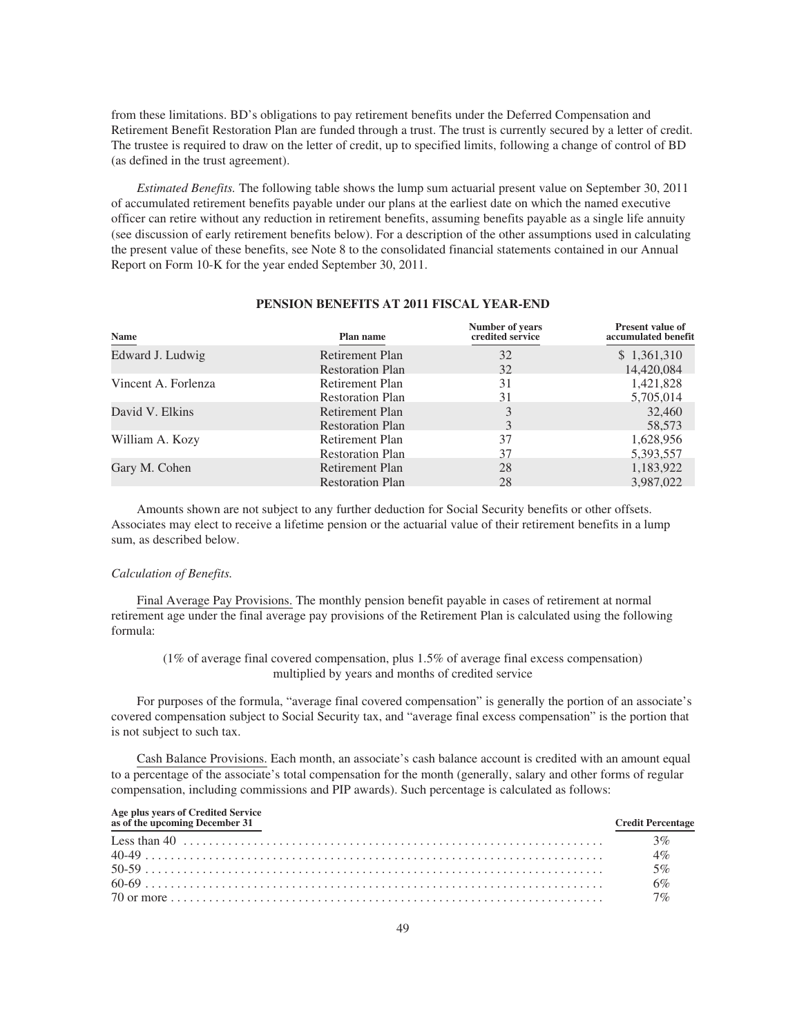from these limitations. BD's obligations to pay retirement benefits under the Deferred Compensation and Retirement Benefit Restoration Plan are funded through a trust. The trust is currently secured by a letter of credit. The trustee is required to draw on the letter of credit, up to specified limits, following a change of control of BD (as defined in the trust agreement).

*Estimated Benefits.* The following table shows the lump sum actuarial present value on September 30, 2011 of accumulated retirement benefits payable under our plans at the earliest date on which the named executive officer can retire without any reduction in retirement benefits, assuming benefits payable as a single life annuity (see discussion of early retirement benefits below). For a description of the other assumptions used in calculating the present value of these benefits, see Note 8 to the consolidated financial statements contained in our Annual Report on Form 10-K for the year ended September 30, 2011.

**PENSION BENEFITS AT 2011 FISCAL YEAR-END**

| Name | Plan name | Number of years credited service | Present value of accumulated benefit |
|---|---|---|---|
| Edward J. Ludwig | Retirement Plan | 32 | $ 1,361,310 |
| | Restoration Plan | 32 | 14,420,084 |
| Vincent A. Forlenza | Retirement Plan | 31 | 1,421,828 |
| | Restoration Plan | 31 | 5,705,014 |
| David V. Elkins | Retirement Plan | 3 | 32,460 |
| | Restoration Plan | 3 | 58,573 |
| William A. Kozy | Retirement Plan | 37 | 1,628,956 |
| | Restoration Plan | 37 | 5,393,557 |
| Gary M. Cohen | Retirement Plan | 28 | 1,183,922 |
| | Restoration Plan | 28 | 3,987,022 |

Amounts shown are not subject to any further deduction for Social Security benefits or other offsets. Associates may elect to receive a lifetime pension or the actuarial value of their retirement benefits in a lump sum, as described below.

*Calculation of Benefits.*

Final Average Pay Provisions. The monthly pension benefit payable in cases of retirement at normal retirement age under the final average pay provisions of the Retirement Plan is calculated using the following formula:

(1% of average final covered compensation, plus 1.5% of average final excess compensation) multiplied by years and months of credited service

For purposes of the formula, "average final covered compensation" is generally the portion of an associate's covered compensation subject to Social Security tax, and "average final excess compensation" is the portion that is not subject to such tax.

Cash Balance Provisions. Each month, an associate's cash balance account is credited with an amount equal to a percentage of the associate's total compensation for the month (generally, salary and other forms of regular compensation, including commissions and PIP awards). Such percentage is calculated as follows:

| Age plus years of Credited Service as of the upcoming December 31 | Credit Percentage |
|---|---|
| Less than 40 | 3% |
| 40-49 | 4% |
| 50-59 | 5% |
| 60-69 | 6% |
| 70 or more | 7% |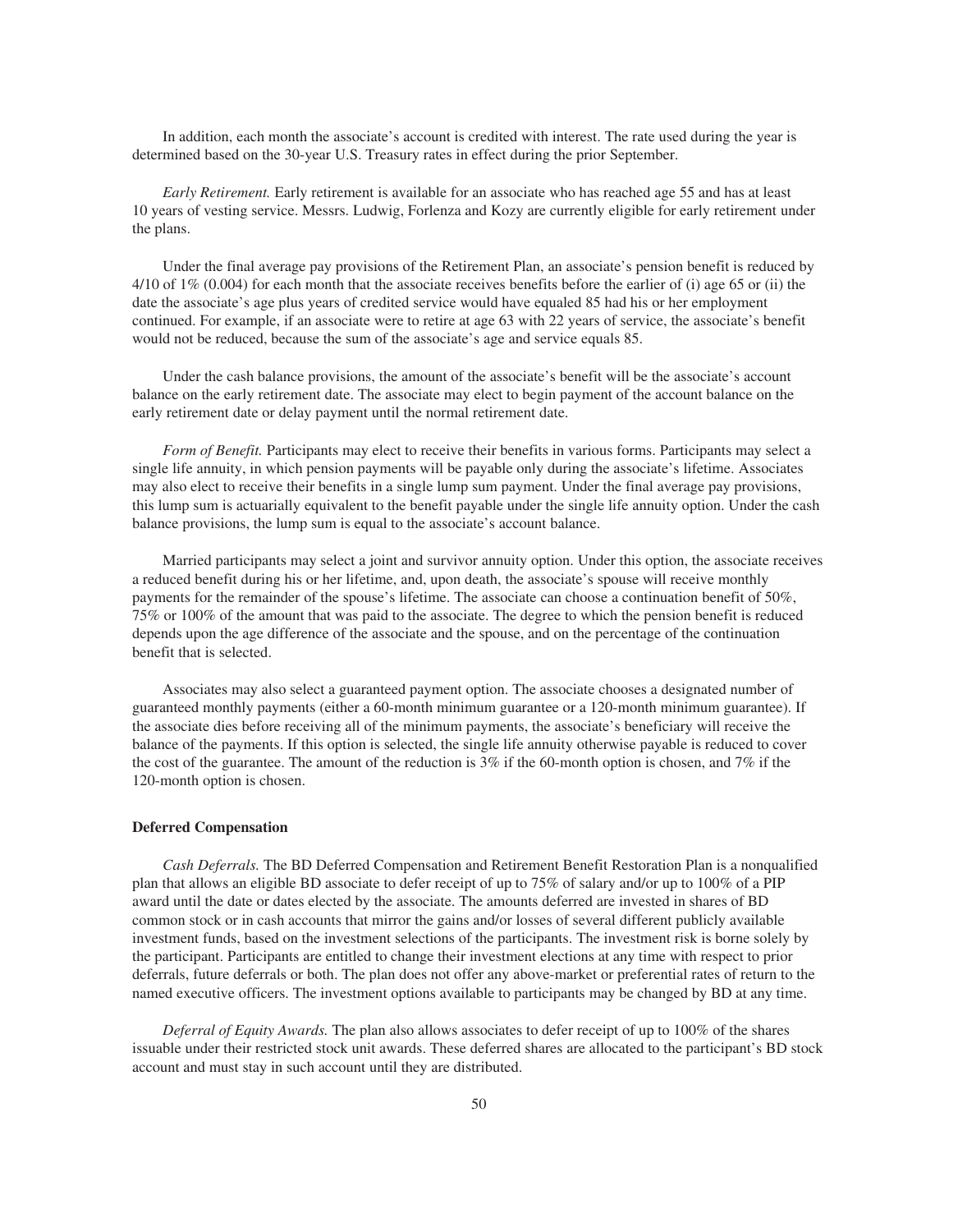In addition, each month the associate's account is credited with interest. The rate used during the year is determined based on the 30-year U.S. Treasury rates in effect during the prior September.

*Early Retirement.* Early retirement is available for an associate who has reached age 55 and has at least 10 years of vesting service. Messrs. Ludwig, Forlenza and Kozy are currently eligible for early retirement under the plans.

Under the final average pay provisions of the Retirement Plan, an associate's pension benefit is reduced by 4/10 of 1% (0.004) for each month that the associate receives benefits before the earlier of (i) age 65 or (ii) the date the associate's age plus years of credited service would have equaled 85 had his or her employment continued. For example, if an associate were to retire at age 63 with 22 years of service, the associate's benefit would not be reduced, because the sum of the associate's age and service equals 85.

Under the cash balance provisions, the amount of the associate's benefit will be the associate's account balance on the early retirement date. The associate may elect to begin payment of the account balance on the early retirement date or delay payment until the normal retirement date.

*Form of Benefit.* Participants may elect to receive their benefits in various forms. Participants may select a single life annuity, in which pension payments will be payable only during the associate's lifetime. Associates may also elect to receive their benefits in a single lump sum payment. Under the final average pay provisions, this lump sum is actuarially equivalent to the benefit payable under the single life annuity option. Under the cash balance provisions, the lump sum is equal to the associate's account balance.

Married participants may select a joint and survivor annuity option. Under this option, the associate receives a reduced benefit during his or her lifetime, and, upon death, the associate's spouse will receive monthly payments for the remainder of the spouse's lifetime. The associate can choose a continuation benefit of 50%, 75% or 100% of the amount that was paid to the associate. The degree to which the pension benefit is reduced depends upon the age difference of the associate and the spouse, and on the percentage of the continuation benefit that is selected.

Associates may also select a guaranteed payment option. The associate chooses a designated number of guaranteed monthly payments (either a 60-month minimum guarantee or a 120-month minimum guarantee). If the associate dies before receiving all of the minimum payments, the associate's beneficiary will receive the balance of the payments. If this option is selected, the single life annuity otherwise payable is reduced to cover the cost of the guarantee. The amount of the reduction is 3% if the 60-month option is chosen, and 7% if the 120-month option is chosen.

**Deferred Compensation**

*Cash Deferrals.* The BD Deferred Compensation and Retirement Benefit Restoration Plan is a nonqualified plan that allows an eligible BD associate to defer receipt of up to 75% of salary and/or up to 100% of a PIP award until the date or dates elected by the associate. The amounts deferred are invested in shares of BD common stock or in cash accounts that mirror the gains and/or losses of several different publicly available investment funds, based on the investment selections of the participants. The investment risk is borne solely by the participant. Participants are entitled to change their investment elections at any time with respect to prior deferrals, future deferrals or both. The plan does not offer any above-market or preferential rates of return to the named executive officers. The investment options available to participants may be changed by BD at any time.

*Deferral of Equity Awards.* The plan also allows associates to defer receipt of up to 100% of the shares issuable under their restricted stock unit awards. These deferred shares are allocated to the participant's BD stock account and must stay in such account until they are distributed.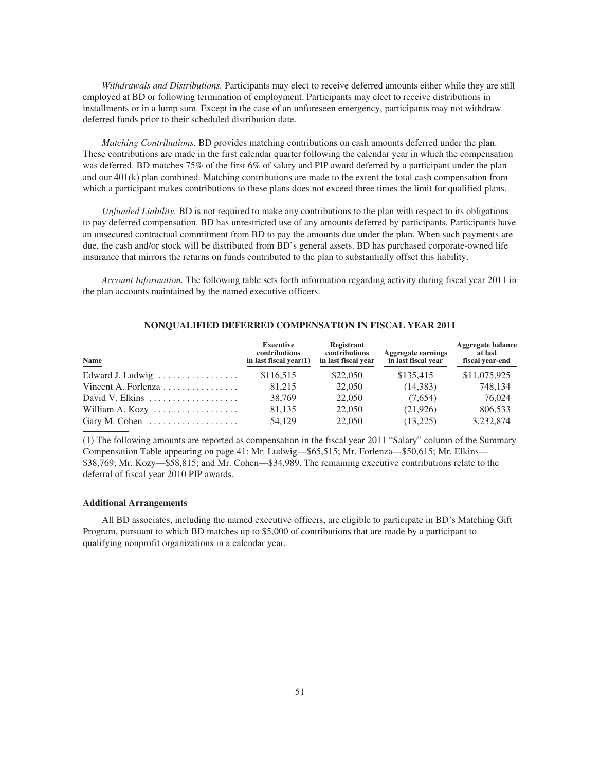*Withdrawals and Distributions.* Participants may elect to receive deferred amounts either while they are still employed at BD or following termination of employment. Participants may elect to receive distributions in installments or in a lump sum. Except in the case of an unforeseen emergency, participants may not withdraw deferred funds prior to their scheduled distribution date.

*Matching Contributions.* BD provides matching contributions on cash amounts deferred under the plan. These contributions are made in the first calendar quarter following the calendar year in which the compensation was deferred. BD matches 75% of the first 6% of salary and PIP award deferred by a participant under the plan and our 401(k) plan combined. Matching contributions are made to the extent the total cash compensation from which a participant makes contributions to these plans does not exceed three times the limit for qualified plans.

*Unfunded Liability.* BD is not required to make any contributions to the plan with respect to its obligations to pay deferred compensation. BD has unrestricted use of any amounts deferred by participants. Participants have an unsecured contractual commitment from BD to pay the amounts due under the plan. When such payments are due, the cash and/or stock will be distributed from BD's general assets. BD has purchased corporate-owned life insurance that mirrors the returns on funds contributed to the plan to substantially offset this liability.

*Account Information.* The following table sets forth information regarding activity during fiscal year 2011 in the plan accounts maintained by the named executive officers.

## NONQUALIFIED DEFERRED COMPENSATION IN FISCAL YEAR 2011

| Name | Executive contributions in last fiscal year(1) | Registrant contributions in last fiscal year | Aggregate earnings in last fiscal year | Aggregate balance at last fiscal year-end |
|---|---|---|---|---|
| Edward J. Ludwig | $116,515 | $22,050 | $135,415 | $11,075,925 |
| Vincent A. Forlenza | 81,215 | 22,050 | (14,383) | 748,134 |
| David V. Elkins | 38,769 | 22,050 | (7,654) | 76,024 |
| William A. Kozy | 81,135 | 22,050 | (21,926) | 806,533 |
| Gary M. Cohen | 54,129 | 22,050 | (13,225) | 3,232,874 |

(1) The following amounts are reported as compensation in the fiscal year 2011 "Salary" column of the Summary Compensation Table appearing on page 41: Mr. Ludwig—$65,515; Mr. Forlenza—$50,615; Mr. Elkins—$38,769; Mr. Kozy—$58,815; and Mr. Cohen—$34,989. The remaining executive contributions relate to the deferral of fiscal year 2010 PIP awards.

### Additional Arrangements

All BD associates, including the named executive officers, are eligible to participate in BD's Matching Gift Program, pursuant to which BD matches up to $5,000 of contributions that are made by a participant to qualifying nonprofit organizations in a calendar year.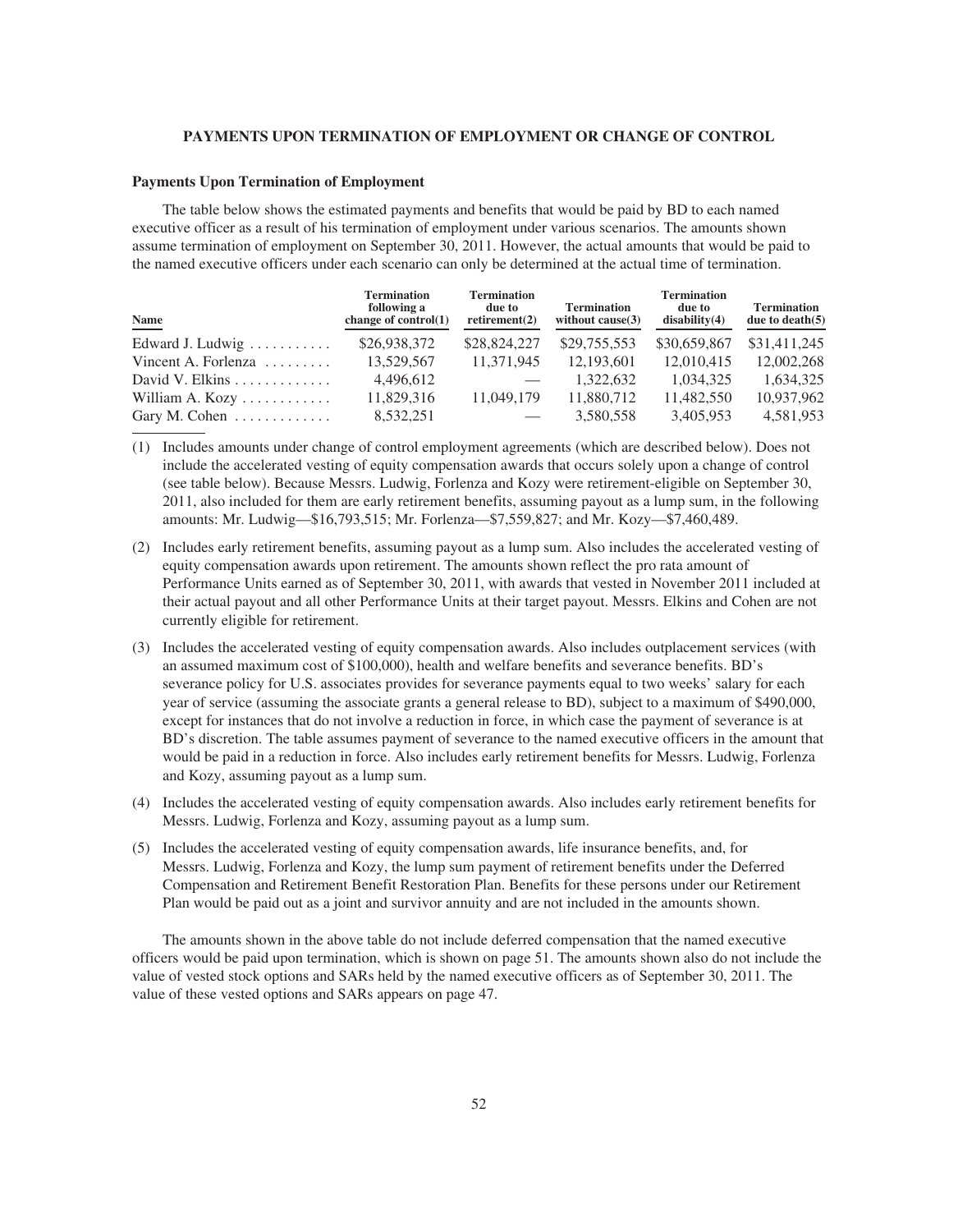## PAYMENTS UPON TERMINATION OF EMPLOYMENT OR CHANGE OF CONTROL

### Payments Upon Termination of Employment

The table below shows the estimated payments and benefits that would be paid by BD to each named executive officer as a result of his termination of employment under various scenarios. The amounts shown assume termination of employment on September 30, 2011. However, the actual amounts that would be paid to the named executive officers under each scenario can only be determined at the actual time of termination.

| Name | Termination following a change of control(1) | Termination due to retirement(2) | Termination without cause(3) | Termination due to disability(4) | Termination due to death(5) |
|---|---|---|---|---|---|
| Edward J. Ludwig | $26,938,372 | $28,824,227 | $29,755,553 | $30,659,867 | $31,411,245 |
| Vincent A. Forlenza | 13,529,567 | 11,371,945 | 12,193,601 | 12,010,415 | 12,002,268 |
| David V. Elkins | 4,496,612 | — | 1,322,632 | 1,034,325 | 1,634,325 |
| William A. Kozy | 11,829,316 | 11,049,179 | 11,880,712 | 11,482,550 | 10,937,962 |
| Gary M. Cohen | 8,532,251 | — | 3,580,558 | 3,405,953 | 4,581,953 |

(1) Includes amounts under change of control employment agreements (which are described below). Does not include the accelerated vesting of equity compensation awards that occurs solely upon a change of control (see table below). Because Messrs. Ludwig, Forlenza and Kozy were retirement-eligible on September 30, 2011, also included for them are early retirement benefits, assuming payout as a lump sum, in the following amounts: Mr. Ludwig—$16,793,515; Mr. Forlenza—$7,559,827; and Mr. Kozy—$7,460,489.

(2) Includes early retirement benefits, assuming payout as a lump sum. Also includes the accelerated vesting of equity compensation awards upon retirement. The amounts shown reflect the pro rata amount of Performance Units earned as of September 30, 2011, with awards that vested in November 2011 included at their actual payout and all other Performance Units at their target payout. Messrs. Elkins and Cohen are not currently eligible for retirement.

(3) Includes the accelerated vesting of equity compensation awards. Also includes outplacement services (with an assumed maximum cost of $100,000), health and welfare benefits and severance benefits. BD's severance policy for U.S. associates provides for severance payments equal to two weeks' salary for each year of service (assuming the associate grants a general release to BD), subject to a maximum of $490,000, except for instances that do not involve a reduction in force, in which case the payment of severance is at BD's discretion. The table assumes payment of severance to the named executive officers in the amount that would be paid in a reduction in force. Also includes early retirement benefits for Messrs. Ludwig, Forlenza and Kozy, assuming payout as a lump sum.

(4) Includes the accelerated vesting of equity compensation awards. Also includes early retirement benefits for Messrs. Ludwig, Forlenza and Kozy, assuming payout as a lump sum.

(5) Includes the accelerated vesting of equity compensation awards, life insurance benefits, and, for Messrs. Ludwig, Forlenza and Kozy, the lump sum payment of retirement benefits under the Deferred Compensation and Retirement Benefit Restoration Plan. Benefits for these persons under our Retirement Plan would be paid out as a joint and survivor annuity and are not included in the amounts shown.

The amounts shown in the above table do not include deferred compensation that the named executive officers would be paid upon termination, which is shown on page 51. The amounts shown also do not include the value of vested stock options and SARs held by the named executive officers as of September 30, 2011. The value of these vested options and SARs appears on page 47.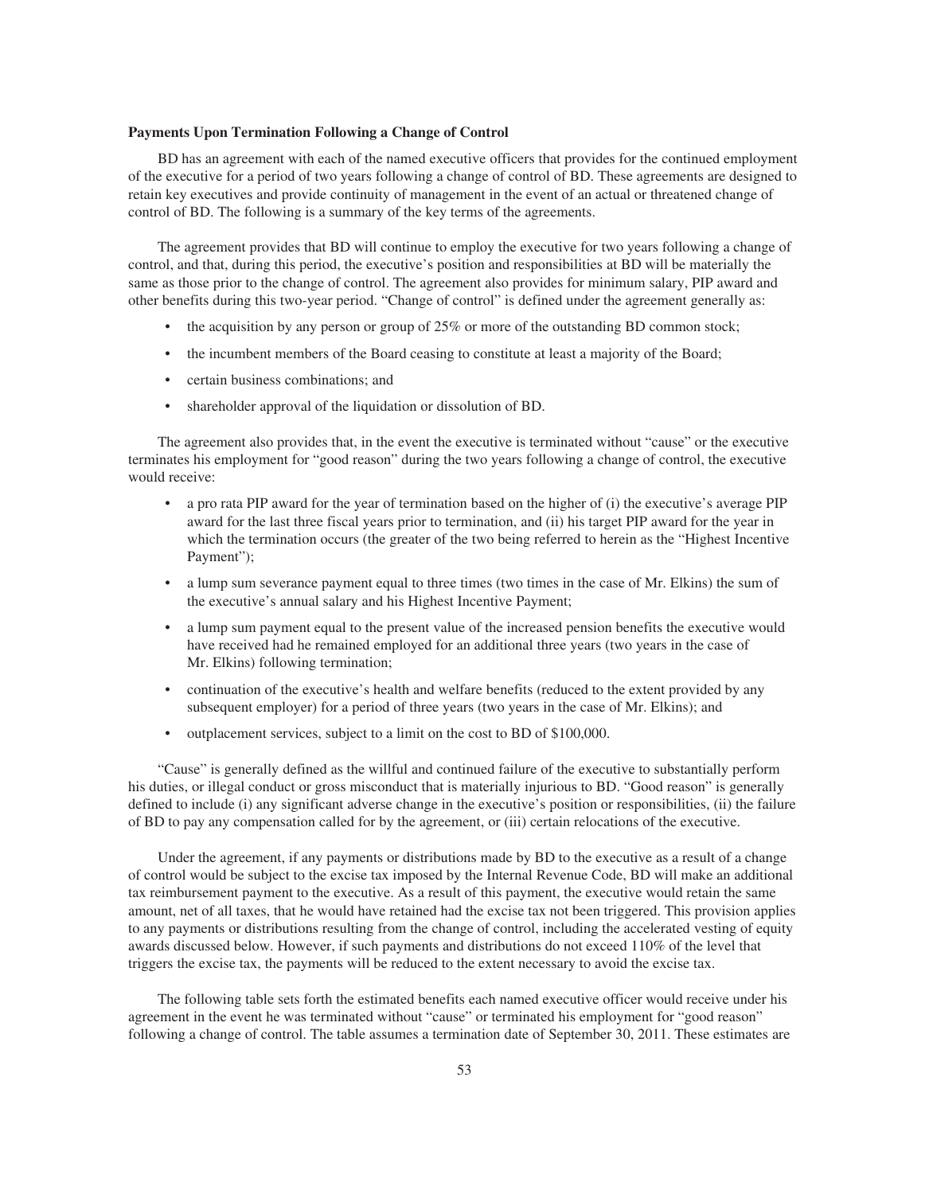### Payments Upon Termination Following a Change of Control

BD has an agreement with each of the named executive officers that provides for the continued employment of the executive for a period of two years following a change of control of BD. These agreements are designed to retain key executives and provide continuity of management in the event of an actual or threatened change of control of BD. The following is a summary of the key terms of the agreements.

The agreement provides that BD will continue to employ the executive for two years following a change of control, and that, during this period, the executive's position and responsibilities at BD will be materially the same as those prior to the change of control. The agreement also provides for minimum salary, PIP award and other benefits during this two-year period. "Change of control" is defined under the agreement generally as:

- the acquisition by any person or group of 25% or more of the outstanding BD common stock;
- the incumbent members of the Board ceasing to constitute at least a majority of the Board;
- certain business combinations; and
- shareholder approval of the liquidation or dissolution of BD.

The agreement also provides that, in the event the executive is terminated without "cause" or the executive terminates his employment for "good reason" during the two years following a change of control, the executive would receive:

- a pro rata PIP award for the year of termination based on the higher of (i) the executive's average PIP award for the last three fiscal years prior to termination, and (ii) his target PIP award for the year in which the termination occurs (the greater of the two being referred to herein as the "Highest Incentive Payment");
- a lump sum severance payment equal to three times (two times in the case of Mr. Elkins) the sum of the executive's annual salary and his Highest Incentive Payment;
- a lump sum payment equal to the present value of the increased pension benefits the executive would have received had he remained employed for an additional three years (two years in the case of Mr. Elkins) following termination;
- continuation of the executive's health and welfare benefits (reduced to the extent provided by any subsequent employer) for a period of three years (two years in the case of Mr. Elkins); and
- outplacement services, subject to a limit on the cost to BD of $100,000.

"Cause" is generally defined as the willful and continued failure of the executive to substantially perform his duties, or illegal conduct or gross misconduct that is materially injurious to BD. "Good reason" is generally defined to include (i) any significant adverse change in the executive's position or responsibilities, (ii) the failure of BD to pay any compensation called for by the agreement, or (iii) certain relocations of the executive.

Under the agreement, if any payments or distributions made by BD to the executive as a result of a change of control would be subject to the excise tax imposed by the Internal Revenue Code, BD will make an additional tax reimbursement payment to the executive. As a result of this payment, the executive would retain the same amount, net of all taxes, that he would have retained had the excise tax not been triggered. This provision applies to any payments or distributions resulting from the change of control, including the accelerated vesting of equity awards discussed below. However, if such payments and distributions do not exceed 110% of the level that triggers the excise tax, the payments will be reduced to the extent necessary to avoid the excise tax.

The following table sets forth the estimated benefits each named executive officer would receive under his agreement in the event he was terminated without "cause" or terminated his employment for "good reason" following a change of control. The table assumes a termination date of September 30, 2011. These estimates are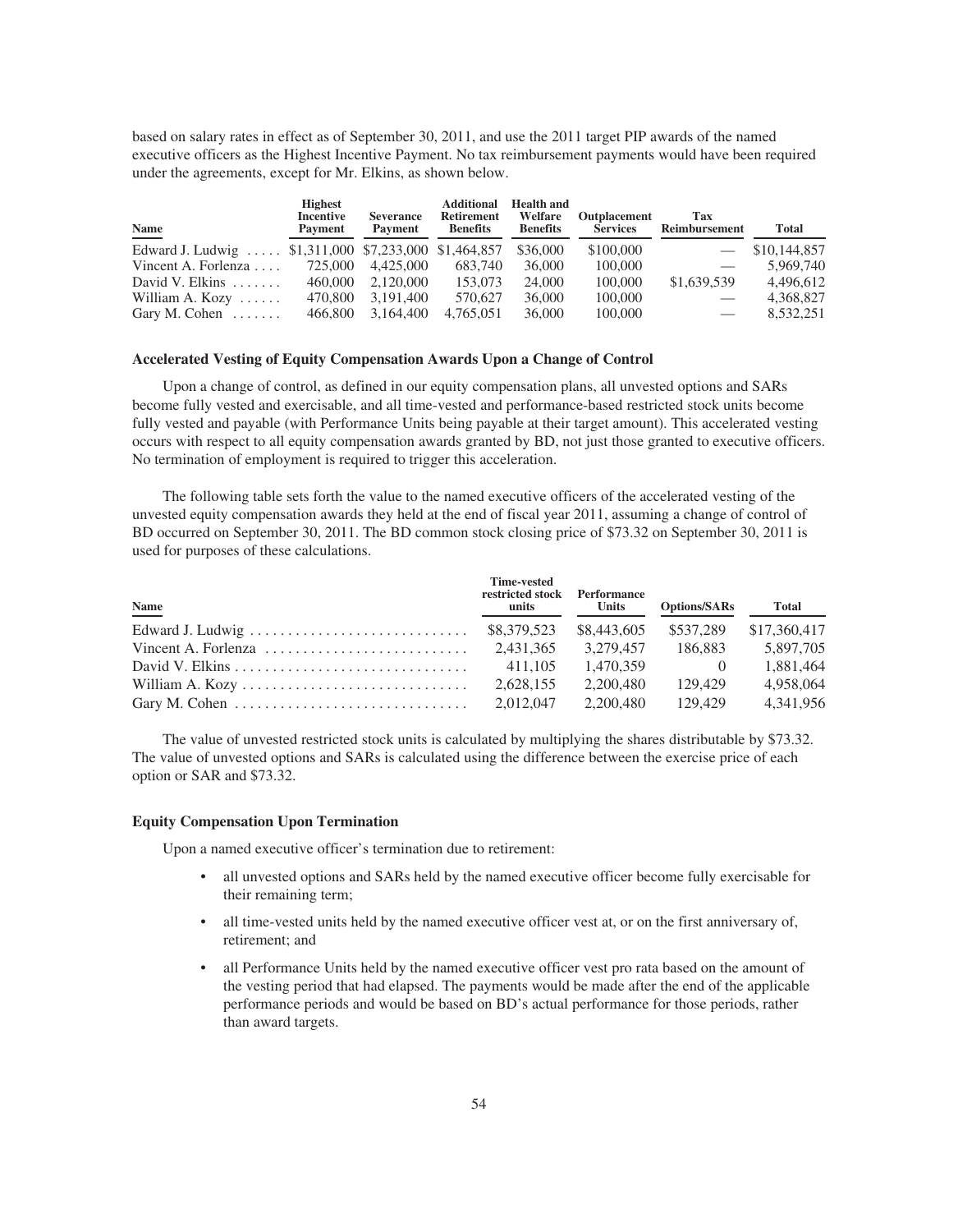based on salary rates in effect as of September 30, 2011, and use the 2011 target PIP awards of the named executive officers as the Highest Incentive Payment. No tax reimbursement payments would have been required under the agreements, except for Mr. Elkins, as shown below.

| Name | Highest Incentive Payment | Severance Payment | Additional Retirement Benefits | Health and Welfare Benefits | Outplacement Services | Tax Reimbursement | Total |
|---|---|---|---|---|---|---|---|
| Edward J. Ludwig | $1,311,000 | $7,233,000 | $1,464,857 | $36,000 | $100,000 | — | $10,144,857 |
| Vincent A. Forlenza | 725,000 | 4,425,000 | 683,740 | 36,000 | 100,000 | — | 5,969,740 |
| David V. Elkins | 460,000 | 2,120,000 | 153,073 | 24,000 | 100,000 | $1,639,539 | 4,496,612 |
| William A. Kozy | 470,800 | 3,191,400 | 570,627 | 36,000 | 100,000 | — | 4,368,827 |
| Gary M. Cohen | 466,800 | 3,164,400 | 4,765,051 | 36,000 | 100,000 | — | 8,532,251 |

### Accelerated Vesting of Equity Compensation Awards Upon a Change of Control

Upon a change of control, as defined in our equity compensation plans, all unvested options and SARs become fully vested and exercisable, and all time-vested and performance-based restricted stock units become fully vested and payable (with Performance Units being payable at their target amount). This accelerated vesting occurs with respect to all equity compensation awards granted by BD, not just those granted to executive officers. No termination of employment is required to trigger this acceleration.

The following table sets forth the value to the named executive officers of the accelerated vesting of the unvested equity compensation awards they held at the end of fiscal year 2011, assuming a change of control of BD occurred on September 30, 2011. The BD common stock closing price of $73.32 on September 30, 2011 is used for purposes of these calculations.

| Name | Time-vested restricted stock units | Performance Units | Options/SARs | Total |
|---|---|---|---|---|
| Edward J. Ludwig | $8,379,523 | $8,443,605 | $537,289 | $17,360,417 |
| Vincent A. Forlenza | 2,431,365 | 3,279,457 | 186,883 | 5,897,705 |
| David V. Elkins | 411,105 | 1,470,359 | 0 | 1,881,464 |
| William A. Kozy | 2,628,155 | 2,200,480 | 129,429 | 4,958,064 |
| Gary M. Cohen | 2,012,047 | 2,200,480 | 129,429 | 4,341,956 |

The value of unvested restricted stock units is calculated by multiplying the shares distributable by $73.32. The value of unvested options and SARs is calculated using the difference between the exercise price of each option or SAR and $73.32.

### Equity Compensation Upon Termination

Upon a named executive officer's termination due to retirement:

- all unvested options and SARs held by the named executive officer become fully exercisable for their remaining term;
- all time-vested units held by the named executive officer vest at, or on the first anniversary of, retirement; and
- all Performance Units held by the named executive officer vest pro rata based on the amount of the vesting period that had elapsed. The payments would be made after the end of the applicable performance periods and would be based on BD's actual performance for those periods, rather than award targets.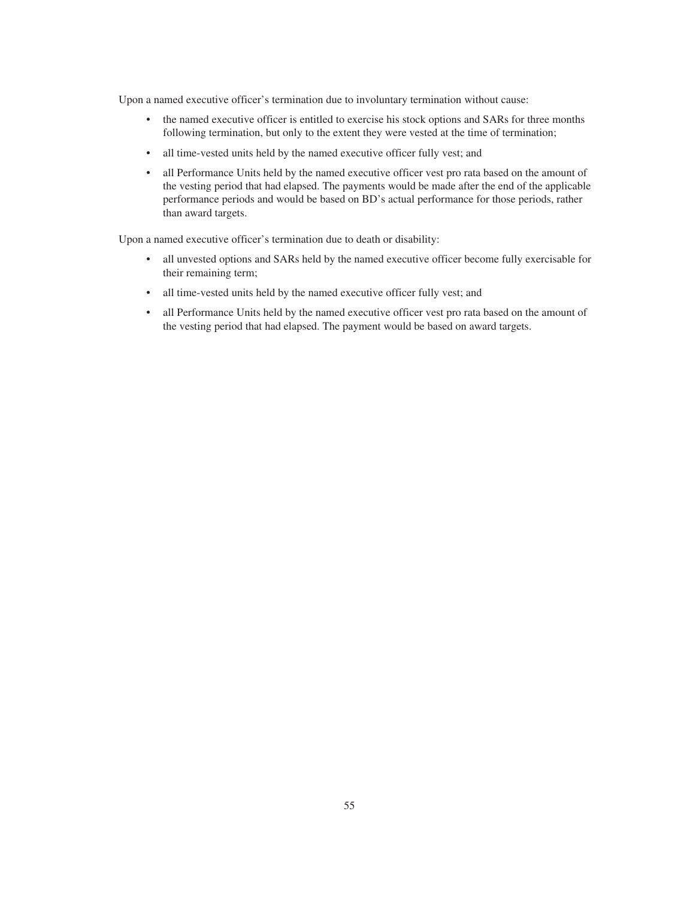Upon a named executive officer's termination due to involuntary termination without cause:

- the named executive officer is entitled to exercise his stock options and SARs for three months following termination, but only to the extent they were vested at the time of termination;
- all time-vested units held by the named executive officer fully vest; and
- all Performance Units held by the named executive officer vest pro rata based on the amount of the vesting period that had elapsed. The payments would be made after the end of the applicable performance periods and would be based on BD's actual performance for those periods, rather than award targets.

Upon a named executive officer's termination due to death or disability:

- all unvested options and SARs held by the named executive officer become fully exercisable for their remaining term;
- all time-vested units held by the named executive officer fully vest; and
- all Performance Units held by the named executive officer vest pro rata based on the amount of the vesting period that had elapsed. The payment would be based on award targets.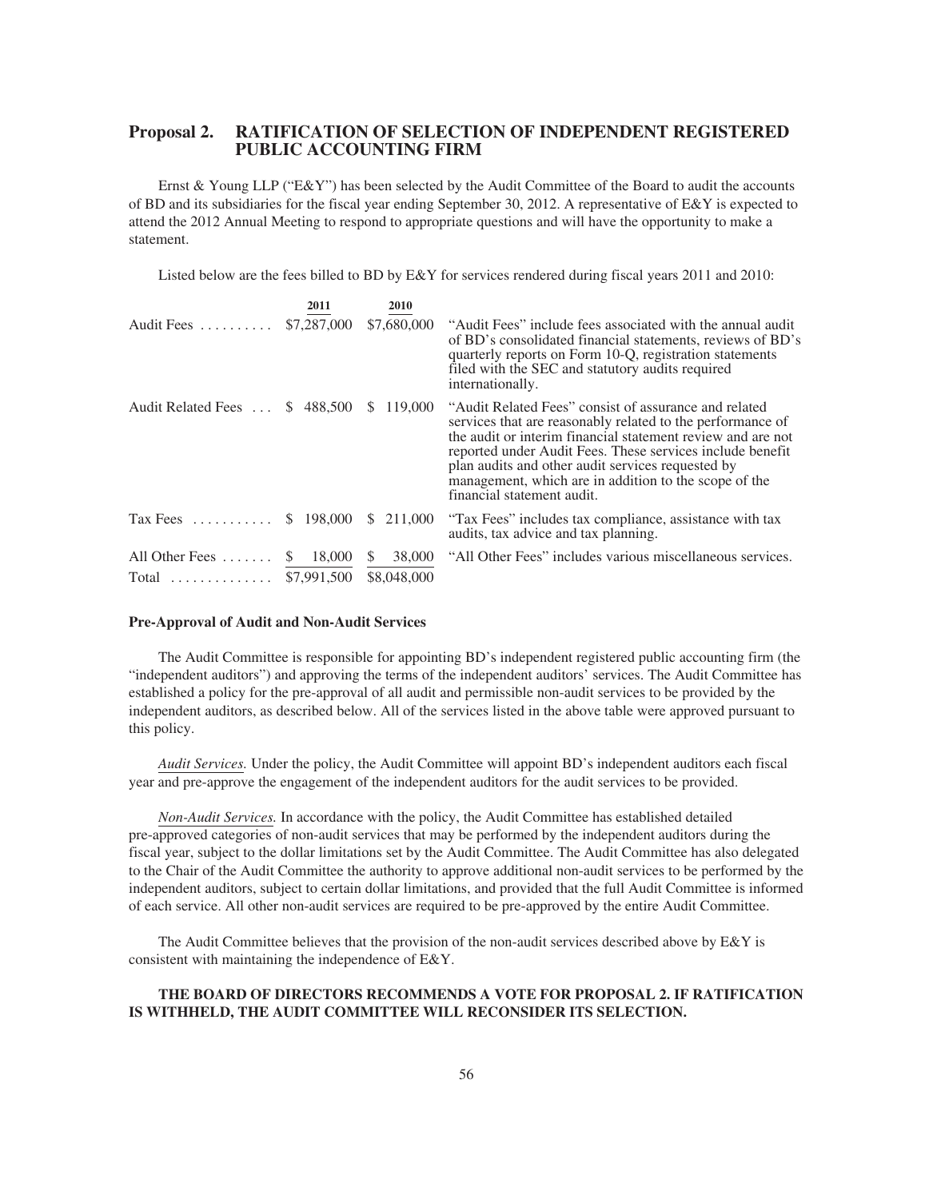## Proposal 2. RATIFICATION OF SELECTION OF INDEPENDENT REGISTERED PUBLIC ACCOUNTING FIRM

Ernst & Young LLP ("E&Y") has been selected by the Audit Committee of the Board to audit the accounts of BD and its subsidiaries for the fiscal year ending September 30, 2012. A representative of E&Y is expected to attend the 2012 Annual Meeting to respond to appropriate questions and will have the opportunity to make a statement.

Listed below are the fees billed to BD by E&Y for services rendered during fiscal years 2011 and 2010:

| | 2011 | 2010 | |
|---|---|---|---|
| Audit Fees | $7,287,000 | $7,680,000 | "Audit Fees" include fees associated with the annual audit of BD's consolidated financial statements, reviews of BD's quarterly reports on Form 10-Q, registration statements filed with the SEC and statutory audits required internationally. |
| Audit Related Fees | $ 488,500 | $ 119,000 | "Audit Related Fees" consist of assurance and related services that are reasonably related to the performance of the audit or interim financial statement review and are not reported under Audit Fees. These services include benefit plan audits and other audit services requested by management, which are in addition to the scope of the financial statement audit. |
| Tax Fees | $ 198,000 | $ 211,000 | "Tax Fees" includes tax compliance, assistance with tax audits, tax advice and tax planning. |
| All Other Fees | $ 18,000 | $ 38,000 | "All Other Fees" includes various miscellaneous services. |
| Total | $7,991,500 | $8,048,000 | |

### Pre-Approval of Audit and Non-Audit Services

The Audit Committee is responsible for appointing BD's independent registered public accounting firm (the "independent auditors") and approving the terms of the independent auditors' services. The Audit Committee has established a policy for the pre-approval of all audit and permissible non-audit services to be provided by the independent auditors, as described below. All of the services listed in the above table were approved pursuant to this policy.

*Audit Services.* Under the policy, the Audit Committee will appoint BD's independent auditors each fiscal year and pre-approve the engagement of the independent auditors for the audit services to be provided.

*Non-Audit Services.* In accordance with the policy, the Audit Committee has established detailed pre-approved categories of non-audit services that may be performed by the independent auditors during the fiscal year, subject to the dollar limitations set by the Audit Committee. The Audit Committee has also delegated to the Chair of the Audit Committee the authority to approve additional non-audit services to be performed by the independent auditors, subject to certain dollar limitations, and provided that the full Audit Committee is informed of each service. All other non-audit services are required to be pre-approved by the entire Audit Committee.

The Audit Committee believes that the provision of the non-audit services described above by E&Y is consistent with maintaining the independence of E&Y.

**THE BOARD OF DIRECTORS RECOMMENDS A VOTE FOR PROPOSAL 2. IF RATIFICATION IS WITHHELD, THE AUDIT COMMITTEE WILL RECONSIDER ITS SELECTION.**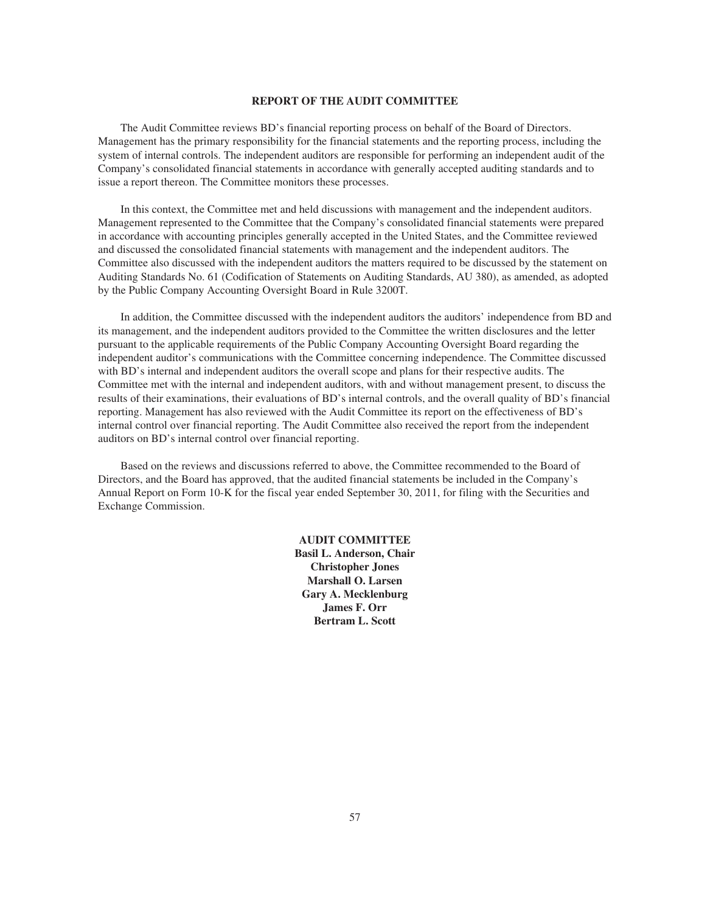## REPORT OF THE AUDIT COMMITTEE

The Audit Committee reviews BD's financial reporting process on behalf of the Board of Directors. Management has the primary responsibility for the financial statements and the reporting process, including the system of internal controls. The independent auditors are responsible for performing an independent audit of the Company's consolidated financial statements in accordance with generally accepted auditing standards and to issue a report thereon. The Committee monitors these processes.

In this context, the Committee met and held discussions with management and the independent auditors. Management represented to the Committee that the Company's consolidated financial statements were prepared in accordance with accounting principles generally accepted in the United States, and the Committee reviewed and discussed the consolidated financial statements with management and the independent auditors. The Committee also discussed with the independent auditors the matters required to be discussed by the statement on Auditing Standards No. 61 (Codification of Statements on Auditing Standards, AU 380), as amended, as adopted by the Public Company Accounting Oversight Board in Rule 3200T.

In addition, the Committee discussed with the independent auditors the auditors' independence from BD and its management, and the independent auditors provided to the Committee the written disclosures and the letter pursuant to the applicable requirements of the Public Company Accounting Oversight Board regarding the independent auditor's communications with the Committee concerning independence. The Committee discussed with BD's internal and independent auditors the overall scope and plans for their respective audits. The Committee met with the internal and independent auditors, with and without management present, to discuss the results of their examinations, their evaluations of BD's internal controls, and the overall quality of BD's financial reporting. Management has also reviewed with the Audit Committee its report on the effectiveness of BD's internal control over financial reporting. The Audit Committee also received the report from the independent auditors on BD's internal control over financial reporting.

Based on the reviews and discussions referred to above, the Committee recommended to the Board of Directors, and the Board has approved, that the audited financial statements be included in the Company's Annual Report on Form 10-K for the fiscal year ended September 30, 2011, for filing with the Securities and Exchange Commission.

**AUDIT COMMITTEE**
**Basil L. Anderson, Chair**
**Christopher Jones**
**Marshall O. Larsen**
**Gary A. Mecklenburg**
**James F. Orr**
**Bertram L. Scott**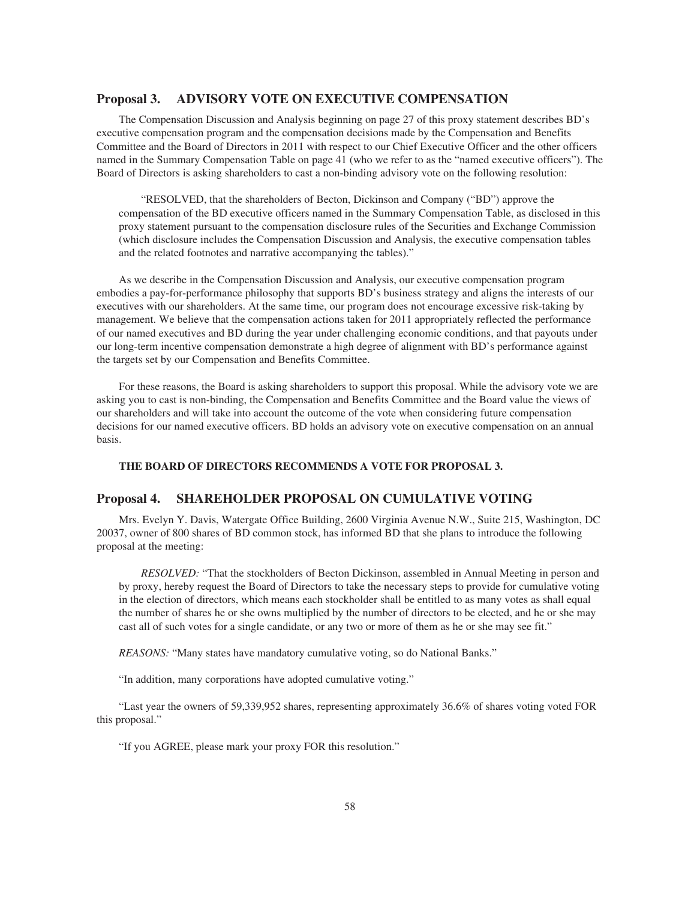## Proposal 3. ADVISORY VOTE ON EXECUTIVE COMPENSATION

The Compensation Discussion and Analysis beginning on page 27 of this proxy statement describes BD's executive compensation program and the compensation decisions made by the Compensation and Benefits Committee and the Board of Directors in 2011 with respect to our Chief Executive Officer and the other officers named in the Summary Compensation Table on page 41 (who we refer to as the "named executive officers"). The Board of Directors is asking shareholders to cast a non-binding advisory vote on the following resolution:

> "RESOLVED, that the shareholders of Becton, Dickinson and Company ("BD") approve the compensation of the BD executive officers named in the Summary Compensation Table, as disclosed in this proxy statement pursuant to the compensation disclosure rules of the Securities and Exchange Commission (which disclosure includes the Compensation Discussion and Analysis, the executive compensation tables and the related footnotes and narrative accompanying the tables)."

As we describe in the Compensation Discussion and Analysis, our executive compensation program embodies a pay-for-performance philosophy that supports BD's business strategy and aligns the interests of our executives with our shareholders. At the same time, our program does not encourage excessive risk-taking by management. We believe that the compensation actions taken for 2011 appropriately reflected the performance of our named executives and BD during the year under challenging economic conditions, and that payouts under our long-term incentive compensation demonstrate a high degree of alignment with BD's performance against the targets set by our Compensation and Benefits Committee.

For these reasons, the Board is asking shareholders to support this proposal. While the advisory vote we are asking you to cast is non-binding, the Compensation and Benefits Committee and the Board value the views of our shareholders and will take into account the outcome of the vote when considering future compensation decisions for our named executive officers. BD holds an advisory vote on executive compensation on an annual basis.

**THE BOARD OF DIRECTORS RECOMMENDS A VOTE FOR PROPOSAL 3.**

## Proposal 4. SHAREHOLDER PROPOSAL ON CUMULATIVE VOTING

Mrs. Evelyn Y. Davis, Watergate Office Building, 2600 Virginia Avenue N.W., Suite 215, Washington, DC 20037, owner of 800 shares of BD common stock, has informed BD that she plans to introduce the following proposal at the meeting:

> *RESOLVED:* "That the stockholders of Becton Dickinson, assembled in Annual Meeting in person and by proxy, hereby request the Board of Directors to take the necessary steps to provide for cumulative voting in the election of directors, which means each stockholder shall be entitled to as many votes as shall equal the number of shares he or she owns multiplied by the number of directors to be elected, and he or she may cast all of such votes for a single candidate, or any two or more of them as he or she may see fit."

*REASONS:* "Many states have mandatory cumulative voting, so do National Banks."

"In addition, many corporations have adopted cumulative voting."

"Last year the owners of 59,339,952 shares, representing approximately 36.6% of shares voting voted FOR this proposal."

"If you AGREE, please mark your proxy FOR this resolution."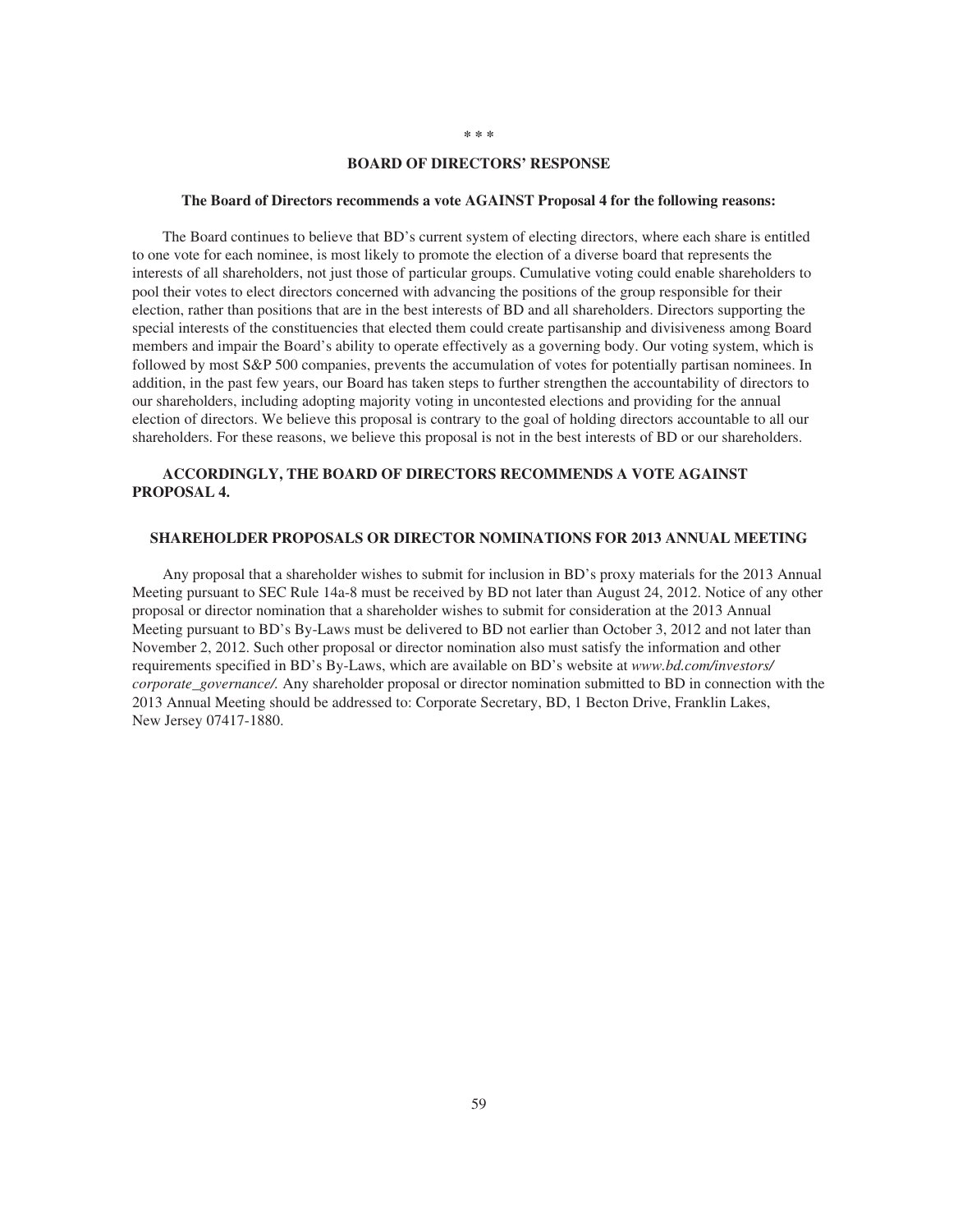\* \* \*

## BOARD OF DIRECTORS' RESPONSE

**The Board of Directors recommends a vote AGAINST Proposal 4 for the following reasons:**

The Board continues to believe that BD's current system of electing directors, where each share is entitled to one vote for each nominee, is most likely to promote the election of a diverse board that represents the interests of all shareholders, not just those of particular groups. Cumulative voting could enable shareholders to pool their votes to elect directors concerned with advancing the positions of the group responsible for their election, rather than positions that are in the best interests of BD and all shareholders. Directors supporting the special interests of the constituencies that elected them could create partisanship and divisiveness among Board members and impair the Board's ability to operate effectively as a governing body. Our voting system, which is followed by most S&P 500 companies, prevents the accumulation of votes for potentially partisan nominees. In addition, in the past few years, our Board has taken steps to further strengthen the accountability of directors to our shareholders, including adopting majority voting in uncontested elections and providing for the annual election of directors. We believe this proposal is contrary to the goal of holding directors accountable to all our shareholders. For these reasons, we believe this proposal is not in the best interests of BD or our shareholders.

**ACCORDINGLY, THE BOARD OF DIRECTORS RECOMMENDS A VOTE AGAINST PROPOSAL 4.**

## SHAREHOLDER PROPOSALS OR DIRECTOR NOMINATIONS FOR 2013 ANNUAL MEETING

Any proposal that a shareholder wishes to submit for inclusion in BD's proxy materials for the 2013 Annual Meeting pursuant to SEC Rule 14a-8 must be received by BD not later than August 24, 2012. Notice of any other proposal or director nomination that a shareholder wishes to submit for consideration at the 2013 Annual Meeting pursuant to BD's By-Laws must be delivered to BD not earlier than October 3, 2012 and not later than November 2, 2012. Such other proposal or director nomination also must satisfy the information and other requirements specified in BD's By-Laws, which are available on BD's website at *www.bd.com/investors/corporate_governance/.* Any shareholder proposal or director nomination submitted to BD in connection with the 2013 Annual Meeting should be addressed to: Corporate Secretary, BD, 1 Becton Drive, Franklin Lakes, New Jersey 07417-1880.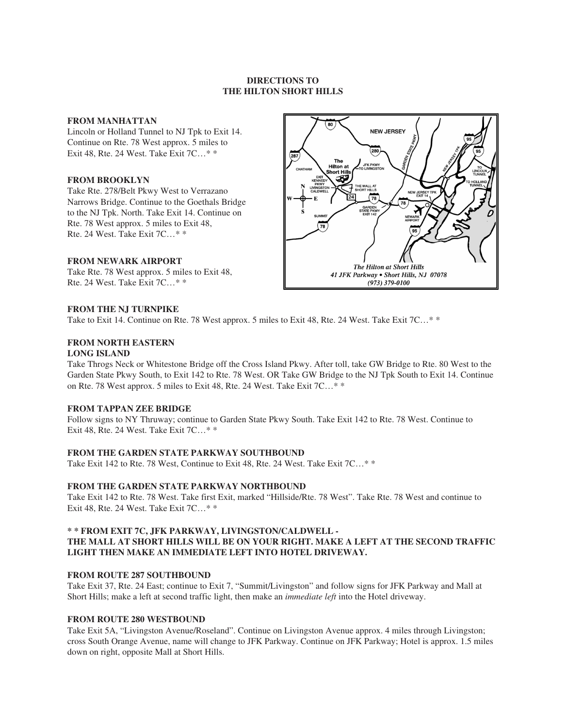# DIRECTIONS TO THE HILTON SHORT HILLS

### FROM MANHATTAN

Lincoln or Holland Tunnel to NJ Tpk to Exit 14. Continue on Rte. 78 West approx. 5 miles to Exit 48, Rte. 24 West. Take Exit 7C…* *

### FROM BROOKLYN

Take Rte. 278/Belt Pkwy West to Verrazano Narrows Bridge. Continue to the Goethals Bridge to the NJ Tpk. North. Take Exit 14. Continue on Rte. 78 West approx. 5 miles to Exit 48, Rte. 24 West. Take Exit 7C…* *

### FROM NEWARK AIRPORT

Take Rte. 78 West approx. 5 miles to Exit 48, Rte. 24 West. Take Exit 7C…* *

80
NEW JERSEY
280
GARDEN STATE PKWY
NEW JERSEY TPK
95
95
287
The Hilton at Short Hills
JFK PKWY TO LIVINGSTON
CHATHAM
EXIT KENNEDY PKWY LIVINGSTON CALDWELL
THE MALL AT SHORT HILLS
TO LINCOLN TUNNEL
TO HOLLAND TUNNEL
NEW JERSEY TPK EXIT 14
24
78
78
GARDEN STATE PKWY EXIT 142
N
W
E
S
SUMMIT
78
NEWARK AIRPORT
95

*The Hilton at Short Hills*
*41 JFK Parkway • Short Hills, NJ 07078*
*(973) 379-0100*

### FROM THE NJ TURNPIKE

Take to Exit 14. Continue on Rte. 78 West approx. 5 miles to Exit 48, Rte. 24 West. Take Exit 7C…* *

### FROM NORTH EASTERN LONG ISLAND

Take Throgs Neck or Whitestone Bridge off the Cross Island Pkwy. After toll, take GW Bridge to Rte. 80 West to the Garden State Pkwy South, to Exit 142 to Rte. 78 West. OR Take GW Bridge to the NJ Tpk South to Exit 14. Continue on Rte. 78 West approx. 5 miles to Exit 48, Rte. 24 West. Take Exit 7C…* *

### FROM TAPPAN ZEE BRIDGE

Follow signs to NY Thruway; continue to Garden State Pkwy South. Take Exit 142 to Rte. 78 West. Continue to Exit 48, Rte. 24 West. Take Exit 7C…* *

### FROM THE GARDEN STATE PARKWAY SOUTHBOUND

Take Exit 142 to Rte. 78 West, Continue to Exit 48, Rte. 24 West. Take Exit 7C…* *

### FROM THE GARDEN STATE PARKWAY NORTHBOUND

Take Exit 142 to Rte. 78 West. Take first Exit, marked "Hillside/Rte. 78 West". Take Rte. 78 West and continue to Exit 48, Rte. 24 West. Take Exit 7C…* *

**\* \* FROM EXIT 7C, JFK PARKWAY, LIVINGSTON/CALDWELL - THE MALL AT SHORT HILLS WILL BE ON YOUR RIGHT. MAKE A LEFT AT THE SECOND TRAFFIC LIGHT THEN MAKE AN IMMEDIATE LEFT INTO HOTEL DRIVEWAY.**

### FROM ROUTE 287 SOUTHBOUND

Take Exit 37, Rte. 24 East; continue to Exit 7, "Summit/Livingston" and follow signs for JFK Parkway and Mall at Short Hills; make a left at second traffic light, then make an *immediate left* into the Hotel driveway.

### FROM ROUTE 280 WESTBOUND

Take Exit 5A, "Livingston Avenue/Roseland". Continue on Livingston Avenue approx. 4 miles through Livingston; cross South Orange Avenue, name will change to JFK Parkway. Continue on JFK Parkway; Hotel is approx. 1.5 miles down on right, opposite Mall at Short Hills.